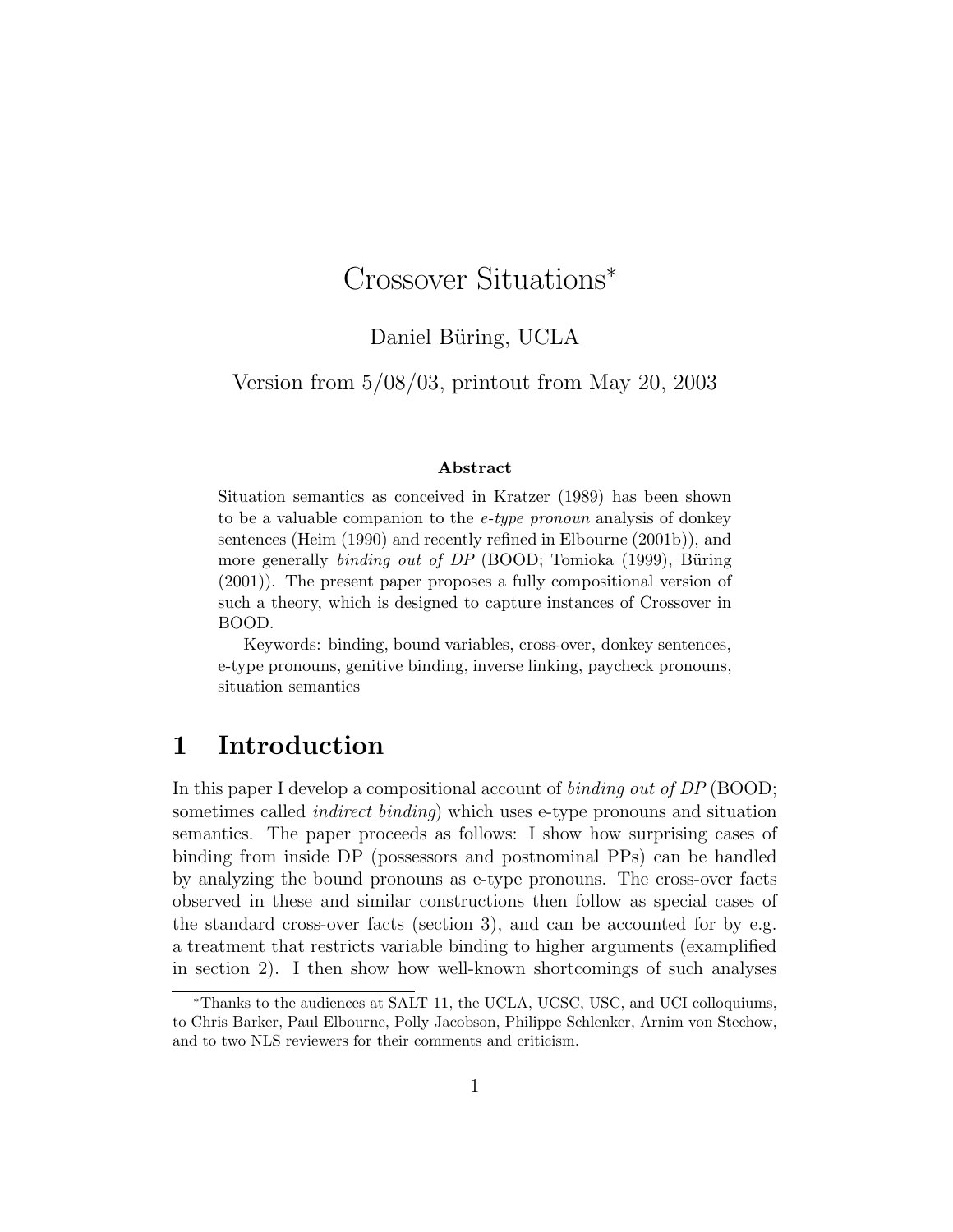# Crossover Situations*

Daniel Büring, UCLA

Version from 5/08/03, printout from May 20, 2003

**Abstract**

Situation semantics as conceived in Kratzer (1989) has been shown to be a valuable companion to the *e-type pronoun* analysis of donkey sentences (Heim (1990) and recently refined in Elbourne (2001b)), and more generally *binding out of DP* (BOOD; Tomioka (1999), Büring (2001)). The present paper proposes a fully compositional version of such a theory, which is designed to capture instances of Crossover in BOOD.

Keywords: binding, bound variables, cross-over, donkey sentences, e-type pronouns, genitive binding, inverse linking, paycheck pronouns, situation semantics

## 1 Introduction

In this paper I develop a compositional account of *binding out of DP* (BOOD; sometimes called *indirect binding*) which uses e-type pronouns and situation semantics. The paper proceeds as follows: I show how surprising cases of binding from inside DP (possessors and postnominal PPs) can be handled by analyzing the bound pronouns as e-type pronouns. The cross-over facts observed in these and similar constructions then follow as special cases of the standard cross-over facts (section 3), and can be accounted for by e.g. a treatment that restricts variable binding to higher arguments (examplified in section 2). I then show how well-known shortcomings of such analyses

*Thanks to the audiences at SALT 11, the UCLA, UCSC, USC, and UCI colloquiums, to Chris Barker, Paul Elbourne, Polly Jacobson, Philippe Schlenker, Arnim von Stechow, and to two NLS reviewers for their comments and criticism.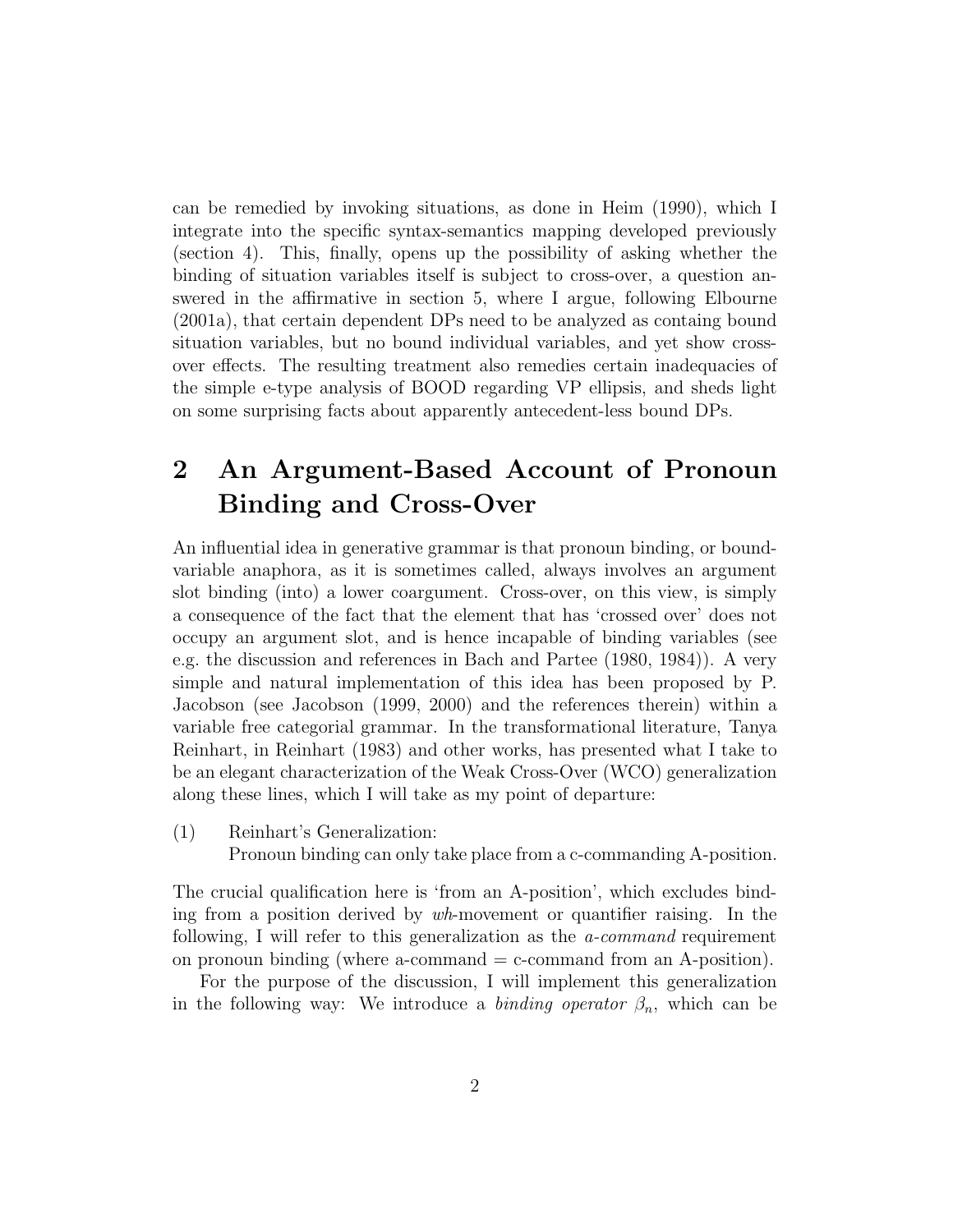can be remedied by invoking situations, as done in Heim (1990), which I integrate into the specific syntax-semantics mapping developed previously (section 4). This, finally, opens up the possibility of asking whether the binding of situation variables itself is subject to cross-over, a question answered in the affirmative in section 5, where I argue, following Elbourne (2001a), that certain dependent DPs need to be analyzed as containg bound situation variables, but no bound individual variables, and yet show cross-over effects. The resulting treatment also remedies certain inadequacies of the simple e-type analysis of BOOD regarding VP ellipsis, and sheds light on some surprising facts about apparently antecedent-less bound DPs.

## 2 An Argument-Based Account of Pronoun Binding and Cross-Over

An influential idea in generative grammar is that pronoun binding, or bound-variable anaphora, as it is sometimes called, always involves an argument slot binding (into) a lower coargument. Cross-over, on this view, is simply a consequence of the fact that the element that has 'crossed over' does not occupy an argument slot, and is hence incapable of binding variables (see e.g. the discussion and references in Bach and Partee (1980, 1984)). A very simple and natural implementation of this idea has been proposed by P. Jacobson (see Jacobson (1999, 2000) and the references therein) within a variable free categorial grammar. In the transformational literature, Tanya Reinhart, in Reinhart (1983) and other works, has presented what I take to be an elegant characterization of the Weak Cross-Over (WCO) generalization along these lines, which I will take as my point of departure:

(1) Reinhart's Generalization:
Pronoun binding can only take place from a c-commanding A-position.

The crucial qualification here is 'from an A-position', which excludes binding from a position derived by *wh*-movement or quantifier raising. In the following, I will refer to this generalization as the *a-command* requirement on pronoun binding (where a-command = c-command from an A-position).

For the purpose of the discussion, I will implement this generalization in the following way: We introduce a *binding operator* $\beta_n$, which can be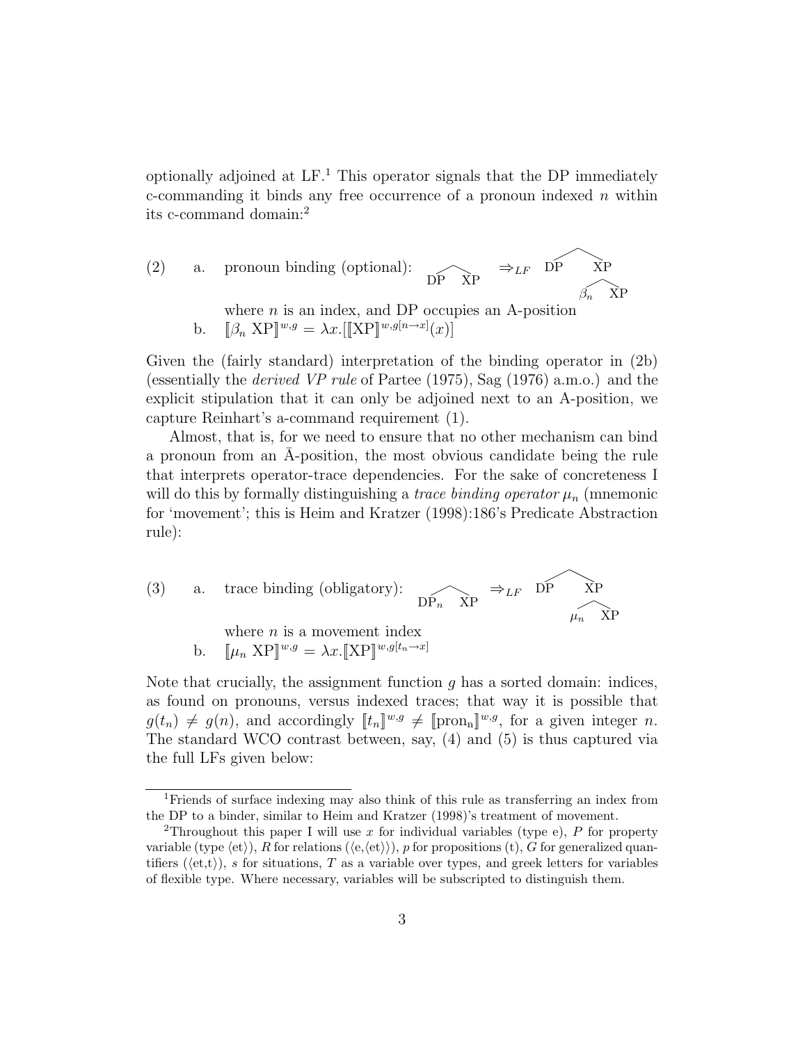optionally adjoined at LF.[1] This operator signals that the DP immediately c-commanding it binds any free occurrence of a pronoun indexed $n$ within its c-command domain:[2]

(2) a. pronoun binding (optional): $[\text{DP XP}] \Rightarrow_{LF} [\text{DP} [\beta_n \text{ XP}]]$

where $n$ is an index, and DP occupies an A-position

b. $[\![\beta_n \text{ XP}]\!]^{w,g} = \lambda x.[[\![\text{XP}]\!]^{w,g[n \to x]}(x)]$

Given the (fairly standard) interpretation of the binding operator in (2b) (essentially the *derived VP rule* of Partee (1975), Sag (1976) a.m.o.) and the explicit stipulation that it can only be adjoined next to an A-position, we capture Reinhart's a-command requirement (1).

Almost, that is, for we need to ensure that no other mechanism can bind a pronoun from an Ā-position, the most obvious candidate being the rule that interprets operator-trace dependencies. For the sake of concreteness I will do this by formally distinguishing a *trace binding operator* $\mu_n$ (mnemonic for 'movement'; this is Heim and Kratzer (1998):186's Predicate Abstraction rule):

(3) a. trace binding (obligatory): $[\text{DP}_n \text{ XP}] \Rightarrow_{LF} [\text{DP} [\mu_n \text{ XP}]]$

where $n$ is a movement index

b. $[\![\mu_n \text{ XP}]\!]^{w,g} = \lambda x.[\![\text{XP}]\!]^{w,g[t_n \to x]}$

Note that crucially, the assignment function $g$ has a sorted domain: indices, as found on pronouns, versus indexed traces; that way it is possible that $g(t_n) \neq g(n)$, and accordingly $[\![t_n]\!]^{w,g} \neq [\![\text{pron}_n]\!]^{w,g}$, for a given integer $n$. The standard WCO contrast between, say, (4) and (5) is thus captured via the full LFs given below:

---

[1] Friends of surface indexing may also think of this rule as transferring an index from the DP to a binder, similar to Heim and Kratzer (1998)'s treatment of movement.

[2] Throughout this paper I will use $x$ for individual variables (type e), $P$ for property variable (type $\langle$et$\rangle$), $R$ for relations ($\langle$e,$\langle$et$\rangle\rangle$), $p$ for propositions (t), $G$ for generalized quantifiers ($\langle$et,t$\rangle$), $s$ for situations, $T$ as a variable over types, and greek letters for variables of flexible type. Where necessary, variables will be subscripted to distinguish them.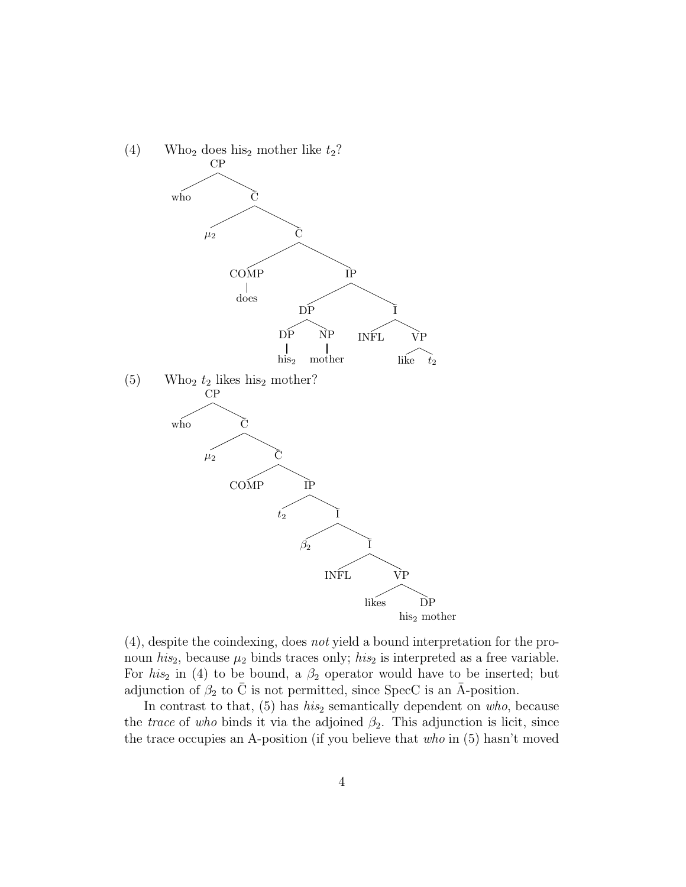(4) Who$_2$ does his$_2$ mother like $t_2$?

```
[CP who
    [C̄ μ2
        [C̄ [COMP does]
            [IP [DP [DP his2] [NP mother]]
                [Ī INFL
                    [VP like t2]]]]]]
```

(5) Who$_2$ $t_2$ likes his$_2$ mother?

```
[CP who
    [C̄ μ2
        [C̄ COMP
            [IP t2
                [Ī β2
                    [Ī INFL
                        [VP likes [DP his2 mother]]]]]]]]
```

(4), despite the coindexing, does *not* yield a bound interpretation for the pronoun *his*$_2$, because $\mu_2$ binds traces only; *his*$_2$ is interpreted as a free variable. For *his*$_2$ in (4) to be bound, a $\beta_2$ operator would have to be inserted; but adjunction of $\beta_2$ to $\bar{\text{C}}$ is not permitted, since SpecC is an $\bar{\text{A}}$-position.

In contrast to that, (5) has *his*$_2$ semantically dependent on *who*, because the *trace* of *who* binds it via the adjoined $\beta_2$. This adjunction is licit, since the trace occupies an A-position (if you believe that *who* in (5) hasn't moved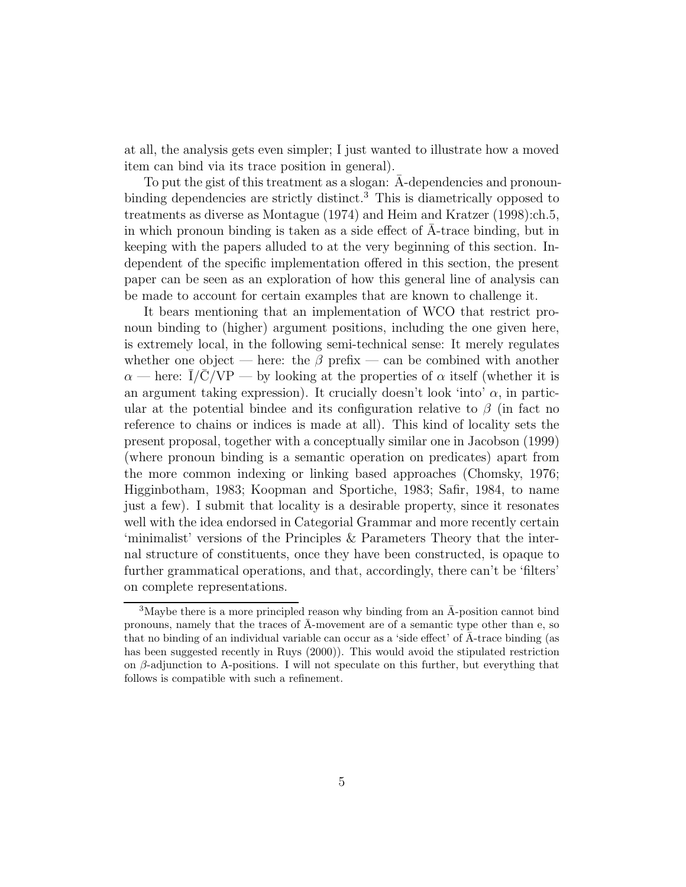at all, the analysis gets even simpler; I just wanted to illustrate how a moved item can bind via its trace position in general).

To put the gist of this treatment as a slogan: Ā-dependencies and pronoun-binding dependencies are strictly distinct.[3] This is diametrically opposed to treatments as diverse as Montague (1974) and Heim and Kratzer (1998):ch.5, in which pronoun binding is taken as a side effect of Ā-trace binding, but in keeping with the papers alluded to at the very beginning of this section. Independent of the specific implementation offered in this section, the present paper can be seen as an exploration of how this general line of analysis can be made to account for certain examples that are known to challenge it.

It bears mentioning that an implementation of WCO that restrict pronoun binding to (higher) argument positions, including the one given here, is extremely local, in the following semi-technical sense: It merely regulates whether one object — here: the $\beta$ prefix — can be combined with another $\alpha$ — here: $\bar{\mathrm{I}}/\bar{\mathrm{C}}/\mathrm{VP}$ — by looking at the properties of $\alpha$ itself (whether it is an argument taking expression). It crucially doesn't look 'into' $\alpha$, in particular at the potential bindee and its configuration relative to $\beta$ (in fact no reference to chains or indices is made at all). This kind of locality sets the present proposal, together with a conceptually similar one in Jacobson (1999) (where pronoun binding is a semantic operation on predicates) apart from the more common indexing or linking based approaches (Chomsky, 1976; Higginbotham, 1983; Koopman and Sportiche, 1983; Safir, 1984, to name just a few). I submit that locality is a desirable property, since it resonates well with the idea endorsed in Categorial Grammar and more recently certain 'minimalist' versions of the Principles & Parameters Theory that the internal structure of constituents, once they have been constructed, is opaque to further grammatical operations, and that, accordingly, there can't be 'filters' on complete representations.

---

[3] Maybe there is a more principled reason why binding from an Ā-position cannot bind pronouns, namely that the traces of Ā-movement are of a semantic type other than e, so that no binding of an individual variable can occur as a 'side effect' of Ā-trace binding (as has been suggested recently in Ruys (2000)). This would avoid the stipulated restriction on $\beta$-adjunction to A-positions. I will not speculate on this further, but everything that follows is compatible with such a refinement.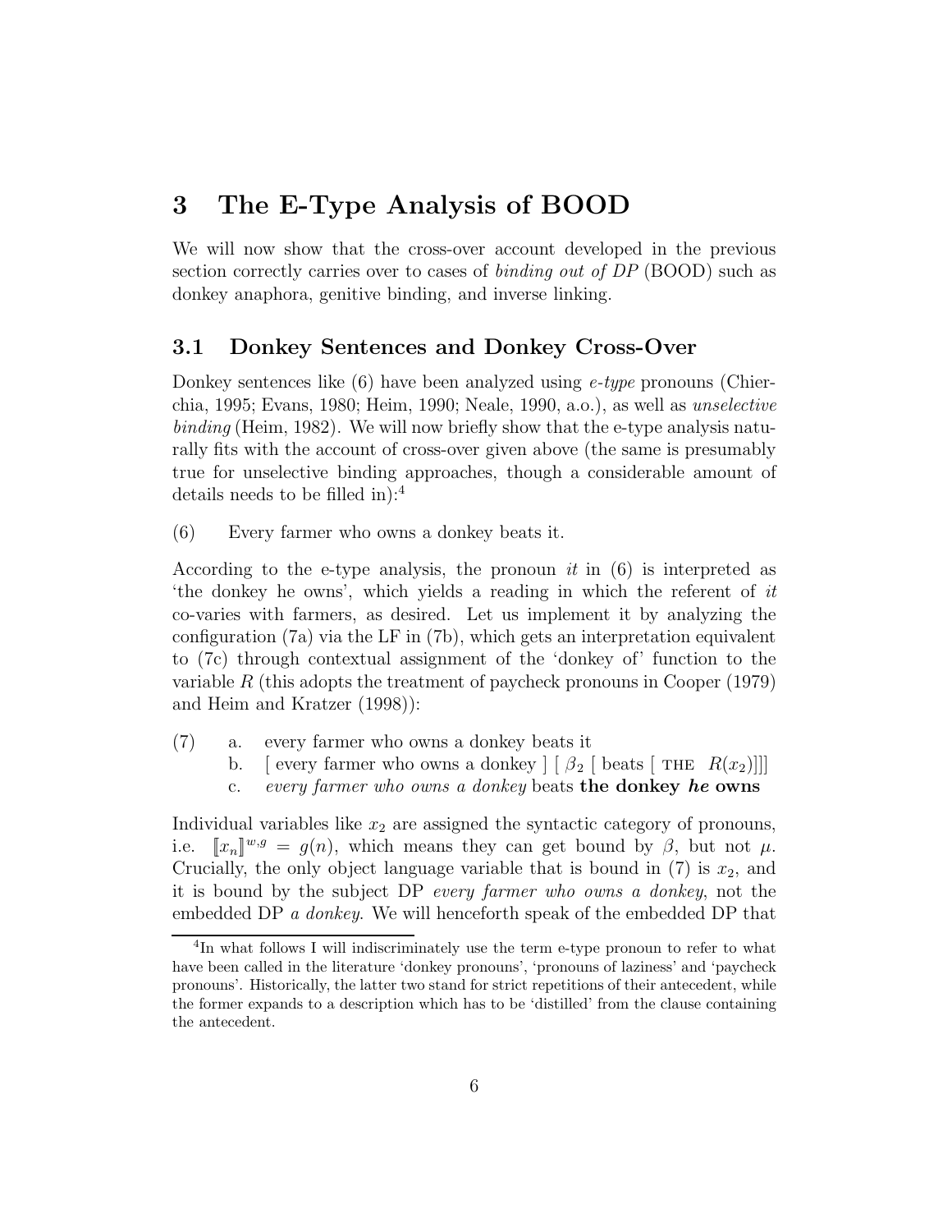## 3 The E-Type Analysis of BOOD

We will now show that the cross-over account developed in the previous section correctly carries over to cases of *binding out of DP* (BOOD) such as donkey anaphora, genitive binding, and inverse linking.

### 3.1 Donkey Sentences and Donkey Cross-Over

Donkey sentences like (6) have been analyzed using *e-type* pronouns (Chierchia, 1995; Evans, 1980; Heim, 1990; Neale, 1990, a.o.), as well as *unselective binding* (Heim, 1982). We will now briefly show that the e-type analysis naturally fits with the account of cross-over given above (the same is presumably true for unselective binding approaches, though a considerable amount of details needs to be filled in):[4]

(6) Every farmer who owns a donkey beats it.

According to the e-type analysis, the pronoun *it* in (6) is interpreted as 'the donkey he owns', which yields a reading in which the referent of *it* co-varies with farmers, as desired. Let us implement it by analyzing the configuration (7a) via the LF in (7b), which gets an interpretation equivalent to (7c) through contextual assignment of the 'donkey of' function to the variable $R$ (this adopts the treatment of paycheck pronouns in Cooper (1979) and Heim and Kratzer (1998)):

(7) a. every farmer who owns a donkey beats it
  b. [ every farmer who owns a donkey ] [ $\beta_2$ [ beats [ THE $R(x_2)$]]]
  c. *every farmer who owns a donkey* beats **the donkey *he* owns**

Individual variables like $x_2$ are assigned the syntactic category of pronouns, i.e. $[\![x_n]\!]^{w,g} = g(n)$, which means they can get bound by $\beta$, but not $\mu$. Crucially, the only object language variable that is bound in (7) is $x_2$, and it is bound by the subject DP *every farmer who owns a donkey*, not the embedded DP *a donkey*. We will henceforth speak of the embedded DP that

[4] In what follows I will indiscriminately use the term e-type pronoun to refer to what have been called in the literature 'donkey pronouns', 'pronouns of laziness' and 'paycheck pronouns'. Historically, the latter two stand for strict repetitions of their antecedent, while the former expands to a description which has to be 'distilled' from the clause containing the antecedent.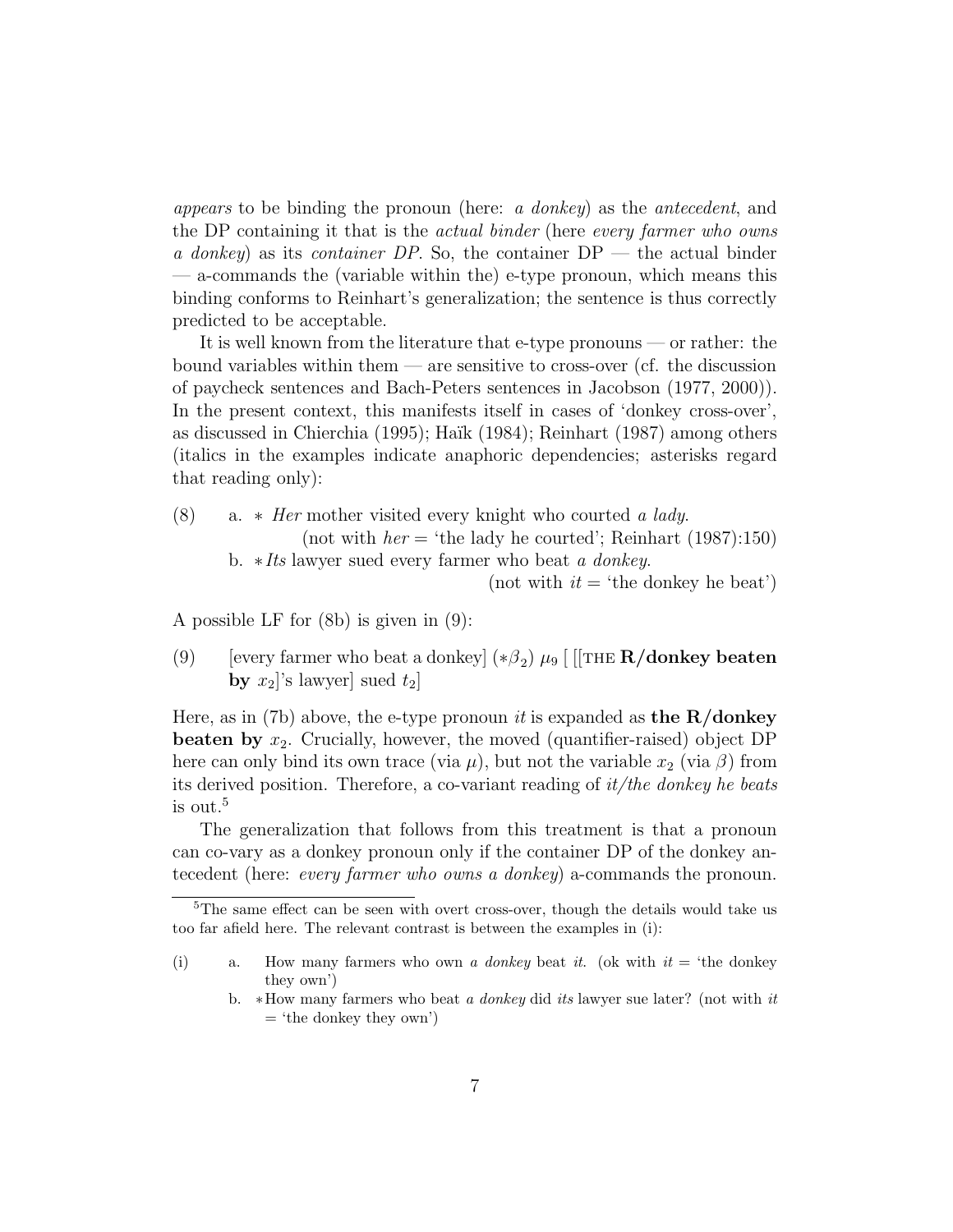*appears* to be binding the pronoun (here: *a donkey*) as the *antecedent*, and the DP containing it that is the *actual binder* (here *every farmer who owns a donkey*) as its *container DP*. So, the container DP — the actual binder — a-commands the (variable within the) e-type pronoun, which means this binding conforms to Reinhart's generalization; the sentence is thus correctly predicted to be acceptable.

It is well known from the literature that e-type pronouns — or rather: the bound variables within them — are sensitive to cross-over (cf. the discussion of paycheck sentences and Bach-Peters sentences in Jacobson (1977, 2000)). In the present context, this manifests itself in cases of 'donkey cross-over', as discussed in Chierchia (1995); Haïk (1984); Reinhart (1987) among others (italics in the examples indicate anaphoric dependencies; asterisks regard that reading only):

(8) a. * *Her* mother visited every knight who courted *a lady*.
(not with *her* = 'the lady he courted'; Reinhart (1987):150)

b. \**Its* lawyer sued every farmer who beat *a donkey*.
(not with *it* = 'the donkey he beat')

A possible LF for (8b) is given in (9):

(9) [every farmer who beat a donkey] ($*\beta_2$) $\mu_9$ [ [[THE **R/donkey beaten by** $x_2$]'s lawyer] sued $t_2$]

Here, as in (7b) above, the e-type pronoun *it* is expanded as **the R/donkey beaten by** $x_2$. Crucially, however, the moved (quantifier-raised) object DP here can only bind its own trace (via $\mu$), but not the variable $x_2$ (via $\beta$) from its derived position. Therefore, a co-variant reading of *it/the donkey he beats* is out.[5]

The generalization that follows from this treatment is that a pronoun can co-vary as a donkey pronoun only if the container DP of the donkey antecedent (here: *every farmer who owns a donkey*) a-commands the pronoun.

[5] The same effect can be seen with overt cross-over, though the details would take us too far afield here. The relevant contrast is between the examples in (i):

(i) a. How many farmers who own *a donkey* beat *it*. (ok with *it* = 'the donkey they own')

b. \*How many farmers who beat *a donkey* did *its* lawyer sue later? (not with *it* = 'the donkey they own')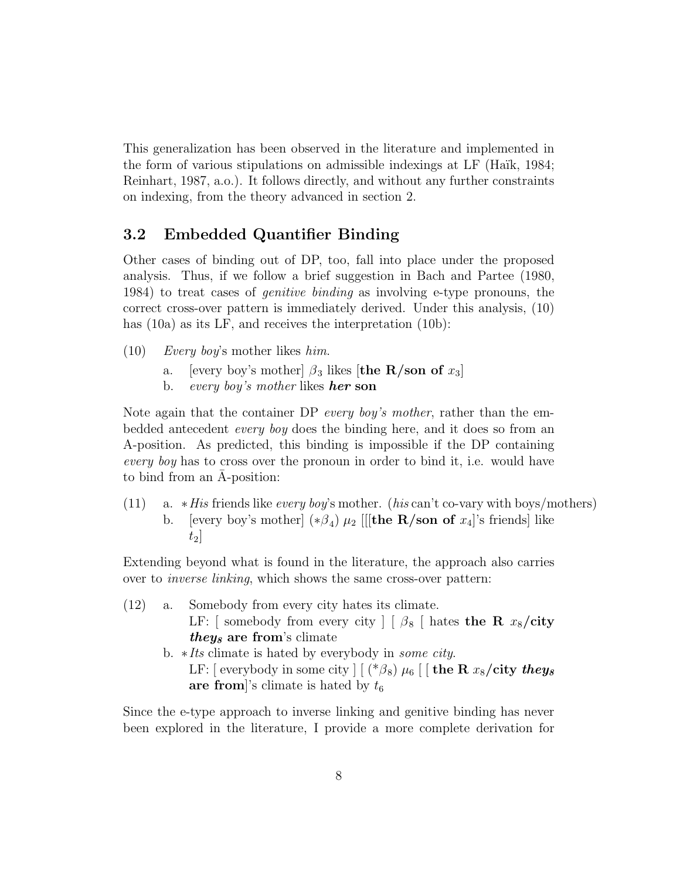This generalization has been observed in the literature and implemented in the form of various stipulations on admissible indexings at LF (Haïk, 1984; Reinhart, 1987, a.o.). It follows directly, and without any further constraints on indexing, from the theory advanced in section 2.

### 3.2 Embedded Quantifier Binding

Other cases of binding out of DP, too, fall into place under the proposed analysis. Thus, if we follow a brief suggestion in Bach and Partee (1980, 1984) to treat cases of *genitive binding* as involving e-type pronouns, the correct cross-over pattern is immediately derived. Under this analysis, (10) has (10a) as its LF, and receives the interpretation (10b):

(10) *Every boy*'s mother likes *him*.

a. [every boy's mother] $\beta_3$ likes [**the R/son of** $x_3$]

b. *every boy's mother* likes ***her*** **son**

Note again that the container DP *every boy's mother*, rather than the embedded antecedent *every boy* does the binding here, and it does so from an A-position. As predicted, this binding is impossible if the DP containing *every boy* has to cross over the pronoun in order to bind it, i.e. would have to bind from an $\bar{\text{A}}$-position:

(11) a. ∗*His* friends like *every boy*'s mother. (*his* can't co-vary with boys/mothers)

b. [every boy's mother] ($*\beta_4$) $\mu_2$ [[[**the R/son of** $x_4$]'s friends] like $t_2$]

Extending beyond what is found in the literature, the approach also carries over to *inverse linking*, which shows the same cross-over pattern:

(12) a. Somebody from every city hates its climate.
LF: [ somebody from every city ] [ $\beta_8$ [ hates **the R** $x_8$**/city** ***they₈*** **are from**'s climate

b. ∗*Its* climate is hated by everybody in *some city*.
LF: [ everybody in some city ] [ ($*\beta_8$) $\mu_6$ [ [ **the R** $x_8$**/city** ***they₈*** **are from**]'s climate is hated by $t_6$

Since the e-type approach to inverse linking and genitive binding has never been explored in the literature, I provide a more complete derivation for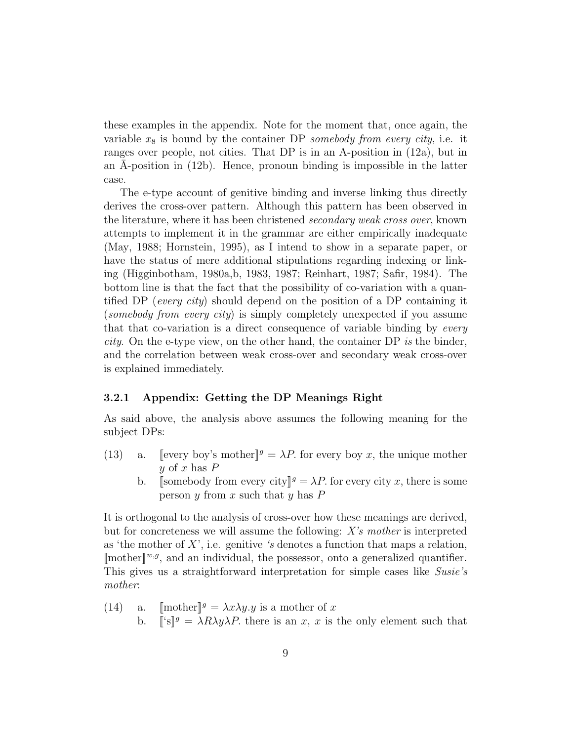these examples in the appendix. Note for the moment that, once again, the variable $x_8$ is bound by the container DP *somebody from every city*, i.e. it ranges over people, not cities. That DP is in an A-position in (12a), but in an $\bar{\text{A}}$-position in (12b). Hence, pronoun binding is impossible in the latter case.

The e-type account of genitive binding and inverse linking thus directly derives the cross-over pattern. Although this pattern has been observed in the literature, where it has been christened *secondary weak cross over*, known attempts to implement it in the grammar are either empirically inadequate (May, 1988; Hornstein, 1995), as I intend to show in a separate paper, or have the status of mere additional stipulations regarding indexing or linking (Higginbotham, 1980a,b, 1983, 1987; Reinhart, 1987; Safir, 1984). The bottom line is that the fact that the possibility of co-variation with a quantified DP (*every city*) should depend on the position of a DP containing it (*somebody from every city*) is simply completely unexpected if you assume that that co-variation is a direct consequence of variable binding by *every city*. On the e-type view, on the other hand, the container DP *is* the binder, and the correlation between weak cross-over and secondary weak cross-over is explained immediately.

### 3.2.1 Appendix: Getting the DP Meanings Right

As said above, the analysis above assumes the following meaning for the subject DPs:

(13) a. $[\![\text{every boy's mother}]\!]^g = \lambda P.$ for every boy $x$, the unique mother $y$ of $x$ has $P$

b. $[\![\text{somebody from every city}]\!]^g = \lambda P.$ for every city $x$, there is some person $y$ from $x$ such that $y$ has $P$

It is orthogonal to the analysis of cross-over how these meanings are derived, but for concreteness we will assume the following: *X's mother* is interpreted as 'the mother of $X$', i.e. genitive *'s* denotes a function that maps a relation, $[\![\text{mother}]\!]^{w,g}$, and an individual, the possessor, onto a generalized quantifier. This gives us a straightforward interpretation for simple cases like *Susie's mother*:

(14) a. $[\![\text{mother}]\!]^g = \lambda x \lambda y. y$ is a mother of $x$

b. $[\![\text{'s}]\!]^g = \lambda R \lambda y \lambda P.$ there is an $x$, $x$ is the only element such that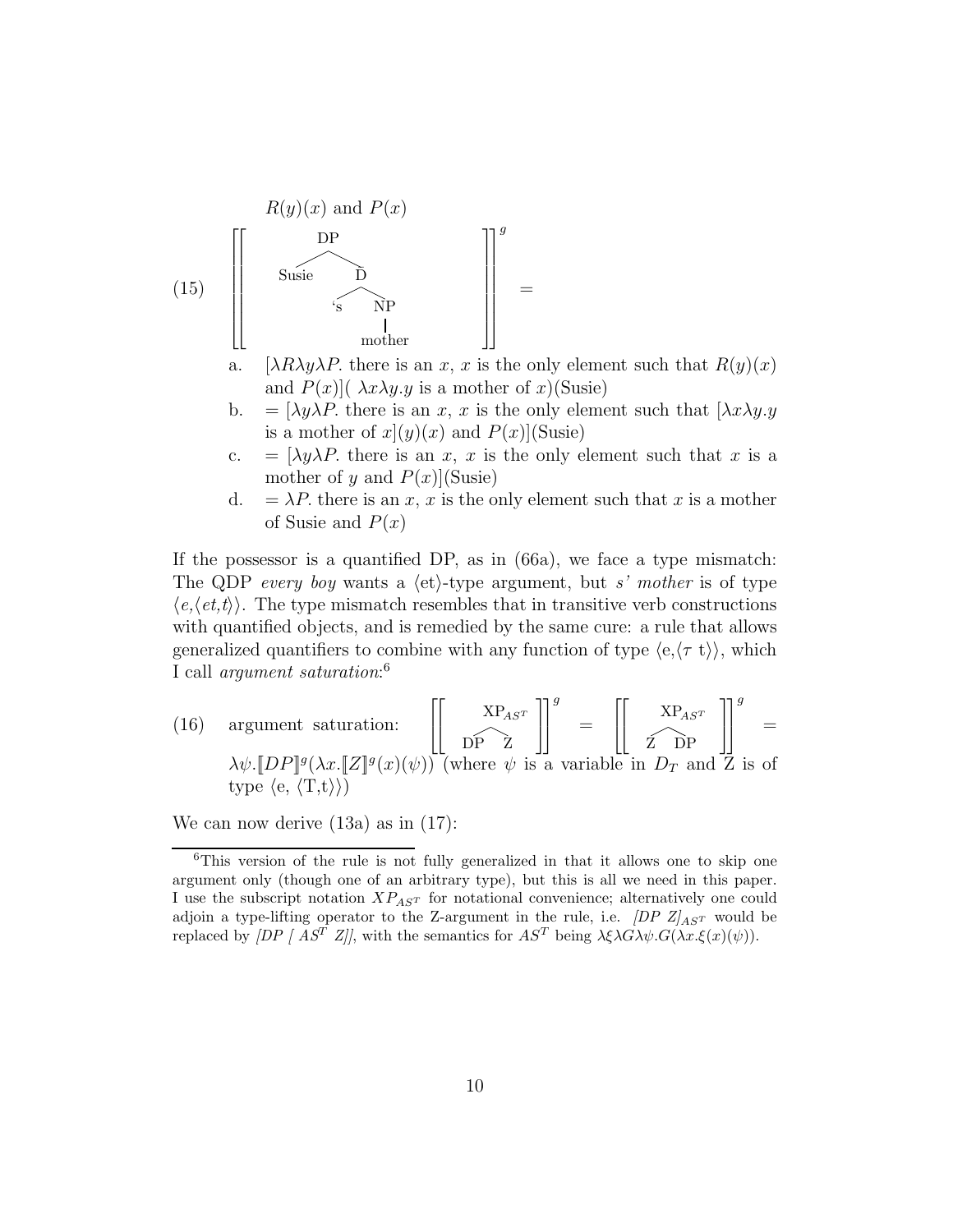$R(y)(x)$ and $P(x)$

(15) $\left[\!\left[ \text{[DP Susie [D 's [NP mother]]]} \right]\!\right]^g =$

a. $[\lambda R\lambda y\lambda P.$ there is an $x$, $x$ is the only element such that $R(y)(x)$ and $P(x)]( \lambda x\lambda y.y$ is a mother of $x$)(Susie)

b. $= [\lambda y\lambda P.$ there is an $x$, $x$ is the only element such that $[\lambda x\lambda y.y$ is a mother of $x](y)(x)$ and $P(x)]$(Susie)

c. $= [\lambda y\lambda P.$ there is an $x$, $x$ is the only element such that $x$ is a mother of $y$ and $P(x)]$(Susie)

d. $= \lambda P.$ there is an $x$, $x$ is the only element such that $x$ is a mother of Susie and $P(x)$

If the possessor is a quantified DP, as in (66a), we face a type mismatch: The QDP *every boy* wants a $\langle et \rangle$-type argument, but *s' mother* is of type $\langle e,\langle et,t\rangle\rangle$. The type mismatch resembles that in transitive verb constructions with quantified objects, and is remedied by the same cure: a rule that allows generalized quantifiers to combine with any function of type $\langle e,\langle \tau\ t\rangle\rangle$, which I call *argument saturation*:[6]

(16) argument saturation: $\left[\!\left[ [_{XP_{AS^T}}\ \text{DP Z}] \right]\!\right]^g = \left[\!\left[ [_{XP_{AS^T}}\ \text{Z DP}] \right]\!\right]^g =$ $\lambda\psi.[\![DP]\!]^g(\lambda x.[\![Z]\!]^g(x)(\psi))$ (where $\psi$ is a variable in $D_T$ and Z is of type $\langle e, \langle T,t\rangle\rangle$)

We can now derive (13a) as in (17):

[6] This version of the rule is not fully generalized in that it allows one to skip one argument only (though one of an arbitrary type), but this is all we need in this paper. I use the subscript notation $XP_{AS^T}$ for notational convenience; alternatively one could adjoin a type-lifting operator to the Z-argument in the rule, i.e. *[DP Z]*$_{AS^T}$ would be replaced by *[DP [* $AS^T$ *Z]]*, with the semantics for $AS^T$ being $\lambda\xi\lambda G\lambda\psi.G(\lambda x.\xi(x)(\psi))$.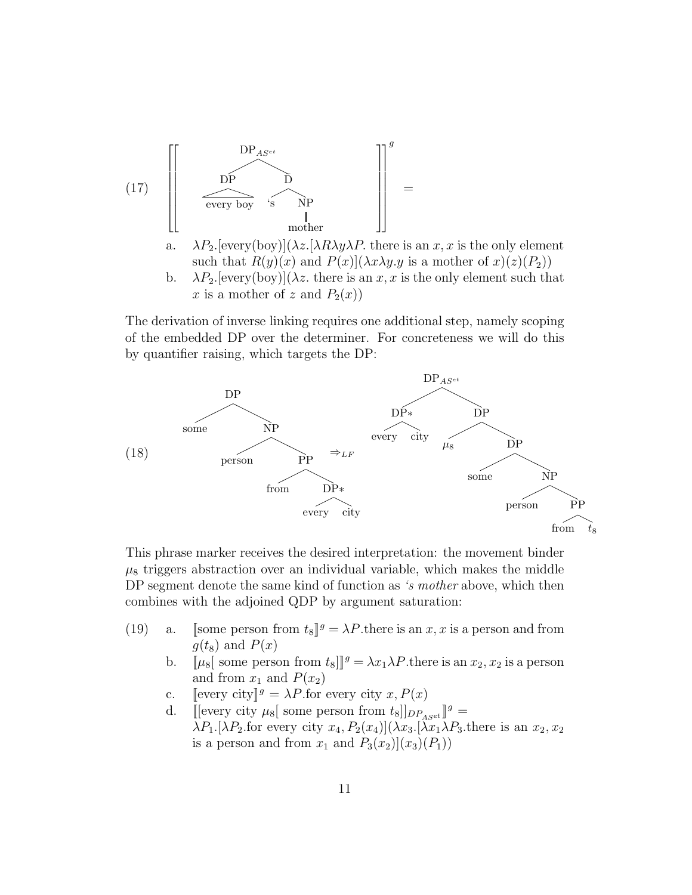(17) $\left[\!\!\left[ \text{[}_{DP_{AS^{et}}} \text{ [}_{DP} \text{ every boy] [}_{D} \text{ 's [}_{NP} \text{ mother]]]} \right]\!\!\right]^g =$

a. $\lambda P_2.[\text{every(boy)}](\lambda z.[\lambda R \lambda y \lambda P.$ there is an $x$, $x$ is the only element such that $R(y)(x)$ and $P(x)](\lambda x \lambda y.y$ is a mother of $x)(z)(P_2))$

b. $\lambda P_2.[\text{every(boy)}](\lambda z.$ there is an $x$, $x$ is the only element such that $x$ is a mother of $z$ and $P_2(x))$

The derivation of inverse linking requires one additional step, namely scoping of the embedded DP over the determiner. For concreteness we will do this by quantifier raising, which targets the DP:

(18) [DP some [NP person [PP from [DP∗ every city]]]] $\Rightarrow_{LF}$ [$_{DP_{AS^{et}}}$ [DP∗ every city] [DP $\mu_8$ [DP some [NP person [PP from $t_8$]]]]]

This phrase marker receives the desired interpretation: the movement binder $\mu_8$ triggers abstraction over an individual variable, which makes the middle DP segment denote the same kind of function as *'s mother* above, which then combines with the adjoined QDP by argument saturation:

(19)
a. $[\![\text{some person from } t_8]\!]^g = \lambda P.$there is an $x$, $x$ is a person and from $g(t_8)$ and $P(x)$

b. $[\![\mu_8[\text{ some person from } t_8]]\!]^g = \lambda x_1 \lambda P.$there is an $x_2$, $x_2$ is a person and from $x_1$ and $P(x_2)$

c. $[\![\text{every city}]\!]^g = \lambda P.$for every city $x$, $P(x)$

d. $[\![[\text{every city } \mu_8[\text{ some person from } t_8]]_{DP_{AS^{et}}}]\!]^g =$
$\lambda P_1.[\lambda P_2.$for every city $x_4$, $P_2(x_4)](\lambda x_3.[\lambda x_1 \lambda P_3.$there is an $x_2$, $x_2$ is a person and from $x_1$ and $P_3(x_2)](x_3)(P_1))$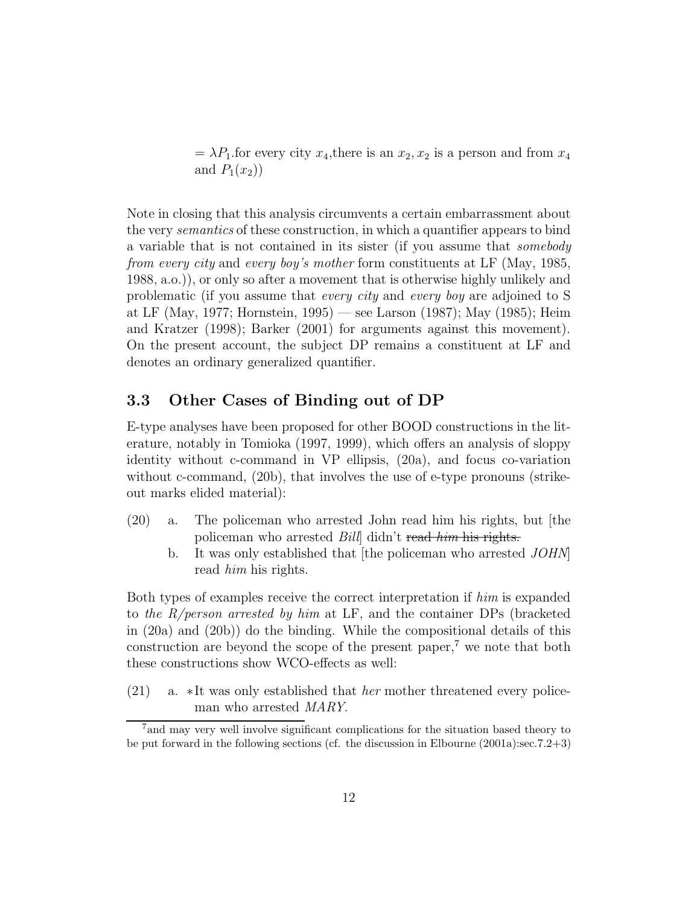$= \lambda P_1$.for every city $x_4$,there is an $x_2, x_2$ is a person and from $x_4$ and $P_1(x_2)$)

Note in closing that this analysis circumvents a certain embarrassment about the very *semantics* of these construction, in which a quantifier appears to bind a variable that is not contained in its sister (if you assume that *somebody from every city* and *every boy's mother* form constituents at LF (May, 1985, 1988, a.o.)), or only so after a movement that is otherwise highly unlikely and problematic (if you assume that *every city* and *every boy* are adjoined to S at LF (May, 1977; Hornstein, 1995) — see Larson (1987); May (1985); Heim and Kratzer (1998); Barker (2001) for arguments against this movement). On the present account, the subject DP remains a constituent at LF and denotes an ordinary generalized quantifier.

### 3.3 Other Cases of Binding out of DP

E-type analyses have been proposed for other BOOD constructions in the literature, notably in Tomioka (1997, 1999), which offers an analysis of sloppy identity without c-command in VP ellipsis, (20a), and focus co-variation without c-command, (20b), that involves the use of e-type pronouns (strikeout marks elided material):

(20) a. The policeman who arrested John read him his rights, but [the policeman who arrested *Bill*] didn't ~~read *him* his rights.~~

b. It was only established that [the policeman who arrested *JOHN*] read *him* his rights.

Both types of examples receive the correct interpretation if *him* is expanded to *the R/person arrested by him* at LF, and the container DPs (bracketed in (20a) and (20b)) do the binding. While the compositional details of this construction are beyond the scope of the present paper,[7] we note that both these constructions show WCO-effects as well:

(21) a. *It was only established that *her* mother threatened every policeman who arrested *MARY*.

[7] and may very well involve significant complications for the situation based theory to be put forward in the following sections (cf. the discussion in Elbourne (2001a):sec.7.2+3)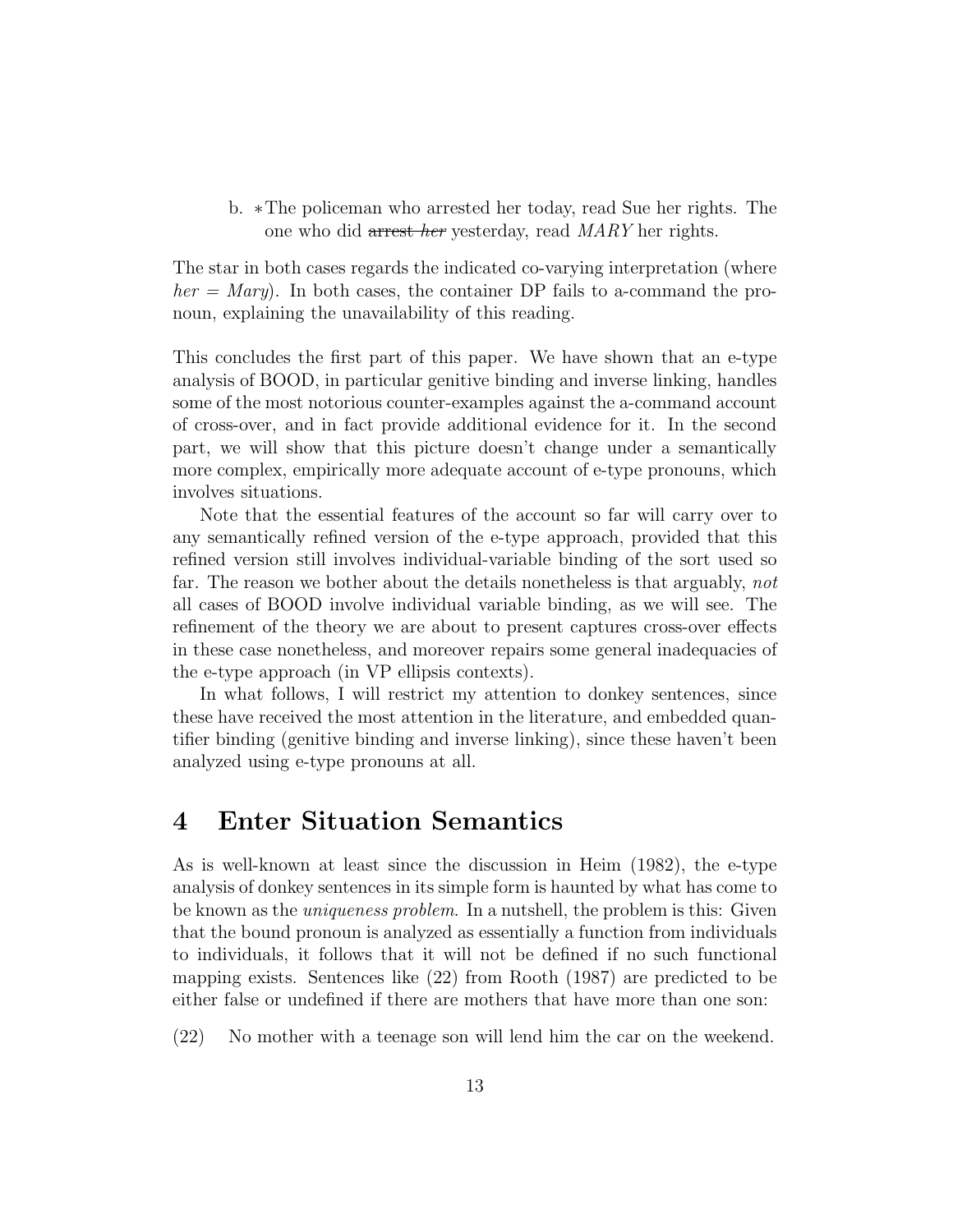b. *The policeman who arrested her today, read Sue her rights. The one who did ~~arrest *her*~~ yesterday, read *MARY* her rights.

The star in both cases regards the indicated co-varying interpretation (where *her* = *Mary*). In both cases, the container DP fails to a-command the pronoun, explaining the unavailability of this reading.

This concludes the first part of this paper. We have shown that an e-type analysis of BOOD, in particular genitive binding and inverse linking, handles some of the most notorious counter-examples against the a-command account of cross-over, and in fact provide additional evidence for it. In the second part, we will show that this picture doesn't change under a semantically more complex, empirically more adequate account of e-type pronouns, which involves situations.

Note that the essential features of the account so far will carry over to any semantically refined version of the e-type approach, provided that this refined version still involves individual-variable binding of the sort used so far. The reason we bother about the details nonetheless is that arguably, *not* all cases of BOOD involve individual variable binding, as we will see. The refinement of the theory we are about to present captures cross-over effects in these case nonetheless, and moreover repairs some general inadequacies of the e-type approach (in VP ellipsis contexts).

In what follows, I will restrict my attention to donkey sentences, since these have received the most attention in the literature, and embedded quantifier binding (genitive binding and inverse linking), since these haven't been analyzed using e-type pronouns at all.

## 4 Enter Situation Semantics

As is well-known at least since the discussion in Heim (1982), the e-type analysis of donkey sentences in its simple form is haunted by what has come to be known as the *uniqueness problem*. In a nutshell, the problem is this: Given that the bound pronoun is analyzed as essentially a function from individuals to individuals, it follows that it will not be defined if no such functional mapping exists. Sentences like (22) from Rooth (1987) are predicted to be either false or undefined if there are mothers that have more than one son:

(22) No mother with a teenage son will lend him the car on the weekend.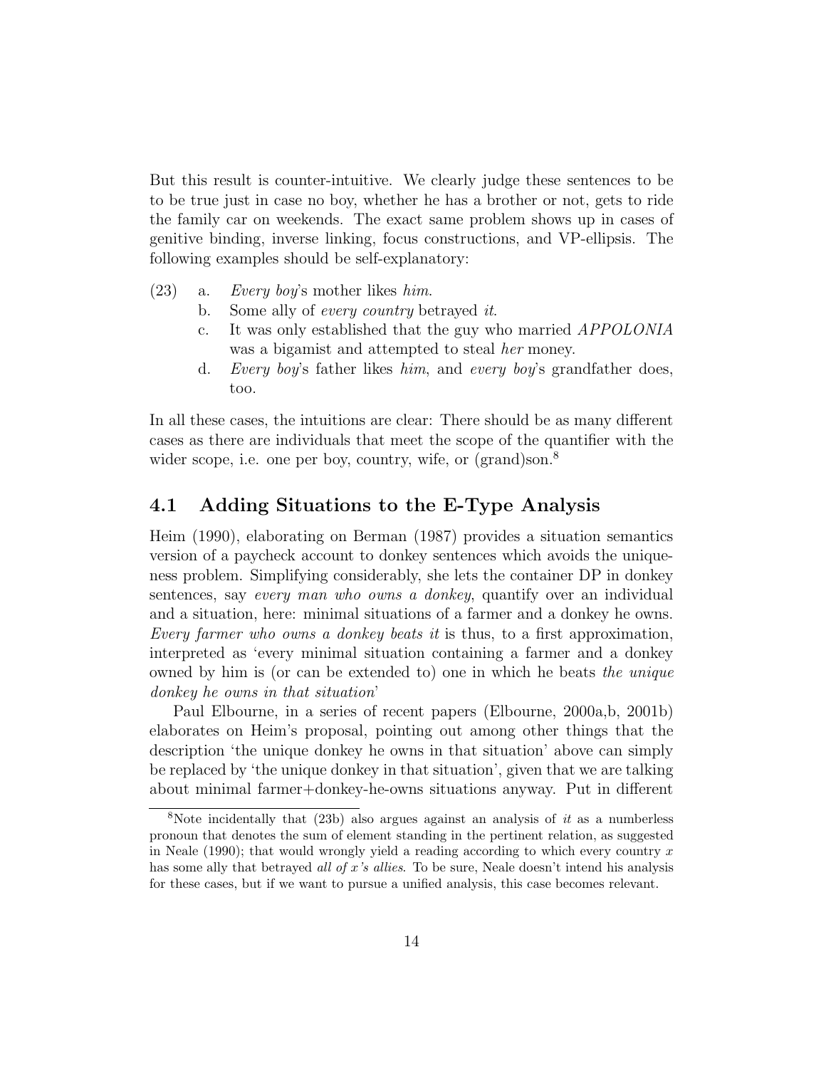But this result is counter-intuitive. We clearly judge these sentences to be to be true just in case no boy, whether he has a brother or not, gets to ride the family car on weekends. The exact same problem shows up in cases of genitive binding, inverse linking, focus constructions, and VP-ellipsis. The following examples should be self-explanatory:

(23)
 a. *Every boy*'s mother likes *him*.
 b. Some ally of *every country* betrayed *it*.
 c. It was only established that the guy who married *APPOLONIA* was a bigamist and attempted to steal *her* money.
 d. *Every boy*'s father likes *him*, and *every boy*'s grandfather does, too.

In all these cases, the intuitions are clear: There should be as many different cases as there are individuals that meet the scope of the quantifier with the wider scope, i.e. one per boy, country, wife, or (grand)son.[8]

## 4.1 Adding Situations to the E-Type Analysis

Heim (1990), elaborating on Berman (1987) provides a situation semantics version of a paycheck account to donkey sentences which avoids the uniqueness problem. Simplifying considerably, she lets the container DP in donkey sentences, say *every man who owns a donkey*, quantify over an individual and a situation, here: minimal situations of a farmer and a donkey he owns. *Every farmer who owns a donkey beats it* is thus, to a first approximation, interpreted as 'every minimal situation containing a farmer and a donkey owned by him is (or can be extended to) one in which he beats *the unique donkey he owns in that situation*'

Paul Elbourne, in a series of recent papers (Elbourne, 2000a,b, 2001b) elaborates on Heim's proposal, pointing out among other things that the description 'the unique donkey he owns in that situation' above can simply be replaced by 'the unique donkey in that situation', given that we are talking about minimal farmer+donkey-he-owns situations anyway. Put in different

[8] Note incidentally that (23b) also argues against an analysis of *it* as a numberless pronoun that denotes the sum of element standing in the pertinent relation, as suggested in Neale (1990); that would wrongly yield a reading according to which every country $x$ has some ally that betrayed *all of $x$'s allies*. To be sure, Neale doesn't intend his analysis for these cases, but if we want to pursue a unified analysis, this case becomes relevant.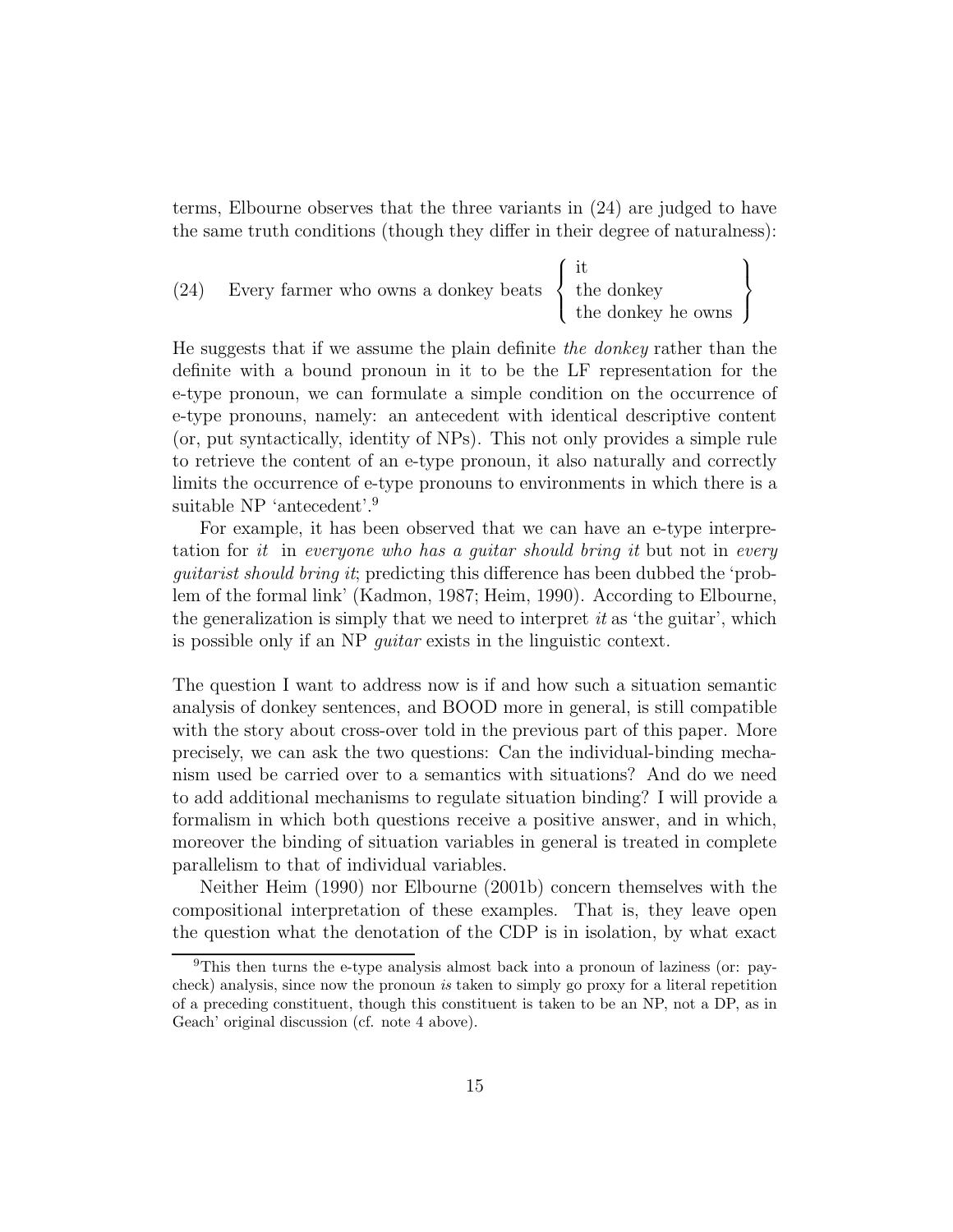terms, Elbourne observes that the three variants in (24) are judged to have the same truth conditions (though they differ in their degree of naturalness):

(24) Every farmer who owns a donkey beats $\left\{ \begin{array}{l} \text{it} \\ \text{the donkey} \\ \text{the donkey he owns} \end{array} \right\}$

He suggests that if we assume the plain definite *the donkey* rather than the definite with a bound pronoun in it to be the LF representation for the e-type pronoun, we can formulate a simple condition on the occurrence of e-type pronouns, namely: an antecedent with identical descriptive content (or, put syntactically, identity of NPs). This not only provides a simple rule to retrieve the content of an e-type pronoun, it also naturally and correctly limits the occurrence of e-type pronouns to environments in which there is a suitable NP 'antecedent'.[9]

For example, it has been observed that we can have an e-type interpretation for *it* in *everyone who has a guitar should bring it* but not in *every guitarist should bring it*; predicting this difference has been dubbed the 'problem of the formal link' (Kadmon, 1987; Heim, 1990). According to Elbourne, the generalization is simply that we need to interpret *it* as 'the guitar', which is possible only if an NP *guitar* exists in the linguistic context.

The question I want to address now is if and how such a situation semantic analysis of donkey sentences, and BOOD more in general, is still compatible with the story about cross-over told in the previous part of this paper. More precisely, we can ask the two questions: Can the individual-binding mechanism used be carried over to a semantics with situations? And do we need to add additional mechanisms to regulate situation binding? I will provide a formalism in which both questions receive a positive answer, and in which, moreover the binding of situation variables in general is treated in complete parallelism to that of individual variables.

Neither Heim (1990) nor Elbourne (2001b) concern themselves with the compositional interpretation of these examples. That is, they leave open the question what the denotation of the CDP is in isolation, by what exact

[9] This then turns the e-type analysis almost back into a pronoun of laziness (or: paycheck) analysis, since now the pronoun *is* taken to simply go proxy for a literal repetition of a preceding constituent, though this constituent is taken to be an NP, not a DP, as in Geach' original discussion (cf. note 4 above).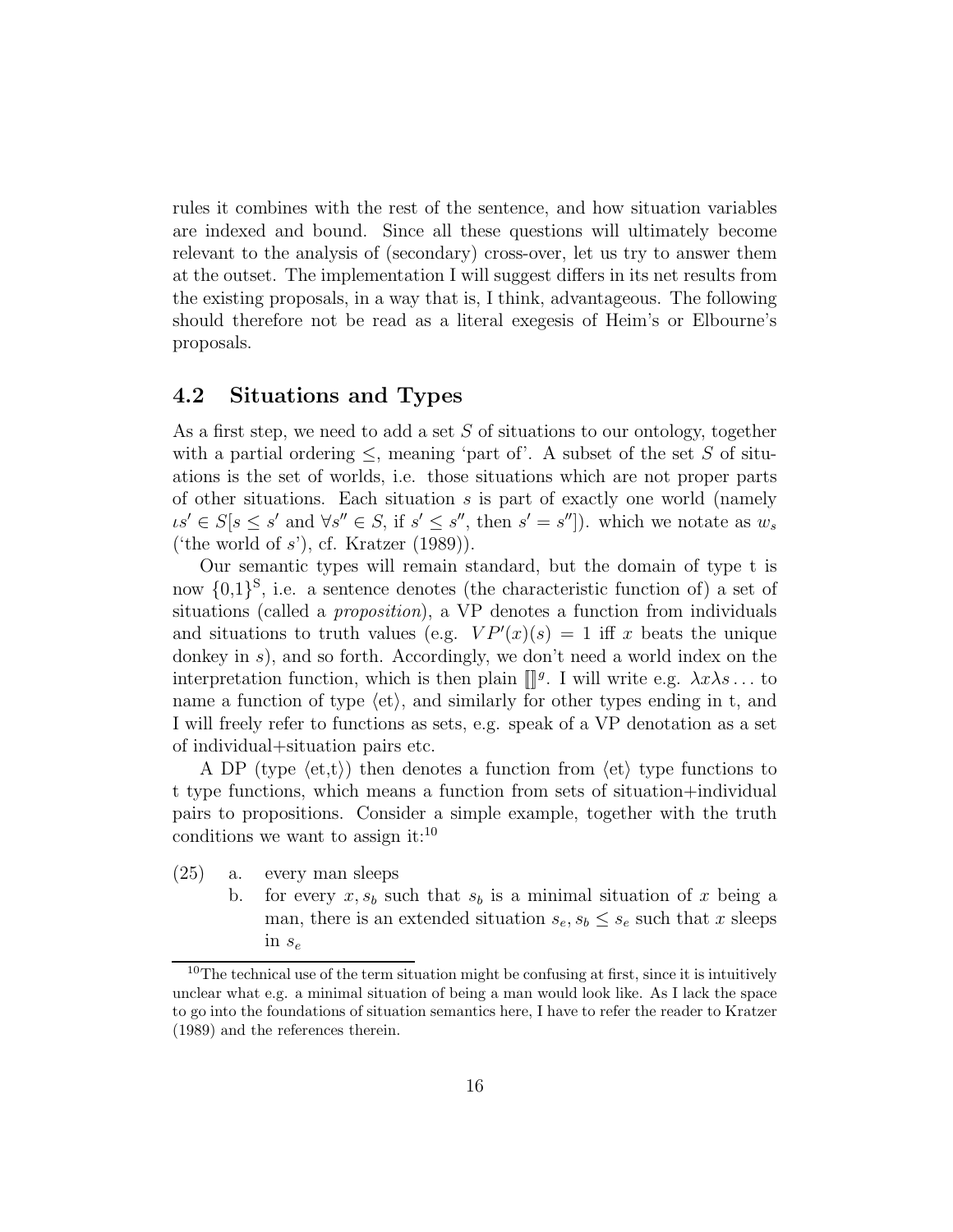rules it combines with the rest of the sentence, and how situation variables are indexed and bound. Since all these questions will ultimately become relevant to the analysis of (secondary) cross-over, let us try to answer them at the outset. The implementation I will suggest differs in its net results from the existing proposals, in a way that is, I think, advantageous. The following should therefore not be read as a literal exegesis of Heim's or Elbourne's proposals.

## 4.2 Situations and Types

As a first step, we need to add a set $S$ of situations to our ontology, together with a partial ordering $\leq$, meaning 'part of'. A subset of the set $S$ of situations is the set of worlds, i.e. those situations which are not proper parts of other situations. Each situation $s$ is part of exactly one world (namely $\iota s' \in S[s \leq s'$ and $\forall s'' \in S$, if $s' \leq s''$, then $s' = s'']$). which we notate as $w_s$ ('the world of $s$'), cf. Kratzer (1989)).

Our semantic types will remain standard, but the domain of type t is now $\{0,1\}^{\mathrm{S}}$, i.e. a sentence denotes (the characteristic function of) a set of situations (called a *proposition*), a VP denotes a function from individuals and situations to truth values (e.g. $VP'(x)(s) = 1$ iff $x$ beats the unique donkey in $s$), and so forth. Accordingly, we don't need a world index on the interpretation function, which is then plain $[\![]\!]^g$. I will write e.g. $\lambda x \lambda s \ldots$ to name a function of type $\langle$et$\rangle$, and similarly for other types ending in t, and I will freely refer to functions as sets, e.g. speak of a VP denotation as a set of individual+situation pairs etc.

A DP (type $\langle$et,t$\rangle$) then denotes a function from $\langle$et$\rangle$ type functions to t type functions, which means a function from sets of situation+individual pairs to propositions. Consider a simple example, together with the truth conditions we want to assign it:[10]

(25) a. every man sleeps

b. for every $x, s_b$ such that $s_b$ is a minimal situation of $x$ being a man, there is an extended situation $s_e, s_b \leq s_e$ such that $x$ sleeps in $s_e$

[10] The technical use of the term situation might be confusing at first, since it is intuitively unclear what e.g. a minimal situation of being a man would look like. As I lack the space to go into the foundations of situation semantics here, I have to refer the reader to Kratzer (1989) and the references therein.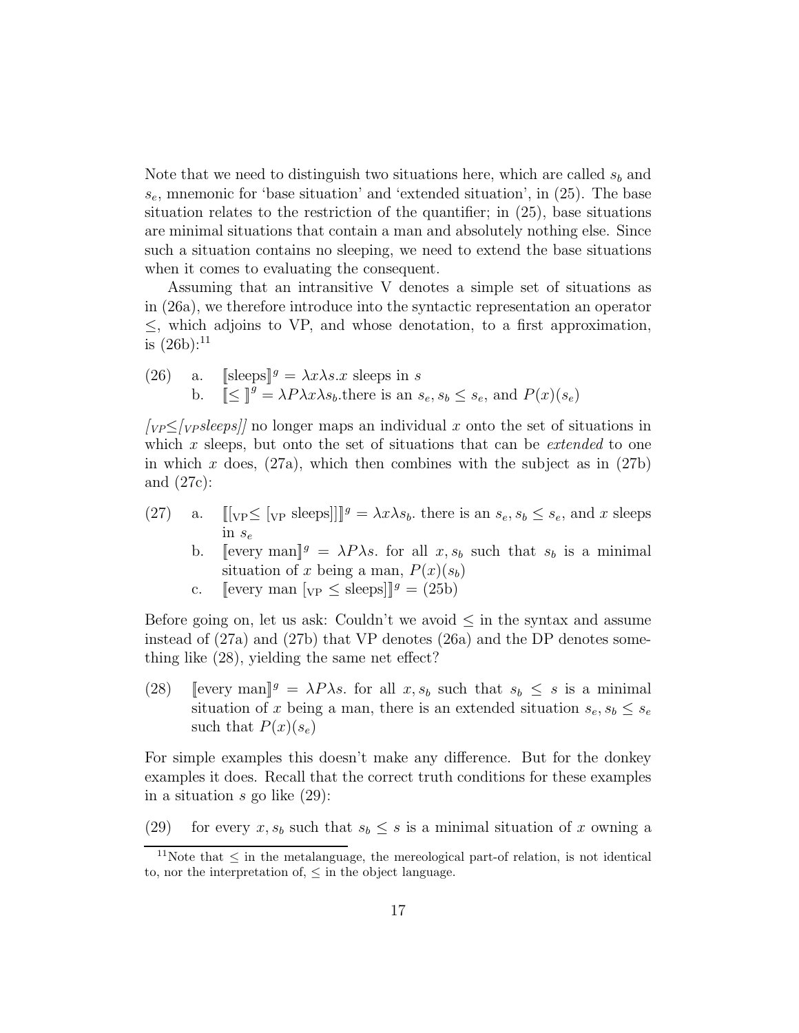Note that we need to distinguish two situations here, which are called $s_b$ and $s_e$, mnemonic for 'base situation' and 'extended situation', in (25). The base situation relates to the restriction of the quantifier; in (25), base situations are minimal situations that contain a man and absolutely nothing else. Since such a situation contains no sleeping, we need to extend the base situations when it comes to evaluating the consequent.

Assuming that an intransitive V denotes a simple set of situations as in (26a), we therefore introduce into the syntactic representation an operator $\leq$, which adjoins to VP, and whose denotation, to a first approximation, is (26b):[11]

(26) a. $[\![\text{sleeps}]\!]^g = \lambda x \lambda s. x$ sleeps in $s$

b. $[\![\leq]\!]^g = \lambda P \lambda x \lambda s_b.$there is an $s_e, s_b \leq s_e$, and $P(x)(s_e)$

*[$_{VP}\leq$[$_{VP}$sleeps]]* no longer maps an individual $x$ onto the set of situations in which $x$ sleeps, but onto the set of situations that can be *extended* to one in which $x$ does, (27a), which then combines with the subject as in (27b) and (27c):

(27) a. $[\![[_{\text{VP}}\leq [_{\text{VP}} \text{ sleeps}]]]\!]^g = \lambda x \lambda s_b.$ there is an $s_e, s_b \leq s_e$, and $x$ sleeps in $s_e$

b. $[\![\text{every man}]\!]^g = \lambda P \lambda s.$ for all $x, s_b$ such that $s_b$ is a minimal situation of $x$ being a man, $P(x)(s_b)$

c. $[\![\text{every man } [_{\text{VP}} \leq \text{ sleeps}]]\!]^g =$ (25b)

Before going on, let us ask: Couldn't we avoid $\leq$ in the syntax and assume instead of (27a) and (27b) that VP denotes (26a) and the DP denotes something like (28), yielding the same net effect?

(28) $[\![\text{every man}]\!]^g = \lambda P \lambda s.$ for all $x, s_b$ such that $s_b \leq s$ is a minimal situation of $x$ being a man, there is an extended situation $s_e, s_b \leq s_e$ such that $P(x)(s_e)$

For simple examples this doesn't make any difference. But for the donkey examples it does. Recall that the correct truth conditions for these examples in a situation $s$ go like (29):

(29) for every $x, s_b$ such that $s_b \leq s$ is a minimal situation of $x$ owning a

[11]Note that $\leq$ in the metalanguage, the mereological part-of relation, is not identical to, nor the interpretation of, $\leq$ in the object language.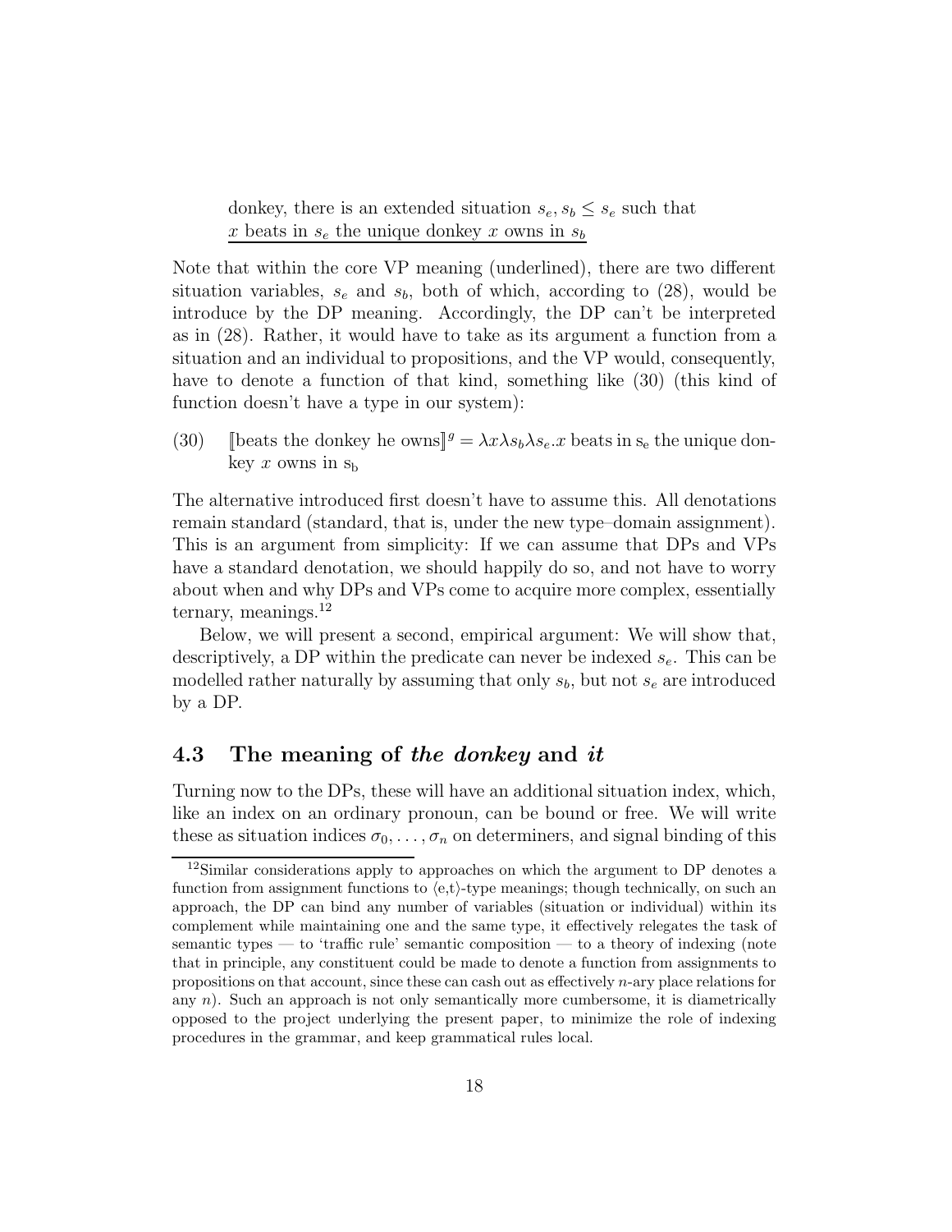donkey, there is an extended situation $s_e, s_b \leq s_e$ such that
<u>$x$ beats in $s_e$ the unique donkey $x$ owns in $s_b$</u>

Note that within the core VP meaning (underlined), there are two different situation variables, $s_e$ and $s_b$, both of which, according to (28), would be introduce by the DP meaning. Accordingly, the DP can't be interpreted as in (28). Rather, it would have to take as its argument a function from a situation and an individual to propositions, and the VP would, consequently, have to denote a function of that kind, something like (30) (this kind of function doesn't have a type in our system):

(30) $[\![\text{beats the donkey he owns}]\!]^g = \lambda x \lambda s_b \lambda s_e . x$ beats in $\mathrm{s_e}$ the unique donkey $x$ owns in $\mathrm{s_b}$

The alternative introduced first doesn't have to assume this. All denotations remain standard (standard, that is, under the new type–domain assignment). This is an argument from simplicity: If we can assume that DPs and VPs have a standard denotation, we should happily do so, and not have to worry about when and why DPs and VPs come to acquire more complex, essentially ternary, meanings.[12]

Below, we will present a second, empirical argument: We will show that, descriptively, a DP within the predicate can never be indexed $s_e$. This can be modelled rather naturally by assuming that only $s_b$, but not $s_e$ are introduced by a DP.

## 4.3 The meaning of *the donkey* and *it*

Turning now to the DPs, these will have an additional situation index, which, like an index on an ordinary pronoun, can be bound or free. We will write these as situation indices $\sigma_0, \ldots, \sigma_n$ on determiners, and signal binding of this

[12]Similar considerations apply to approaches on which the argument to DP denotes a function from assignment functions to $\langle$e,t$\rangle$-type meanings; though technically, on such an approach, the DP can bind any number of variables (situation or individual) within its complement while maintaining one and the same type, it effectively relegates the task of semantic types — to 'traffic rule' semantic composition — to a theory of indexing (note that in principle, any constituent could be made to denote a function from assignments to propositions on that account, since these can cash out as effectively $n$-ary place relations for any $n$). Such an approach is not only semantically more cumbersome, it is diametrically opposed to the project underlying the present paper, to minimize the role of indexing procedures in the grammar, and keep grammatical rules local.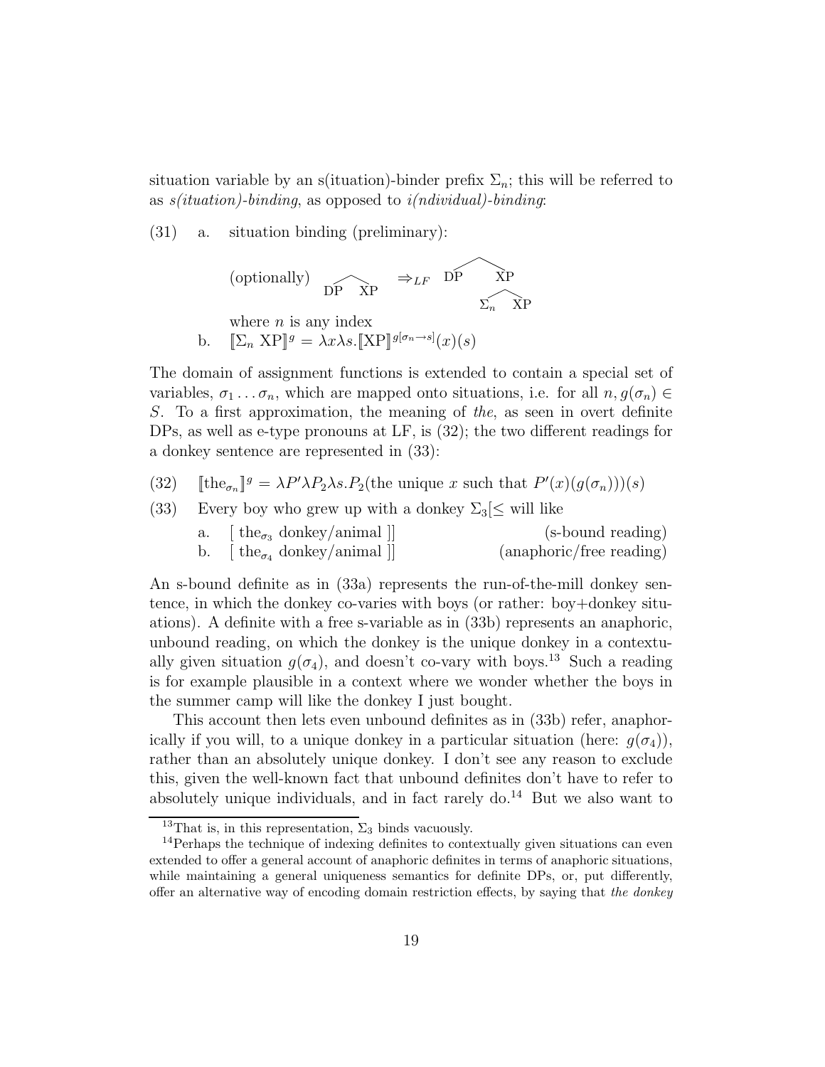situation variable by an s(ituation)-binder prefix $\Sigma_n$; this will be referred to as *s(ituation)-binding*, as opposed to *i(ndividual)-binding*:

(31) a. situation binding (preliminary):

(optionally) [DP XP] $\Rightarrow_{LF}$ [DP [$\Sigma_n$ XP]]

where $n$ is any index

b. $[\![\Sigma_n \text{ XP}]\!]^g = \lambda x \lambda s.[\![\text{XP}]\!]^{g[\sigma_n \to s]}(x)(s)$

The domain of assignment functions is extended to contain a special set of variables, $\sigma_1 \ldots \sigma_n$, which are mapped onto situations, i.e. for all $n, g(\sigma_n) \in S$. To a first approximation, the meaning of *the*, as seen in overt definite DPs, as well as e-type pronouns at LF, is (32); the two different readings for a donkey sentence are represented in (33):

(32) $[\![\text{the}_{\sigma_n}]\!]^g = \lambda P' \lambda P_2 \lambda s. P_2(\text{the unique } x \text{ such that } P'(x)(g(\sigma_n)))(s)$

(33) Every boy who grew up with a donkey $\Sigma_3$[$\leq$ will like

a. [ the$_{\sigma_3}$ donkey/animal ]] (s-bound reading)

b. [ the$_{\sigma_4}$ donkey/animal ]] (anaphoric/free reading)

An s-bound definite as in (33a) represents the run-of-the-mill donkey sentence, in which the donkey co-varies with boys (or rather: boy+donkey situations). A definite with a free s-variable as in (33b) represents an anaphoric, unbound reading, on which the donkey is the unique donkey in a contextually given situation $g(\sigma_4)$, and doesn't co-vary with boys.[13] Such a reading is for example plausible in a context where we wonder whether the boys in the summer camp will like the donkey I just bought.

This account then lets even unbound definites as in (33b) refer, anaphorically if you will, to a unique donkey in a particular situation (here: $g(\sigma_4)$), rather than an absolutely unique donkey. I don't see any reason to exclude this, given the well-known fact that unbound definites don't have to refer to absolutely unique individuals, and in fact rarely do.[14] But we also want to

[13] That is, in this representation, $\Sigma_3$ binds vacuously.

[14] Perhaps the technique of indexing definites to contextually given situations can even extended to offer a general account of anaphoric definites in terms of anaphoric situations, while maintaining a general uniqueness semantics for definite DPs, or, put differently, offer an alternative way of encoding domain restriction effects, by saying that *the donkey*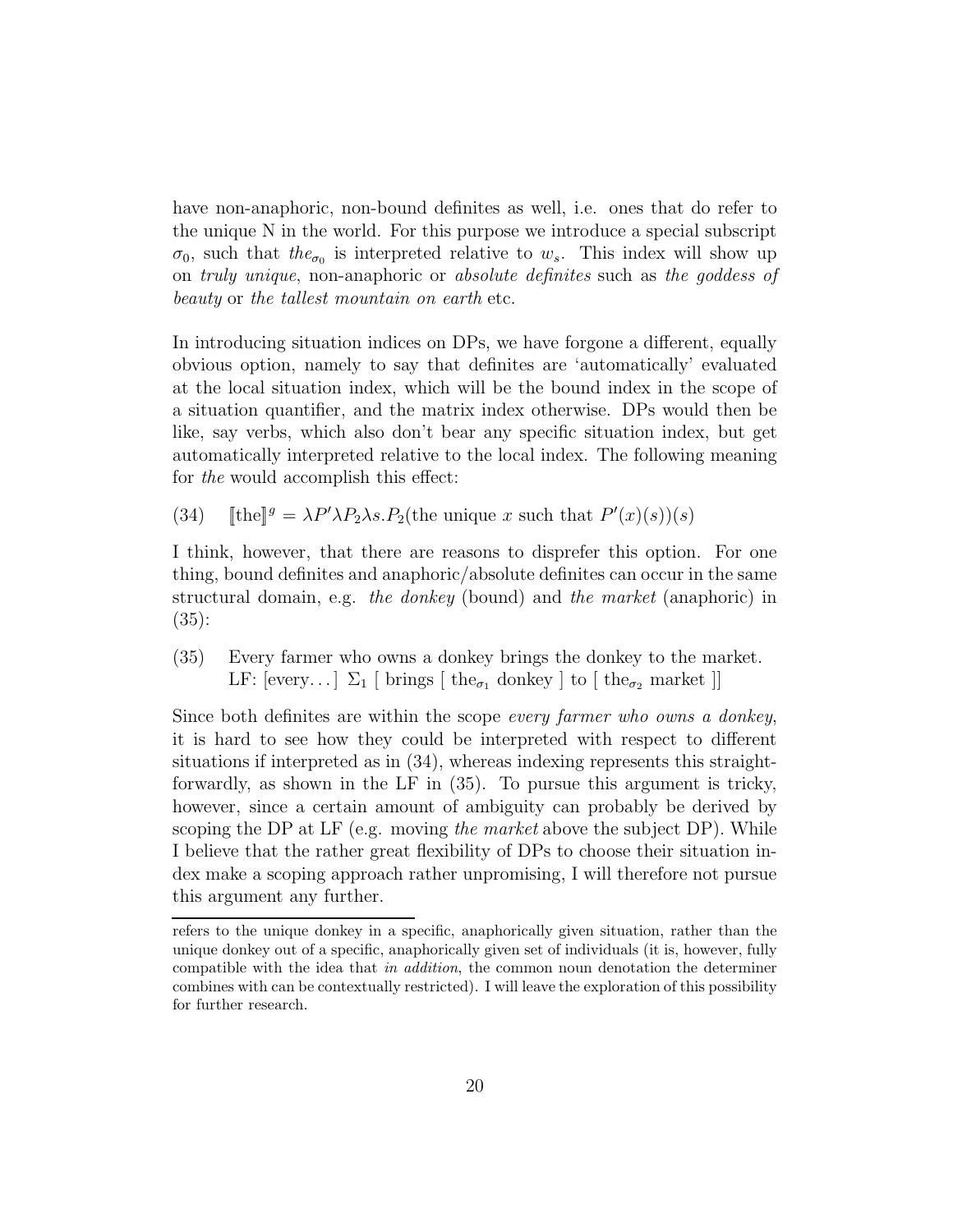have non-anaphoric, non-bound definites as well, i.e. ones that do refer to the unique N in the world. For this purpose we introduce a special subscript $\sigma_0$, such that $the_{\sigma_0}$ is interpreted relative to $w_s$. This index will show up on *truly unique*, non-anaphoric or *absolute definites* such as *the goddess of beauty* or *the tallest mountain on earth* etc.

In introducing situation indices on DPs, we have forgone a different, equally obvious option, namely to say that definites are 'automatically' evaluated at the local situation index, which will be the bound index in the scope of a situation quantifier, and the matrix index otherwise. DPs would then be like, say verbs, which also don't bear any specific situation index, but get automatically interpreted relative to the local index. The following meaning for *the* would accomplish this effect:

(34) $[\![\text{the}]\!]^g = \lambda P' \lambda P_2 \lambda s. P_2(\text{the unique } x \text{ such that } P'(x)(s))(s)$

I think, however, that there are reasons to disprefer this option. For one thing, bound definites and anaphoric/absolute definites can occur in the same structural domain, e.g. *the donkey* (bound) and *the market* (anaphoric) in (35):

(35) Every farmer who owns a donkey brings the donkey to the market.
LF: [every. . . ] $\Sigma_1$ [ brings [ $\text{the}_{\sigma_1}$ donkey ] to [ $\text{the}_{\sigma_2}$ market ]]

Since both definites are within the scope *every farmer who owns a donkey*, it is hard to see how they could be interpreted with respect to different situations if interpreted as in (34), whereas indexing represents this straightforwardly, as shown in the LF in (35). To pursue this argument is tricky, however, since a certain amount of ambiguity can probably be derived by scoping the DP at LF (e.g. moving *the market* above the subject DP). While I believe that the rather great flexibility of DPs to choose their situation index make a scoping approach rather unpromising, I will therefore not pursue this argument any further.

---

refers to the unique donkey in a specific, anaphorically given situation, rather than the unique donkey out of a specific, anaphorically given set of individuals (it is, however, fully compatible with the idea that *in addition*, the common noun denotation the determiner combines with can be contextually restricted). I will leave the exploration of this possibility for further research.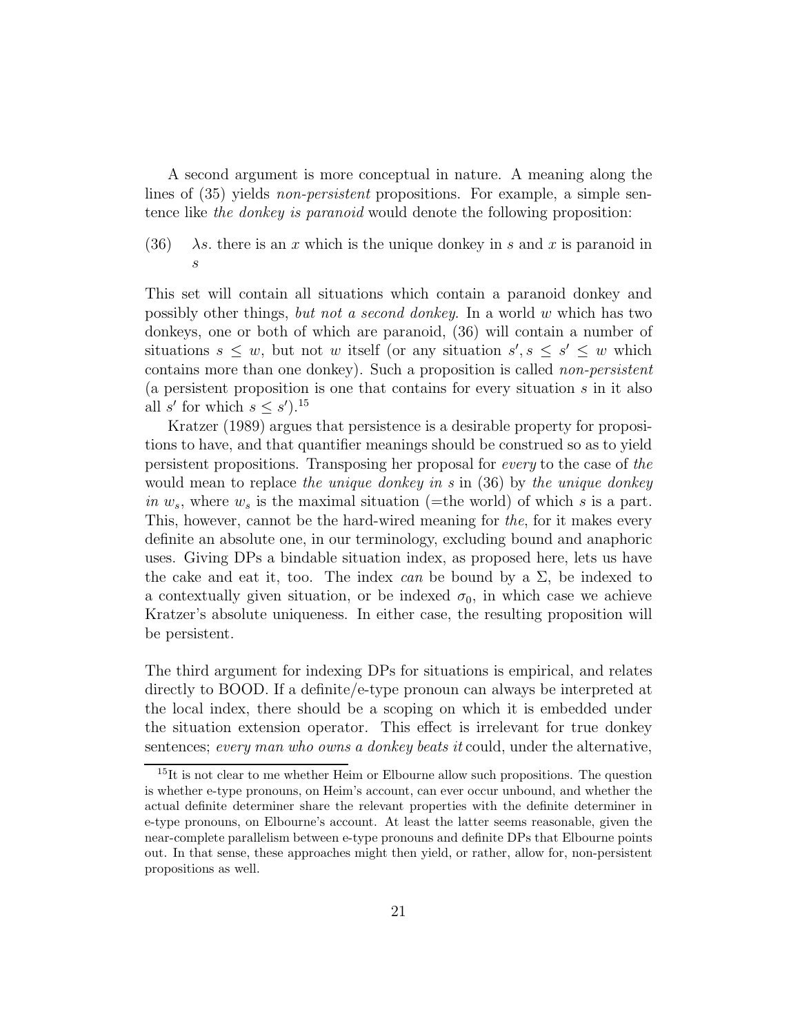A second argument is more conceptual in nature. A meaning along the lines of (35) yields *non-persistent* propositions. For example, a simple sentence like *the donkey is paranoid* would denote the following proposition:

(36) $\lambda s$. there is an $x$ which is the unique donkey in $s$ and $x$ is paranoid in $s$

This set will contain all situations which contain a paranoid donkey and possibly other things, *but not a second donkey*. In a world $w$ which has two donkeys, one or both of which are paranoid, (36) will contain a number of situations $s \leq w$, but not $w$ itself (or any situation $s', s \leq s' \leq w$ which contains more than one donkey). Such a proposition is called *non-persistent* (a persistent proposition is one that contains for every situation $s$ in it also all $s'$ for which $s \leq s'$).[15]

Kratzer (1989) argues that persistence is a desirable property for propositions to have, and that quantifier meanings should be construed so as to yield persistent propositions. Transposing her proposal for *every* to the case of *the* would mean to replace *the unique donkey in s* in (36) by *the unique donkey in $w_s$*, where $w_s$ is the maximal situation (=the world) of which $s$ is a part. This, however, cannot be the hard-wired meaning for *the*, for it makes every definite an absolute one, in our terminology, excluding bound and anaphoric uses. Giving DPs a bindable situation index, as proposed here, lets us have the cake and eat it, too. The index *can* be bound by a $\Sigma$, be indexed to a contextually given situation, or be indexed $\sigma_0$, in which case we achieve Kratzer's absolute uniqueness. In either case, the resulting proposition will be persistent.

The third argument for indexing DPs for situations is empirical, and relates directly to BOOD. If a definite/e-type pronoun can always be interpreted at the local index, there should be a scoping on which it is embedded under the situation extension operator. This effect is irrelevant for true donkey sentences; *every man who owns a donkey beats it* could, under the alternative,

[15] It is not clear to me whether Heim or Elbourne allow such propositions. The question is whether e-type pronouns, on Heim's account, can ever occur unbound, and whether the actual definite determiner share the relevant properties with the definite determiner in e-type pronouns, on Elbourne's account. At least the latter seems reasonable, given the near-complete parallelism between e-type pronouns and definite DPs that Elbourne points out. In that sense, these approaches might then yield, or rather, allow for, non-persistent propositions as well.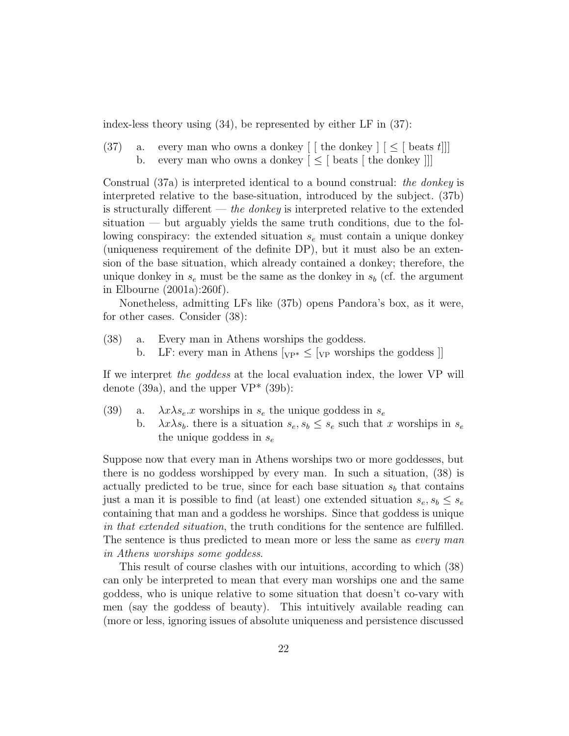index-less theory using (34), be represented by either LF in (37):

(37) a. every man who owns a donkey [ [ the donkey ] [ $\leq$ [ beats $t$]]]
 b. every man who owns a donkey [ $\leq$ [ beats [ the donkey ]]]

Construal (37a) is interpreted identical to a bound construal: *the donkey* is interpreted relative to the base-situation, introduced by the subject. (37b) is structurally different — *the donkey* is interpreted relative to the extended situation — but arguably yields the same truth conditions, due to the following conspiracy: the extended situation $s_e$ must contain a unique donkey (uniqueness requirement of the definite DP), but it must also be an extension of the base situation, which already contained a donkey; therefore, the unique donkey in $s_e$ must be the same as the donkey in $s_b$ (cf. the argument in Elbourne (2001a):260f).

Nonetheless, admitting LFs like (37b) opens Pandora's box, as it were, for other cases. Consider (38):

(38) a. Every man in Athens worships the goddess.
 b. LF: every man in Athens [$_{\text{VP*}}$ $\leq$ [$_{\text{VP}}$ worships the goddess ]]

If we interpret *the goddess* at the local evaluation index, the lower VP will denote (39a), and the upper VP* (39b):

(39) a. $\lambda x \lambda s_e . x$ worships in $s_e$ the unique goddess in $s_e$
 b. $\lambda x \lambda s_b$. there is a situation $s_e, s_b \leq s_e$ such that $x$ worships in $s_e$ the unique goddess in $s_e$

Suppose now that every man in Athens worships two or more goddesses, but there is no goddess worshipped by every man. In such a situation, (38) is actually predicted to be true, since for each base situation $s_b$ that contains just a man it is possible to find (at least) one extended situation $s_e, s_b \leq s_e$ containing that man and a goddess he worships. Since that goddess is unique *in that extended situation*, the truth conditions for the sentence are fulfilled. The sentence is thus predicted to mean more or less the same as *every man in Athens worships some goddess*.

This result of course clashes with our intuitions, according to which (38) can only be interpreted to mean that every man worships one and the same goddess, who is unique relative to some situation that doesn't co-vary with men (say the goddess of beauty). This intuitively available reading can (more or less, ignoring issues of absolute uniqueness and persistence discussed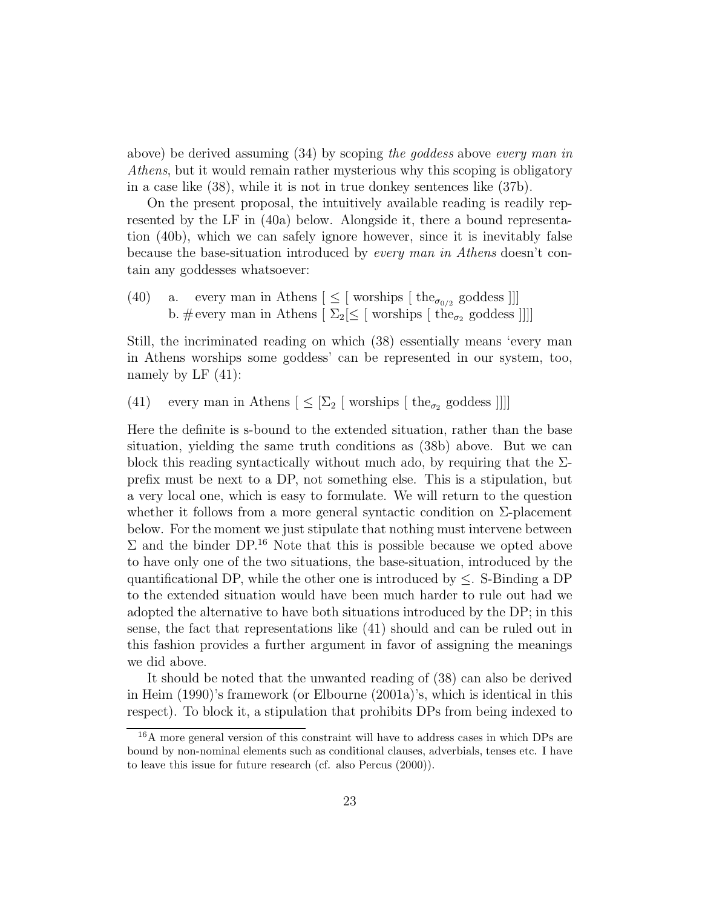above) be derived assuming (34) by scoping *the goddess* above *every man in Athens*, but it would remain rather mysterious why this scoping is obligatory in a case like (38), while it is not in true donkey sentences like (37b).

On the present proposal, the intuitively available reading is readily represented by the LF in (40a) below. Alongside it, there a bound representation (40b), which we can safely ignore however, since it is inevitably false because the base-situation introduced by *every man in Athens* doesn't contain any goddesses whatsoever:

(40) a. every man in Athens [ $\leq$ [ worships [ the$_{\sigma_{0/2}}$ goddess ]]]
b. #every man in Athens [ $\Sigma_2$[$\leq$ [ worships [ the$_{\sigma_2}$ goddess ]]]]

Still, the incriminated reading on which (38) essentially means 'every man in Athens worships some goddess' can be represented in our system, too, namely by LF (41):

(41) every man in Athens [ $\leq$ [$\Sigma_2$ [ worships [ the$_{\sigma_2}$ goddess ]]]]

Here the definite is s-bound to the extended situation, rather than the base situation, yielding the same truth conditions as (38b) above. But we can block this reading syntactically without much ado, by requiring that the $\Sigma$-prefix must be next to a DP, not something else. This is a stipulation, but a very local one, which is easy to formulate. We will return to the question whether it follows from a more general syntactic condition on $\Sigma$-placement below. For the moment we just stipulate that nothing must intervene between $\Sigma$ and the binder DP.[16] Note that this is possible because we opted above to have only one of the two situations, the base-situation, introduced by the quantificational DP, while the other one is introduced by $\leq$. S-Binding a DP to the extended situation would have been much harder to rule out had we adopted the alternative to have both situations introduced by the DP; in this sense, the fact that representations like (41) should and can be ruled out in this fashion provides a further argument in favor of assigning the meanings we did above.

It should be noted that the unwanted reading of (38) can also be derived in Heim (1990)'s framework (or Elbourne (2001a)'s, which is identical in this respect). To block it, a stipulation that prohibits DPs from being indexed to

[16] A more general version of this constraint will have to address cases in which DPs are bound by non-nominal elements such as conditional clauses, adverbials, tenses etc. I have to leave this issue for future research (cf. also Percus (2000)).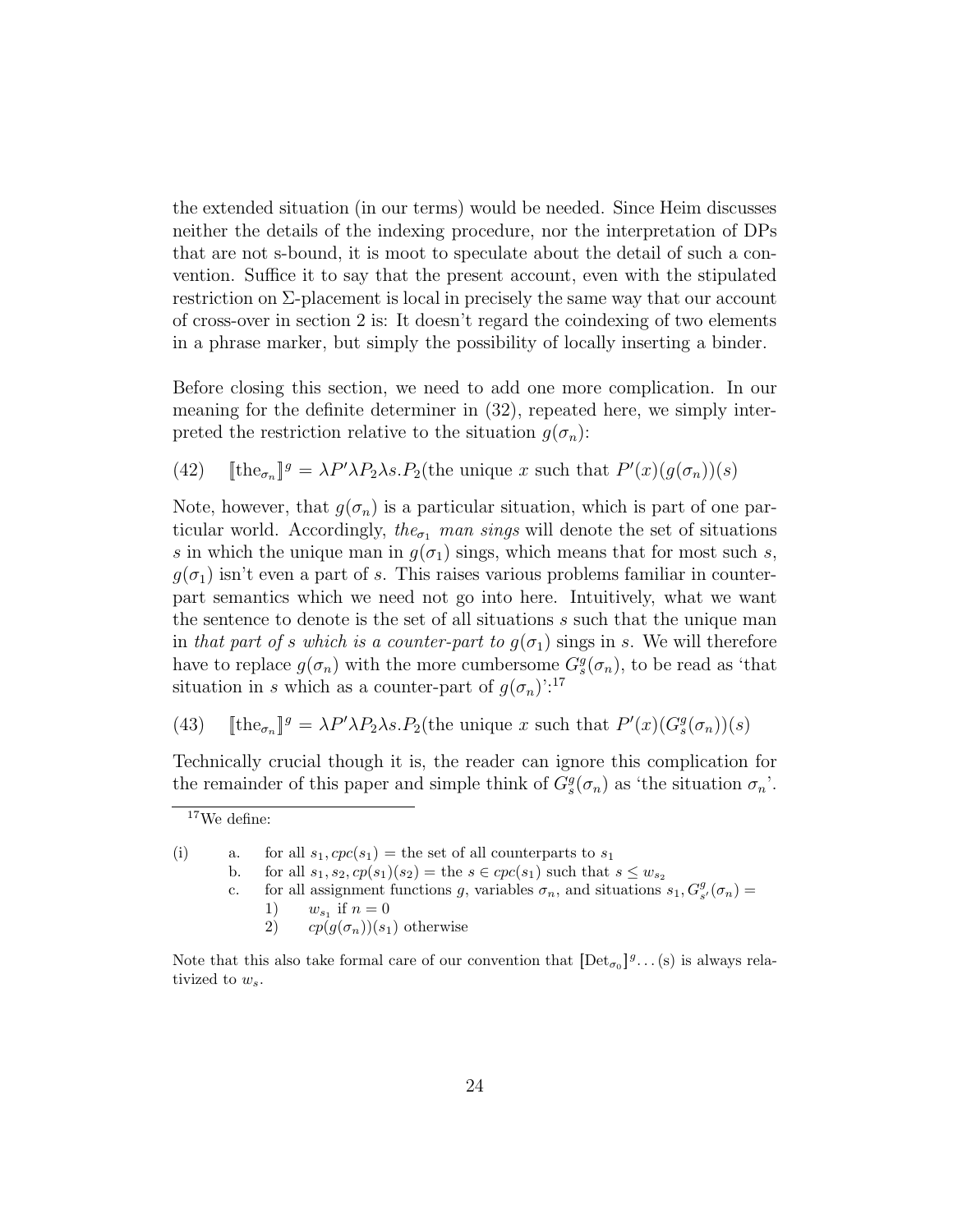the extended situation (in our terms) would be needed. Since Heim discusses neither the details of the indexing procedure, nor the interpretation of DPs that are not s-bound, it is moot to speculate about the detail of such a convention. Suffice it to say that the present account, even with the stipulated restriction on $\Sigma$-placement is local in precisely the same way that our account of cross-over in section 2 is: It doesn't regard the coindexing of two elements in a phrase marker, but simply the possibility of locally inserting a binder.

Before closing this section, we need to add one more complication. In our meaning for the definite determiner in (32), repeated here, we simply interpreted the restriction relative to the situation $g(\sigma_n)$:

(42) $[\![\text{the}_{\sigma_n}]\!]^g = \lambda P' \lambda P_2 \lambda s. P_2(\text{the unique } x \text{ such that } P'(x)(g(\sigma_n))(s)$

Note, however, that $g(\sigma_n)$ is a particular situation, which is part of one particular world. Accordingly, *the*$_{\sigma_1}$ *man sings* will denote the set of situations $s$ in which the unique man in $g(\sigma_1)$ sings, which means that for most such $s$, $g(\sigma_1)$ isn't even a part of $s$. This raises various problems familiar in counterpart semantics which we need not go into here. Intuitively, what we want the sentence to denote is the set of all situations $s$ such that the unique man in *that part of s which is a counter-part to* $g(\sigma_1)$ sings in $s$. We will therefore have to replace $g(\sigma_n)$ with the more cumbersome $G^g_s(\sigma_n)$, to be read as 'that situation in $s$ which as a counter-part of $g(\sigma_n)$':[17]

(43) $[\![\text{the}_{\sigma_n}]\!]^g = \lambda P' \lambda P_2 \lambda s. P_2(\text{the unique } x \text{ such that } P'(x)(G^g_s(\sigma_n))(s)$

Technically crucial though it is, the reader can ignore this complication for the remainder of this paper and simple think of $G^g_s(\sigma_n)$ as 'the situation $\sigma_n$'.

---

[17] We define:

(i) a. for all $s_1$, $cpc(s_1)$ = the set of all counterparts to $s_1$
   b. for all $s_1, s_2$, $cp(s_1)(s_2)$ = the $s \in cpc(s_1)$ such that $s \leq w_{s_2}$
   c. for all assignment functions $g$, variables $\sigma_n$, and situations $s_1$, $G^g_{s'}(\sigma_n)$ =
      1) $w_{s_1}$ if $n = 0$
      2) $cp(g(\sigma_n))(s_1)$ otherwise

Note that this also take formal care of our convention that $[\text{Det}_{\sigma_0}]^g \ldots (\text{s})$ is always relativized to $w_s$.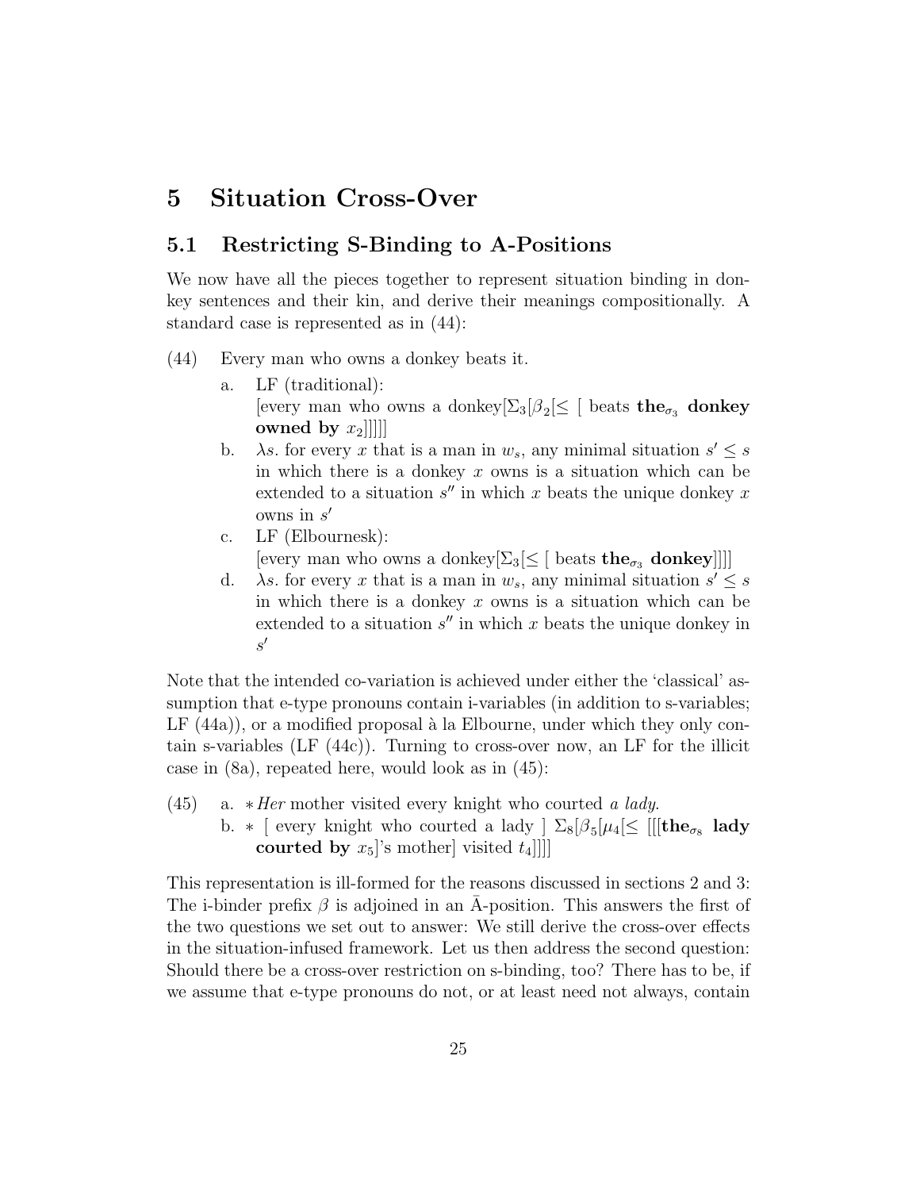# 5 Situation Cross-Over

## 5.1 Restricting S-Binding to A-Positions

We now have all the pieces together to represent situation binding in donkey sentences and their kin, and derive their meanings compositionally. A standard case is represented as in (44):

(44) Every man who owns a donkey beats it.

a. LF (traditional):
[every man who owns a donkey[$\Sigma_3$[$\beta_2$[$\leq$ [ beats $\textbf{the}_{\sigma_3}$ **donkey owned by** $x_2$]]]]]

b. $\lambda s$. for every $x$ that is a man in $w_s$, any minimal situation $s' \leq s$ in which there is a donkey $x$ owns is a situation which can be extended to a situation $s''$ in which $x$ beats the unique donkey $x$ owns in $s'$

c. LF (Elbournesk):
[every man who owns a donkey[$\Sigma_3$[$\leq$ [ beats $\textbf{the}_{\sigma_3}$ **donkey**]]]]

d. $\lambda s$. for every $x$ that is a man in $w_s$, any minimal situation $s' \leq s$ in which there is a donkey $x$ owns is a situation which can be extended to a situation $s''$ in which $x$ beats the unique donkey in $s'$

Note that the intended co-variation is achieved under either the 'classical' assumption that e-type pronouns contain i-variables (in addition to s-variables; LF (44a)), or a modified proposal à la Elbourne, under which they only contain s-variables (LF (44c)). Turning to cross-over now, an LF for the illicit case in (8a), repeated here, would look as in (45):

(45) a. \**Her* mother visited every knight who courted *a lady*.

b. \* [ every knight who courted a lady ] $\Sigma_8$[$\beta_5$[$\mu_4$[$\leq$ [[[$\textbf{the}_{\sigma_8}$ **lady courted by** $x_5$]'s mother] visited $t_4$]]]]

This representation is ill-formed for the reasons discussed in sections 2 and 3: The i-binder prefix $\beta$ is adjoined in an $\bar{\text{A}}$-position. This answers the first of the two questions we set out to answer: We still derive the cross-over effects in the situation-infused framework. Let us then address the second question: Should there be a cross-over restriction on s-binding, too? There has to be, if we assume that e-type pronouns do not, or at least need not always, contain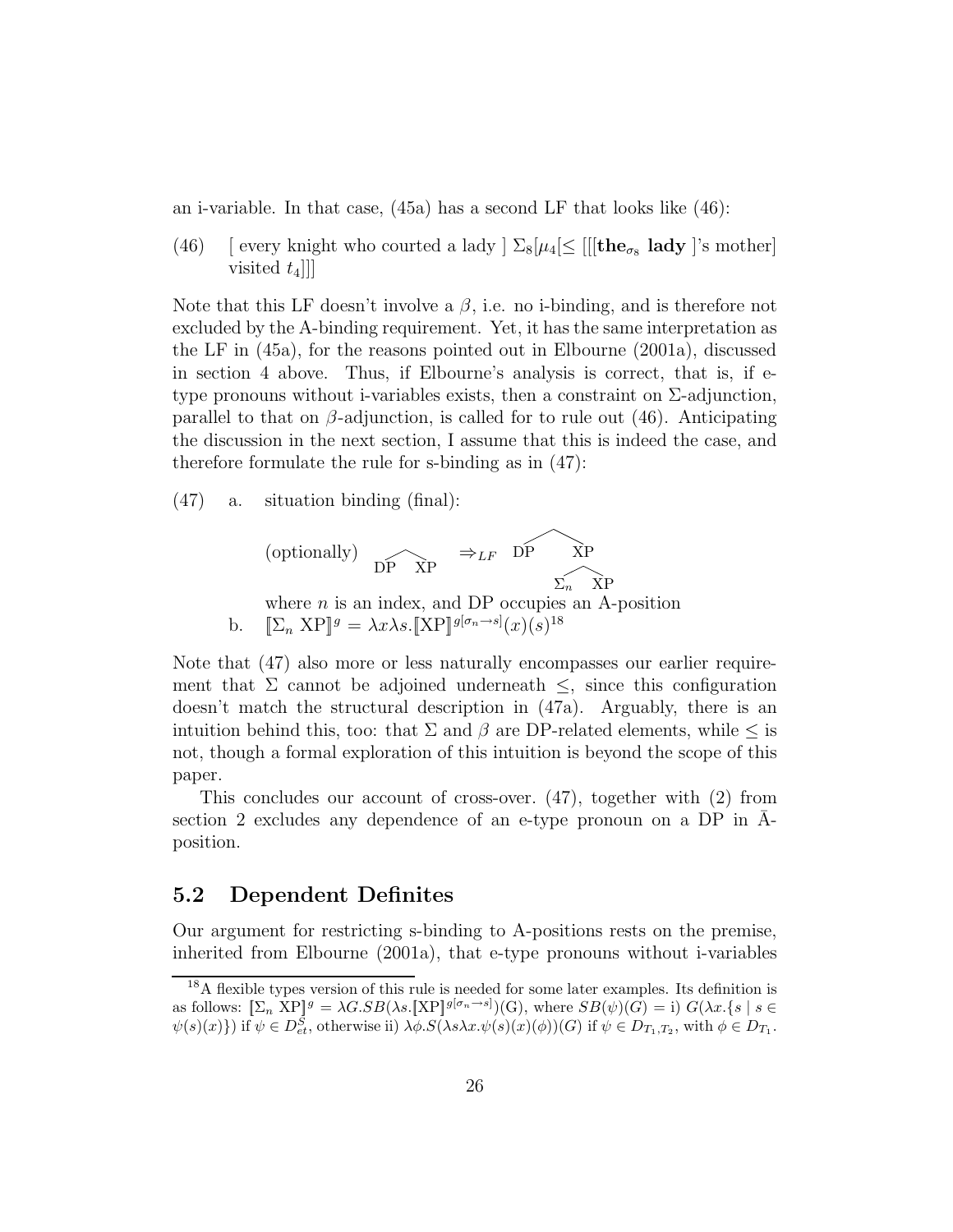an i-variable. In that case, (45a) has a second LF that looks like (46):

(46) [ every knight who courted a lady ] $\Sigma_8[\mu_4[\leq$ [[[**the**$_{\sigma_8}$ **lady** ]'s mother] visited $t_4$]]]

Note that this LF doesn't involve a $\beta$, i.e. no i-binding, and is therefore not excluded by the A-binding requirement. Yet, it has the same interpretation as the LF in (45a), for the reasons pointed out in Elbourne (2001a), discussed in section 4 above. Thus, if Elbourne's analysis is correct, that is, if e-type pronouns without i-variables exists, then a constraint on $\Sigma$-adjunction, parallel to that on $\beta$-adjunction, is called for to rule out (46). Anticipating the discussion in the next section, I assume that this is indeed the case, and therefore formulate the rule for s-binding as in (47):

(47) a. situation binding (final):

(optionally) [DP XP] $\Rightarrow_{LF}$ [DP [$\Sigma_n$ XP]]

where $n$ is an index, and DP occupies an A-position

b. $[\![\Sigma_n \text{ XP}]\!]^g = \lambda x \lambda s.[\![\text{XP}]\!]^{g[\sigma_n \to s]}(x)(s)$[18]

Note that (47) also more or less naturally encompasses our earlier requirement that $\Sigma$ cannot be adjoined underneath $\leq$, since this configuration doesn't match the structural description in (47a). Arguably, there is an intuition behind this, too: that $\Sigma$ and $\beta$ are DP-related elements, while $\leq$ is not, though a formal exploration of this intuition is beyond the scope of this paper.

This concludes our account of cross-over. (47), together with (2) from section 2 excludes any dependence of an e-type pronoun on a DP in $\bar{\text{A}}$-position.

## 5.2 Dependent Definites

Our argument for restricting s-binding to A-positions rests on the premise, inherited from Elbourne (2001a), that e-type pronouns without i-variables

[18] A flexible types version of this rule is needed for some later examples. Its definition is as follows: $[\![\Sigma_n \text{ XP}]\!]^g = \lambda G.SB(\lambda s.[\![\text{XP}]\!]^{g[\sigma_n \to s]})(\text{G})$, where $SB(\psi)(G) =$ i) $G(\lambda x.\{s \mid s \in \psi(s)(x)\})$ if $\psi \in D^S_{et}$, otherwise ii) $\lambda \phi.S(\lambda s \lambda x.\psi(s)(x)(\phi))(G)$ if $\psi \in D_{T_1,T_2}$, with $\phi \in D_{T_1}$.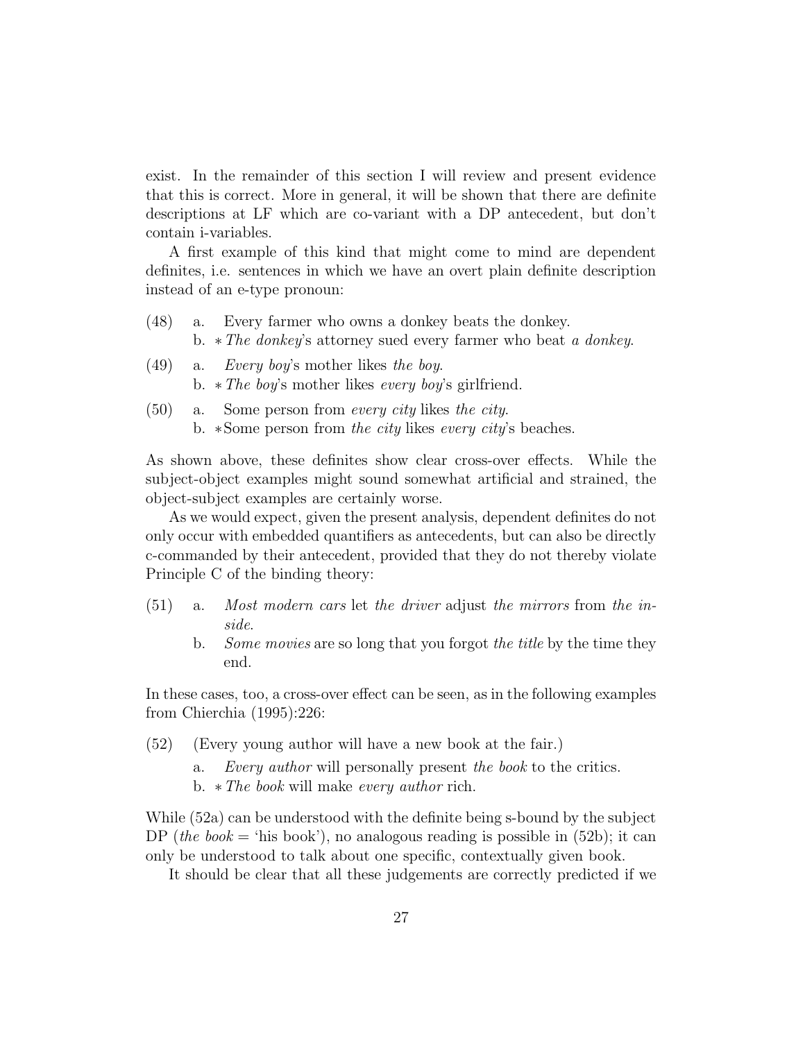exist. In the remainder of this section I will review and present evidence that this is correct. More in general, it will be shown that there are definite descriptions at LF which are co-variant with a DP antecedent, but don't contain i-variables.

A first example of this kind that might come to mind are dependent definites, i.e. sentences in which we have an overt plain definite description instead of an e-type pronoun:

(48) a. Every farmer who owns a donkey beats the donkey.
 b. ∗*The donkey*'s attorney sued every farmer who beat *a donkey*.

(49) a. *Every boy*'s mother likes *the boy*.
 b. ∗*The boy*'s mother likes *every boy*'s girlfriend.

(50) a. Some person from *every city* likes *the city*.
 b. ∗Some person from *the city* likes *every city*'s beaches.

As shown above, these definites show clear cross-over effects. While the subject-object examples might sound somewhat artificial and strained, the object-subject examples are certainly worse.

As we would expect, given the present analysis, dependent definites do not only occur with embedded quantifiers as antecedents, but can also be directly c-commanded by their antecedent, provided that they do not thereby violate Principle C of the binding theory:

(51) a. *Most modern cars* let *the driver* adjust *the mirrors* from *the inside*.
 b. *Some movies* are so long that you forgot *the title* by the time they end.

In these cases, too, a cross-over effect can be seen, as in the following examples from Chierchia (1995):226:

(52) (Every young author will have a new book at the fair.)
 a. *Every author* will personally present *the book* to the critics.
 b. ∗*The book* will make *every author* rich.

While (52a) can be understood with the definite being s-bound by the subject DP (*the book* = 'his book'), no analogous reading is possible in (52b); it can only be understood to talk about one specific, contextually given book.

It should be clear that all these judgements are correctly predicted if we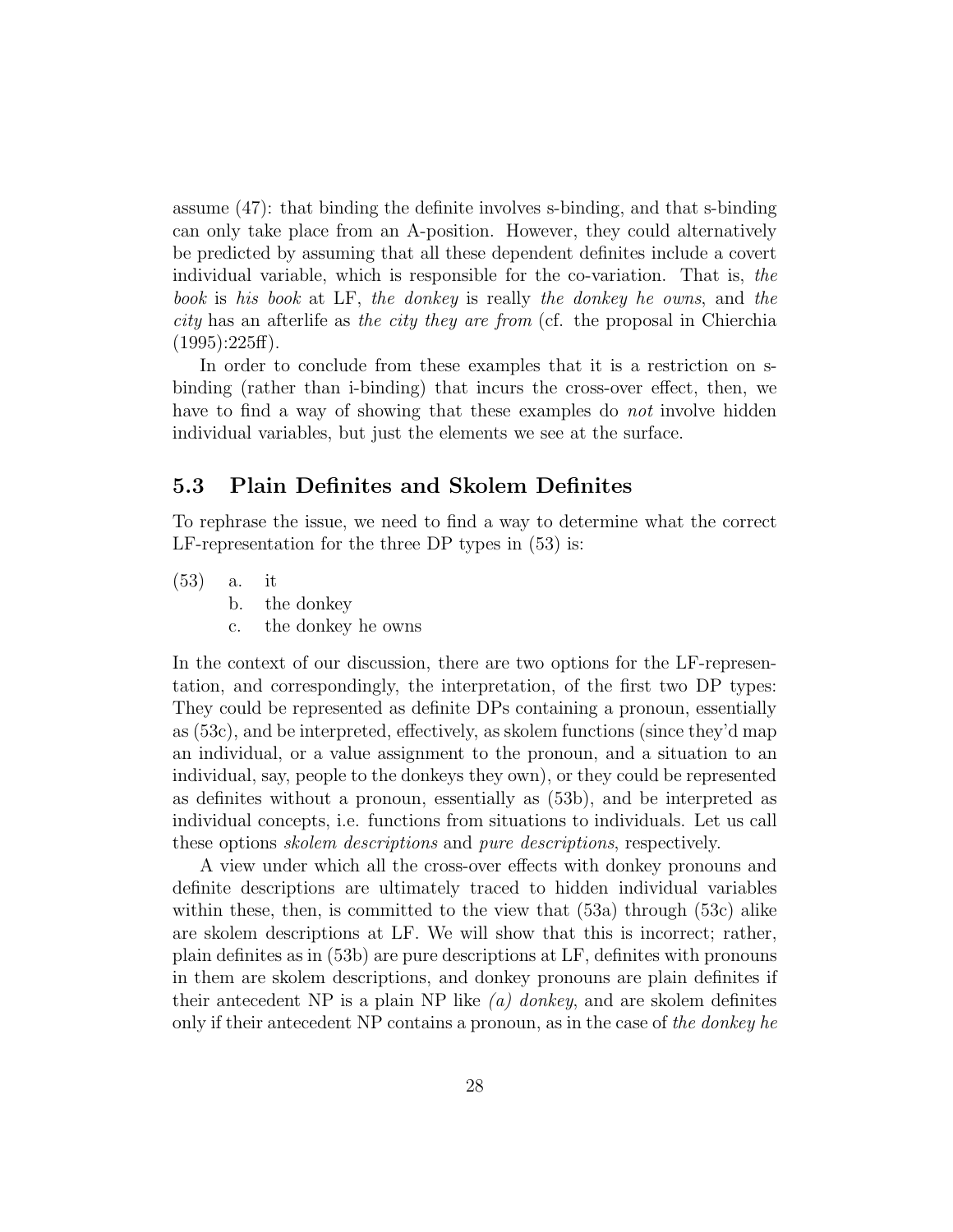assume (47): that binding the definite involves s-binding, and that s-binding can only take place from an A-position. However, they could alternatively be predicted by assuming that all these dependent definites include a covert individual variable, which is responsible for the co-variation. That is, *the book* is *his book* at LF, *the donkey* is really *the donkey he owns*, and *the city* has an afterlife as *the city they are from* (cf. the proposal in Chierchia (1995):225ff).

In order to conclude from these examples that it is a restriction on s-binding (rather than i-binding) that incurs the cross-over effect, then, we have to find a way of showing that these examples do *not* involve hidden individual variables, but just the elements we see at the surface.

## 5.3 Plain Definites and Skolem Definites

To rephrase the issue, we need to find a way to determine what the correct LF-representation for the three DP types in (53) is:

(53) a. it
  b. the donkey
  c. the donkey he owns

In the context of our discussion, there are two options for the LF-representation, and correspondingly, the interpretation, of the first two DP types: They could be represented as definite DPs containing a pronoun, essentially as (53c), and be interpreted, effectively, as skolem functions (since they'd map an individual, or a value assignment to the pronoun, and a situation to an individual, say, people to the donkeys they own), or they could be represented as definites without a pronoun, essentially as (53b), and be interpreted as individual concepts, i.e. functions from situations to individuals. Let us call these options *skolem descriptions* and *pure descriptions*, respectively.

A view under which all the cross-over effects with donkey pronouns and definite descriptions are ultimately traced to hidden individual variables within these, then, is committed to the view that (53a) through (53c) alike are skolem descriptions at LF. We will show that this is incorrect; rather, plain definites as in (53b) are pure descriptions at LF, definites with pronouns in them are skolem descriptions, and donkey pronouns are plain definites if their antecedent NP is a plain NP like *(a) donkey*, and are skolem definites only if their antecedent NP contains a pronoun, as in the case of *the donkey he*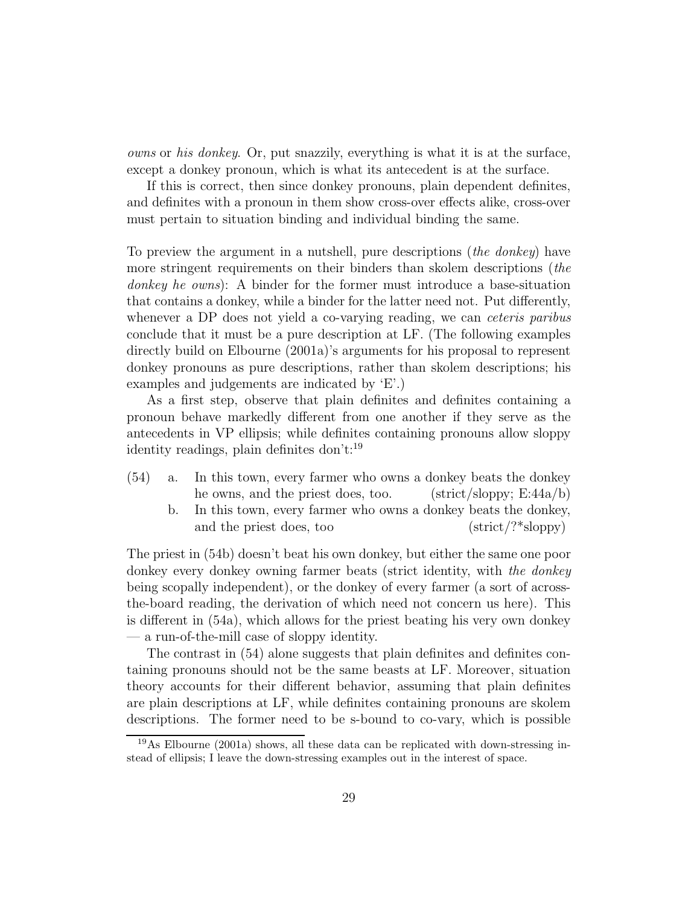*owns* or *his donkey*. Or, put snazzily, everything is what it is at the surface, except a donkey pronoun, which is what its antecedent is at the surface.

If this is correct, then since donkey pronouns, plain dependent definites, and definites with a pronoun in them show cross-over effects alike, cross-over must pertain to situation binding and individual binding the same.

To preview the argument in a nutshell, pure descriptions (*the donkey*) have more stringent requirements on their binders than skolem descriptions (*the donkey he owns*): A binder for the former must introduce a base-situation that contains a donkey, while a binder for the latter need not. Put differently, whenever a DP does not yield a co-varying reading, we can *ceteris paribus* conclude that it must be a pure description at LF. (The following examples directly build on Elbourne (2001a)'s arguments for his proposal to represent donkey pronouns as pure descriptions, rather than skolem descriptions; his examples and judgements are indicated by 'E'.)

As a first step, observe that plain definites and definites containing a pronoun behave markedly different from one another if they serve as the antecedents in VP ellipsis; while definites containing pronouns allow sloppy identity readings, plain definites don't:[19]

(54) a. In this town, every farmer who owns a donkey beats the donkey he owns, and the priest does, too. (strict/sloppy; E:44a/b)

b. In this town, every farmer who owns a donkey beats the donkey, and the priest does, too (strict/?*sloppy)

The priest in (54b) doesn't beat his own donkey, but either the same one poor donkey every donkey owning farmer beats (strict identity, with *the donkey* being scopally independent), or the donkey of every farmer (a sort of across-the-board reading, the derivation of which need not concern us here). This is different in (54a), which allows for the priest beating his very own donkey — a run-of-the-mill case of sloppy identity.

The contrast in (54) alone suggests that plain definites and definites containing pronouns should not be the same beasts at LF. Moreover, situation theory accounts for their different behavior, assuming that plain definites are plain descriptions at LF, while definites containing pronouns are skolem descriptions. The former need to be s-bound to co-vary, which is possible

[19] As Elbourne (2001a) shows, all these data can be replicated with down-stressing instead of ellipsis; I leave the down-stressing examples out in the interest of space.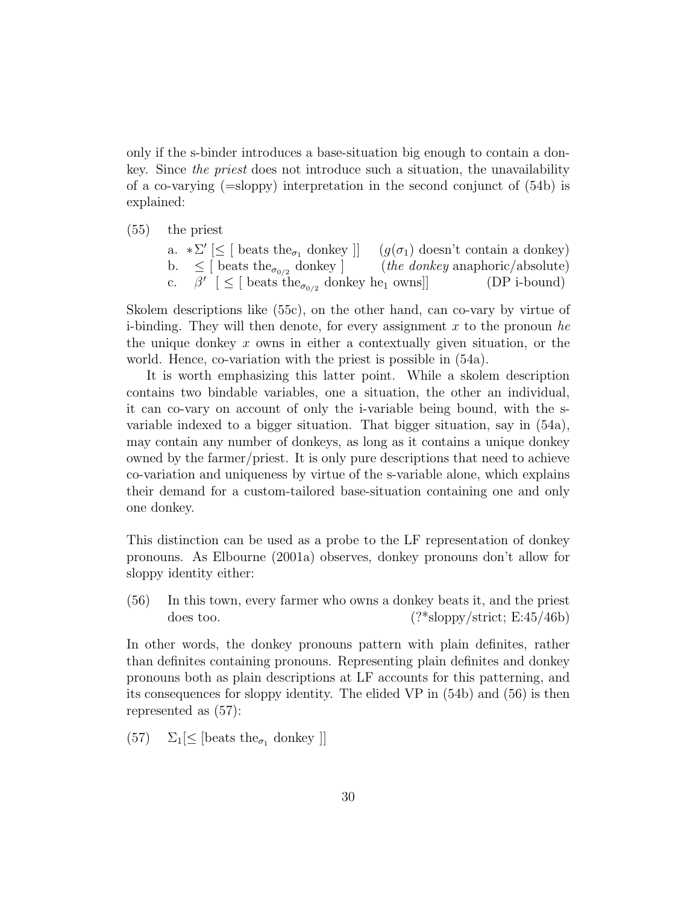only if the s-binder introduces a base-situation big enough to contain a donkey. Since *the priest* does not introduce such a situation, the unavailability of a co-varying (=sloppy) interpretation in the second conjunct of (54b) is explained:

(55) the priest

a. $*\Sigma'$ [$\leq$ [ beats the$_{\sigma_1}$ donkey ]] ($g(\sigma_1)$ doesn't contain a donkey)

b. $\leq$ [ beats the$_{\sigma_{0/2}}$ donkey ] (*the donkey* anaphoric/absolute)

c. $\beta'$ [ $\leq$ [ beats the$_{\sigma_{0/2}}$ donkey he$_1$ owns]] (DP i-bound)

Skolem descriptions like (55c), on the other hand, can co-vary by virtue of i-binding. They will then denote, for every assignment $x$ to the pronoun *he* the unique donkey $x$ owns in either a contextually given situation, or the world. Hence, co-variation with the priest is possible in (54a).

It is worth emphasizing this latter point. While a skolem description contains two bindable variables, one a situation, the other an individual, it can co-vary on account of only the i-variable being bound, with the s-variable indexed to a bigger situation. That bigger situation, say in (54a), may contain any number of donkeys, as long as it contains a unique donkey owned by the farmer/priest. It is only pure descriptions that need to achieve co-variation and uniqueness by virtue of the s-variable alone, which explains their demand for a custom-tailored base-situation containing one and only one donkey.

This distinction can be used as a probe to the LF representation of donkey pronouns. As Elbourne (2001a) observes, donkey pronouns don't allow for sloppy identity either:

(56) In this town, every farmer who owns a donkey beats it, and the priest does too. (?*sloppy/strict; E:45/46b)

In other words, the donkey pronouns pattern with plain definites, rather than definites containing pronouns. Representing plain definites and donkey pronouns both as plain descriptions at LF accounts for this patterning, and its consequences for sloppy identity. The elided VP in (54b) and (56) is then represented as (57):

(57) $\Sigma_1$[$\leq$ [beats the$_{\sigma_1}$ donkey ]]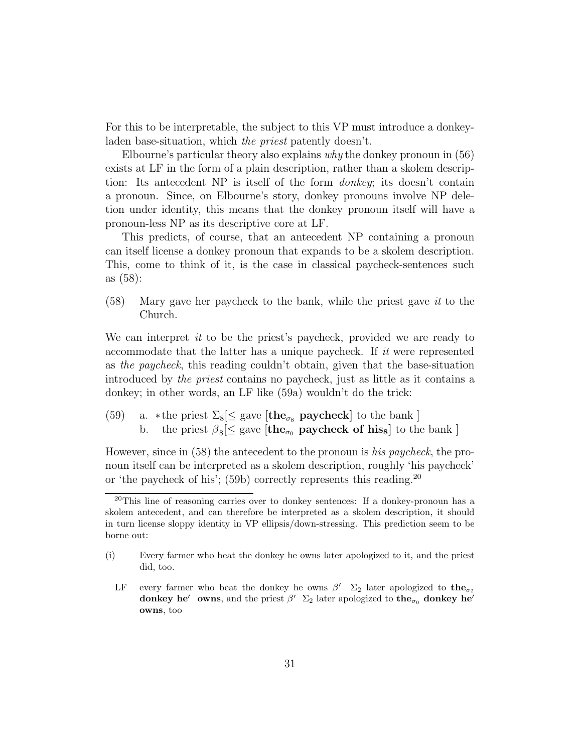For this to be interpretable, the subject to this VP must introduce a donkey-laden base-situation, which *the priest* patently doesn't.

Elbourne's particular theory also explains *why* the donkey pronoun in (56) exists at LF in the form of a plain description, rather than a skolem description: Its antecedent NP is itself of the form *donkey*; its doesn't contain a pronoun. Since, on Elbourne's story, donkey pronouns involve NP deletion under identity, this means that the donkey pronoun itself will have a pronoun-less NP as its descriptive core at LF.

This predicts, of course, that an antecedent NP containing a pronoun can itself license a donkey pronoun that expands to be a skolem description. This, come to think of it, is the case in classical paycheck-sentences such as (58):

(58) Mary gave her paycheck to the bank, while the priest gave *it* to the Church.

We can interpret *it* to be the priest's paycheck, provided we are ready to accommodate that the latter has a unique paycheck. If *it* were represented as *the paycheck*, this reading couldn't obtain, given that the base-situation introduced by *the priest* contains no paycheck, just as little as it contains a donkey; in other words, an LF like (59a) wouldn't do the trick:

(59) a. *the priest $\Sigma_8[\leq$ gave [$\mathbf{the}_{\sigma_8}$ **paycheck**] to the bank ]
b. the priest $\beta_8[\leq$ gave [$\mathbf{the}_{\sigma_0}$ **paycheck of** $\mathbf{his_8}$] to the bank ]

However, since in (58) the antecedent to the pronoun is *his paycheck*, the pronoun itself can be interpreted as a skolem description, roughly 'his paycheck' or 'the paycheck of his'; (59b) correctly represents this reading.[20]

[20] This line of reasoning carries over to donkey sentences: If a donkey-pronoun has a skolem antecedent, and can therefore be interpreted as a skolem description, it should in turn license sloppy identity in VP ellipsis/down-stressing. This prediction seem to be borne out:

(i) Every farmer who beat the donkey he owns later apologized to it, and the priest did, too.

LF every farmer who beat the donkey he owns $\beta'$ $\Sigma_2$ later apologized to $\mathbf{the}_{\sigma_2}$ **donkey he$'$ owns**, and the priest $\beta'$ $\Sigma_2$ later apologized to $\mathbf{the}_{\sigma_0}$ **donkey he$'$ owns**, too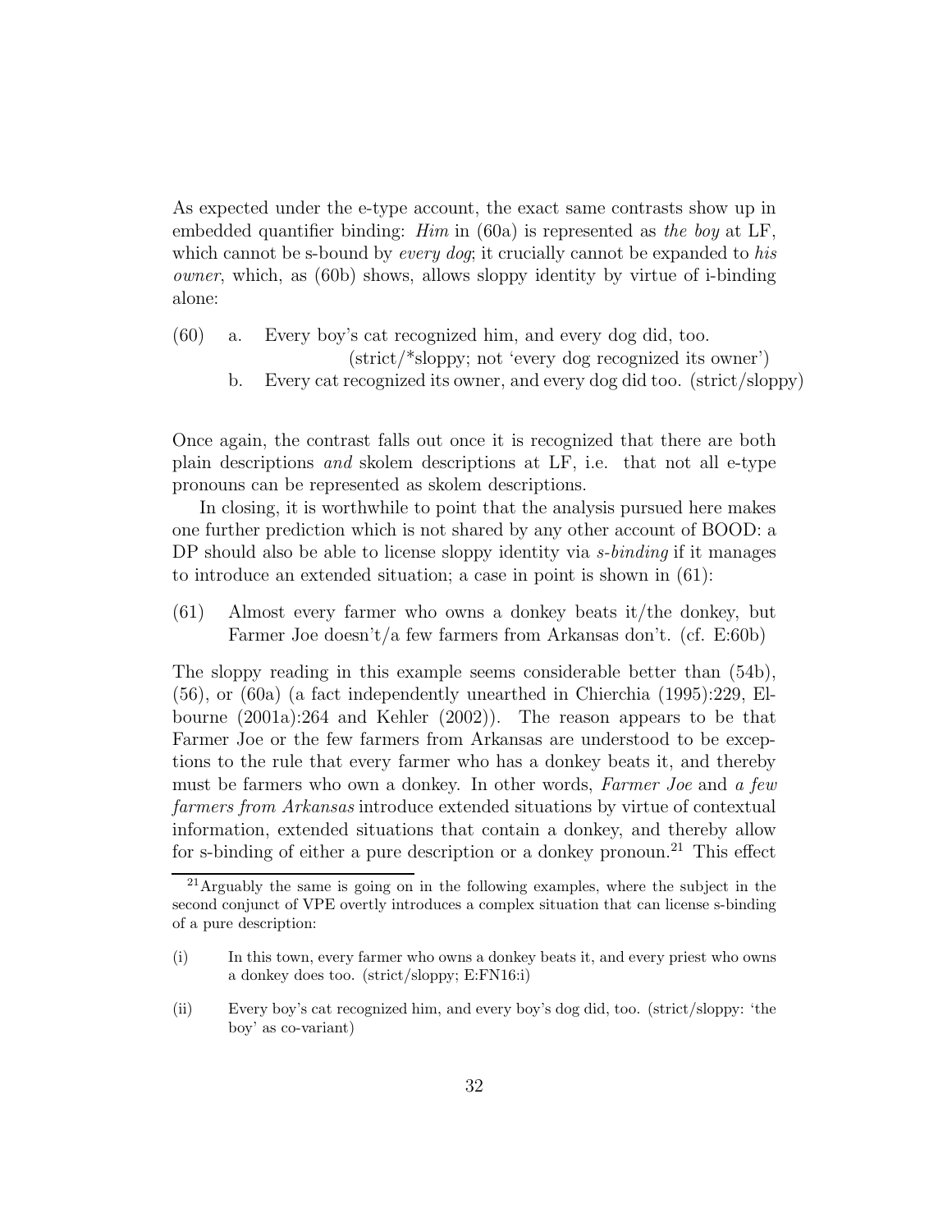As expected under the e-type account, the exact same contrasts show up in embedded quantifier binding: *Him* in (60a) is represented as *the boy* at LF, which cannot be s-bound by *every dog*; it crucially cannot be expanded to *his owner*, which, as (60b) shows, allows sloppy identity by virtue of i-binding alone:

(60) a. Every boy's cat recognized him, and every dog did, too.
(strict/*sloppy; not 'every dog recognized its owner')

b. Every cat recognized its owner, and every dog did too. (strict/sloppy)

Once again, the contrast falls out once it is recognized that there are both plain descriptions *and* skolem descriptions at LF, i.e. that not all e-type pronouns can be represented as skolem descriptions.

In closing, it is worthwhile to point that the analysis pursued here makes one further prediction which is not shared by any other account of BOOD: a DP should also be able to license sloppy identity via *s-binding* if it manages to introduce an extended situation; a case in point is shown in (61):

(61) Almost every farmer who owns a donkey beats it/the donkey, but Farmer Joe doesn't/a few farmers from Arkansas don't. (cf. E:60b)

The sloppy reading in this example seems considerable better than (54b), (56), or (60a) (a fact independently unearthed in Chierchia (1995):229, Elbourne (2001a):264 and Kehler (2002)). The reason appears to be that Farmer Joe or the few farmers from Arkansas are understood to be exceptions to the rule that every farmer who has a donkey beats it, and thereby must be farmers who own a donkey. In other words, *Farmer Joe* and *a few farmers from Arkansas* introduce extended situations by virtue of contextual information, extended situations that contain a donkey, and thereby allow for s-binding of either a pure description or a donkey pronoun.[21] This effect

[21] Arguably the same is going on in the following examples, where the subject in the second conjunct of VPE overtly introduces a complex situation that can license s-binding of a pure description:

(i) In this town, every farmer who owns a donkey beats it, and every priest who owns a donkey does too. (strict/sloppy; E:FN16:i)

(ii) Every boy's cat recognized him, and every boy's dog did, too. (strict/sloppy: 'the boy' as co-variant)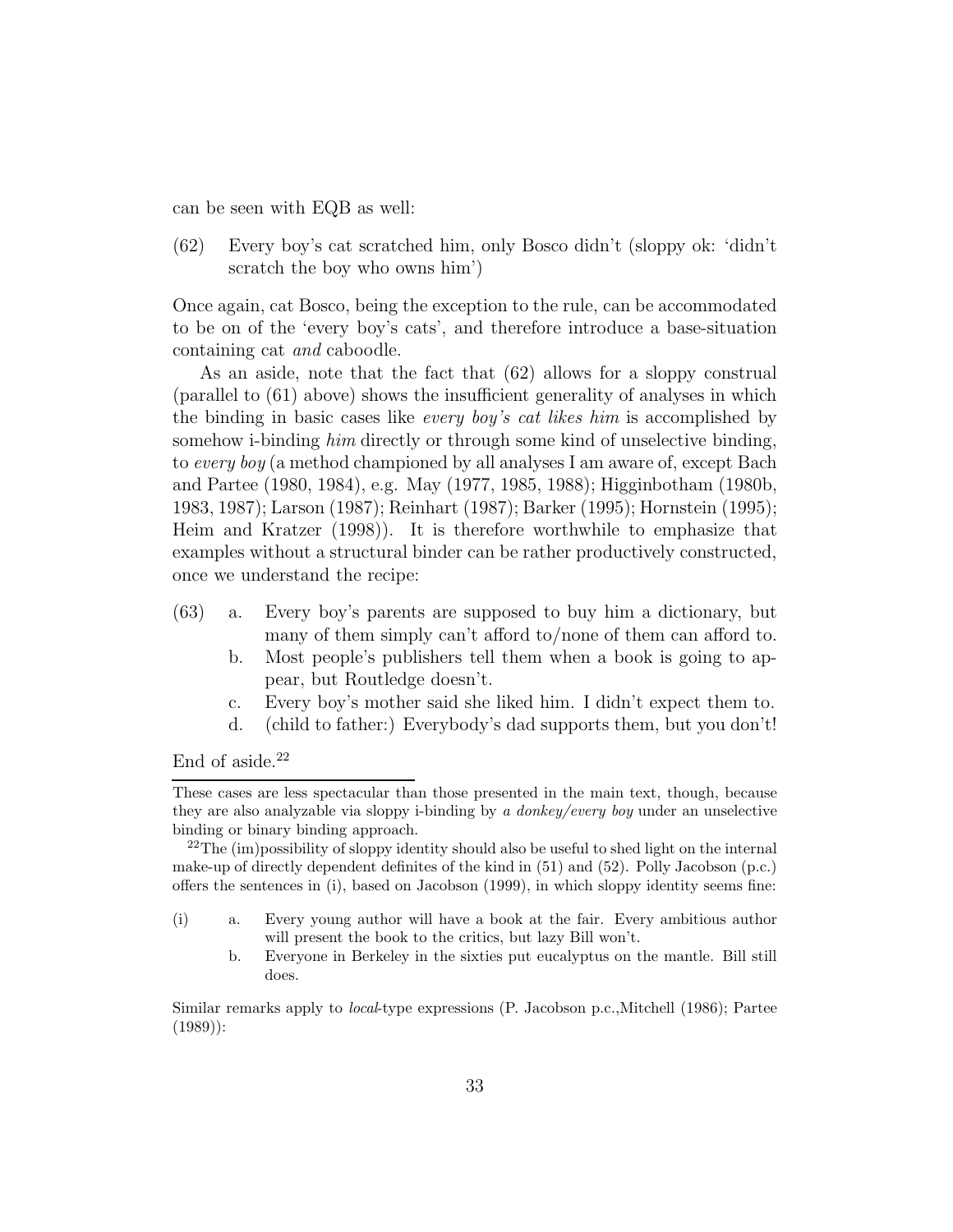can be seen with EQB as well:

(62) Every boy's cat scratched him, only Bosco didn't (sloppy ok: 'didn't scratch the boy who owns him')

Once again, cat Bosco, being the exception to the rule, can be accommodated to be on of the 'every boy's cats', and therefore introduce a base-situation containing cat *and* caboodle.

As an aside, note that the fact that (62) allows for a sloppy construal (parallel to (61) above) shows the insufficient generality of analyses in which the binding in basic cases like *every boy's cat likes him* is accomplished by somehow i-binding *him* directly or through some kind of unselective binding, to *every boy* (a method championed by all analyses I am aware of, except Bach and Partee (1980, 1984), e.g. May (1977, 1985, 1988); Higginbotham (1980b, 1983, 1987); Larson (1987); Reinhart (1987); Barker (1995); Hornstein (1995); Heim and Kratzer (1998)). It is therefore worthwhile to emphasize that examples without a structural binder can be rather productively constructed, once we understand the recipe:

(63) a. Every boy's parents are supposed to buy him a dictionary, but many of them simply can't afford to/none of them can afford to.
b. Most people's publishers tell them when a book is going to appear, but Routledge doesn't.
c. Every boy's mother said she liked him. I didn't expect them to.
d. (child to father:) Everybody's dad supports them, but you don't!

End of aside.[22]

---

These cases are less spectacular than those presented in the main text, though, because they are also analyzable via sloppy i-binding by *a donkey/every boy* under an unselective binding or binary binding approach.

[22] The (im)possibility of sloppy identity should also be useful to shed light on the internal make-up of directly dependent definites of the kind in (51) and (52). Polly Jacobson (p.c.) offers the sentences in (i), based on Jacobson (1999), in which sloppy identity seems fine:

(i) a. Every young author will have a book at the fair. Every ambitious author will present the book to the critics, but lazy Bill won't.
b. Everyone in Berkeley in the sixties put eucalyptus on the mantle. Bill still does.

Similar remarks apply to *local*-type expressions (P. Jacobson p.c.,Mitchell (1986); Partee (1989)):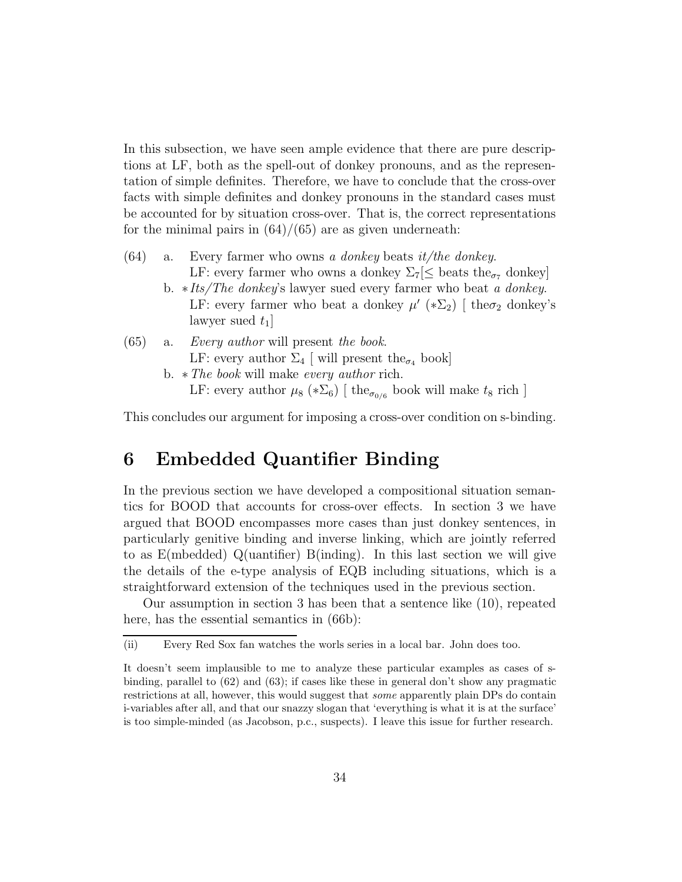In this subsection, we have seen ample evidence that there are pure descriptions at LF, both as the spell-out of donkey pronouns, and as the representation of simple definites. Therefore, we have to conclude that the cross-over facts with simple definites and donkey pronouns in the standard cases must be accounted for by situation cross-over. That is, the correct representations for the minimal pairs in (64)/(65) are as given underneath:

(64) a. Every farmer who owns *a donkey* beats *it/the donkey*.
LF: every farmer who owns a donkey $\Sigma_7$[$\leq$ beats the$_{\sigma_7}$ donkey]

b. $*$*Its/The donkey*'s lawyer sued every farmer who beat *a donkey*.
LF: every farmer who beat a donkey $\mu'$ ($*\Sigma_2$) [ the$\sigma_2$ donkey's lawyer sued $t_1$]

(65) a. *Every author* will present *the book*.
LF: every author $\Sigma_4$ [ will present the$_{\sigma_4}$ book]

b. $*$*The book* will make *every author* rich.
LF: every author $\mu_8$ ($*\Sigma_6$) [ the$_{\sigma_{0/6}}$ book will make $t_8$ rich ]

This concludes our argument for imposing a cross-over condition on s-binding.

# 6 Embedded Quantifier Binding

In the previous section we have developed a compositional situation semantics for BOOD that accounts for cross-over effects. In section 3 we have argued that BOOD encompasses more cases than just donkey sentences, in particularly genitive binding and inverse linking, which are jointly referred to as E(mbedded) Q(uantifier) B(inding). In this last section we will give the details of the e-type analysis of EQB including situations, which is a straightforward extension of the techniques used in the previous section.

Our assumption in section 3 has been that a sentence like (10), repeated here, has the essential semantics in (66b):

---

(ii) Every Red Sox fan watches the worls series in a local bar. John does too.

It doesn't seem implausible to me to analyze these particular examples as cases of s-binding, parallel to (62) and (63); if cases like these in general don't show any pragmatic restrictions at all, however, this would suggest that *some* apparently plain DPs do contain i-variables after all, and that our snazzy slogan that 'everything is what it is at the surface' is too simple-minded (as Jacobson, p.c., suspects). I leave this issue for further research.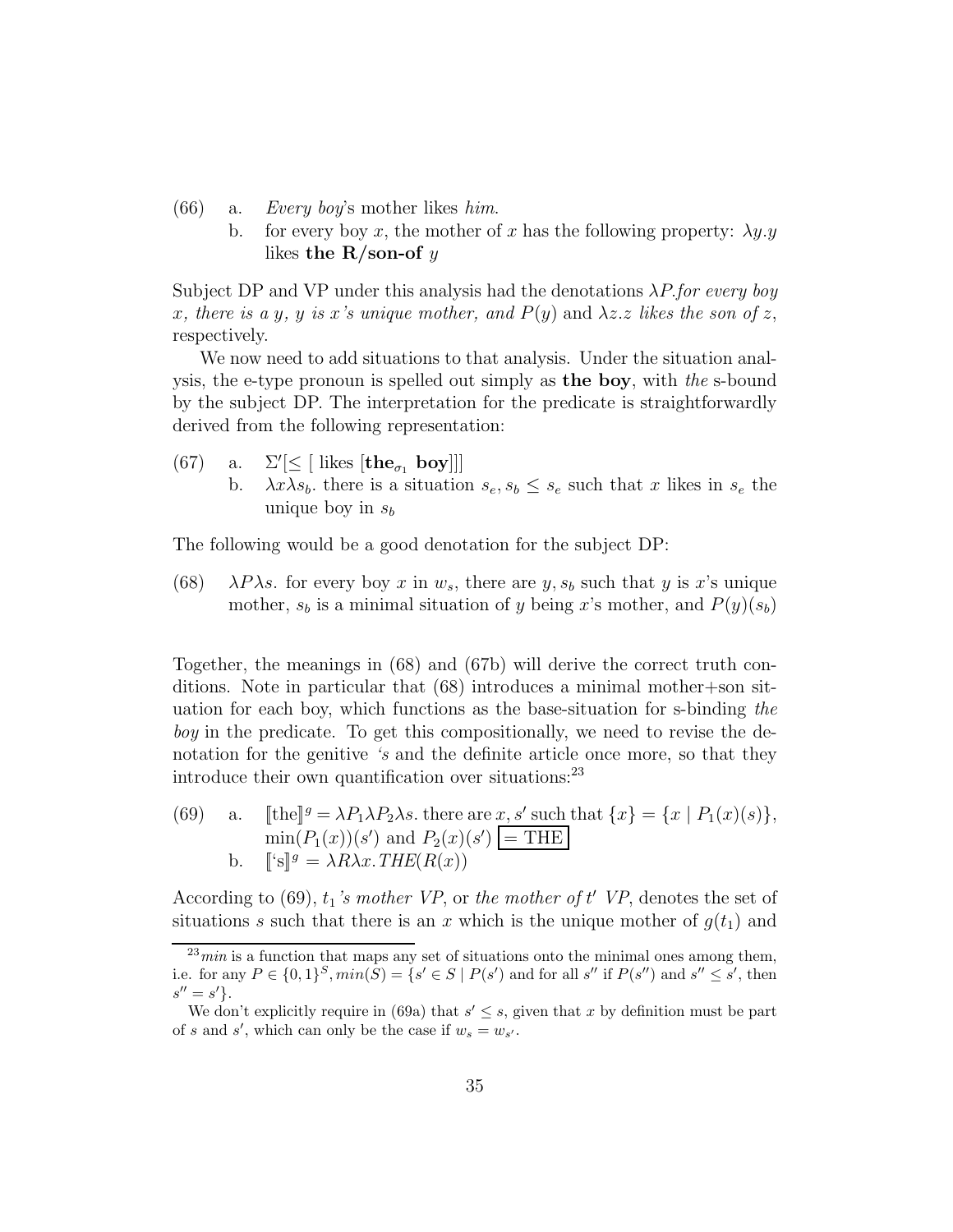(66) a. *Every boy*'s mother likes *him*.

b. for every boy $x$, the mother of $x$ has the following property: $\lambda y.y$ likes **the R/son-of** $y$

Subject DP and VP under this analysis had the denotations $\lambda P$.*for every boy $x$, there is a $y$, $y$ is $x$'s unique mother, and $P(y)$* and $\lambda z.z$ *likes the son of $z$*, respectively.

We now need to add situations to that analysis. Under the situation analysis, the e-type pronoun is spelled out simply as **the boy**, with *the* s-bound by the subject DP. The interpretation for the predicate is straightforwardly derived from the following representation:

(67) a. $\Sigma'[\leq$ [ likes [$\mathbf{the}_{\sigma_1}$ **boy**]]]

b. $\lambda x \lambda s_b$. there is a situation $s_e, s_b \leq s_e$ such that $x$ likes in $s_e$ the unique boy in $s_b$

The following would be a good denotation for the subject DP:

(68) $\lambda P \lambda s$. for every boy $x$ in $w_s$, there are $y, s_b$ such that $y$ is $x$'s unique mother, $s_b$ is a minimal situation of $y$ being $x$'s mother, and $P(y)(s_b)$

Together, the meanings in (68) and (67b) will derive the correct truth conditions. Note in particular that (68) introduces a minimal mother+son situation for each boy, which functions as the base-situation for s-binding *the boy* in the predicate. To get this compositionally, we need to revise the denotation for the genitive *'s* and the definite article once more, so that they introduce their own quantification over situations:[23]

(69) a. $[\![\text{the}]\!]^g = \lambda P_1 \lambda P_2 \lambda s$. there are $x, s'$ such that $\{x\} = \{x \mid P_1(x)(s)\}$, $\min(P_1(x))(s')$ and $P_2(x)(s')$ $\boxed{= \text{THE}}$

b. $[\![\text{'s}]\!]^g = \lambda R \lambda x.THE(R(x))$

According to (69), $t_1$*'s mother VP*, or *the mother of $t'$ VP*, denotes the set of situations $s$ such that there is an $x$ which is the unique mother of $g(t_1)$ and

---

[23] *min* is a function that maps any set of situations onto the minimal ones among them, i.e. for any $P \in \{0,1\}^S$, $min(S) = \{s' \in S \mid P(s')$ and for all $s''$ if $P(s'')$ and $s'' \leq s'$, then $s'' = s'\}$.

We don't explicitly require in (69a) that $s' \leq s$, given that $x$ by definition must be part of $s$ and $s'$, which can only be the case if $w_s = w_{s'}$.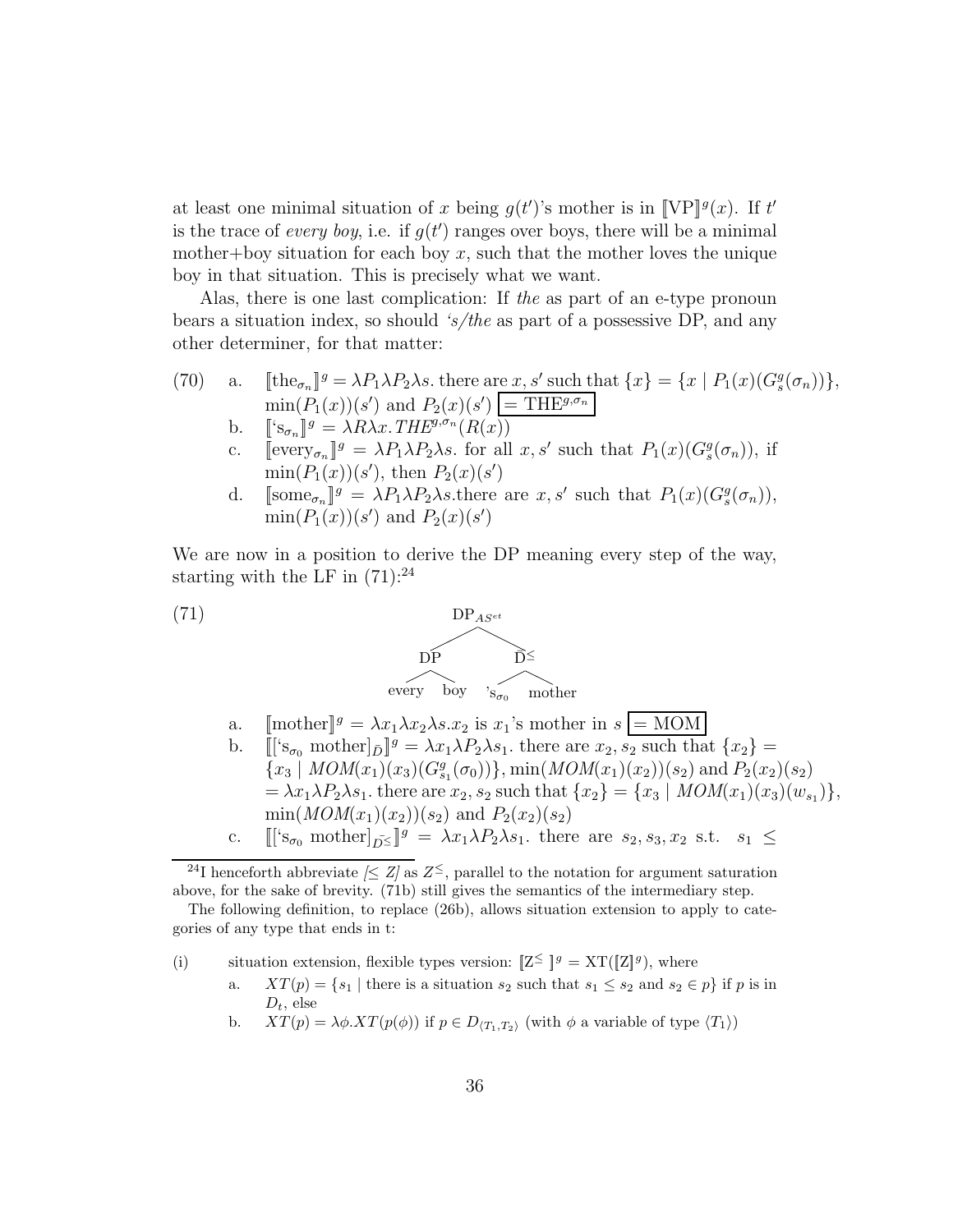at least one minimal situation of $x$ being $g(t')$'s mother is in $[\![\text{VP}]\!]^g(x)$. If $t'$ is the trace of *every boy*, i.e. if $g(t')$ ranges over boys, there will be a minimal mother+boy situation for each boy $x$, such that the mother loves the unique boy in that situation. This is precisely what we want.

Alas, there is one last complication: If *the* as part of an e-type pronoun bears a situation index, so should *'s/the* as part of a possessive DP, and any other determiner, for that matter:

(70) a. $[\![\text{the}_{\sigma_n}]\!]^g = \lambda P_1 \lambda P_2 \lambda s.$ there are $x, s'$ such that $\{x\} = \{x \mid P_1(x)(G_s^g(\sigma_n))\}$, $\min(P_1(x))(s')$ and $P_2(x)(s')$ $\boxed{= \text{THE}^{g,\sigma_n}}$

b. $[\![\text{'s}_{\sigma_n}]\!]^g = \lambda R \lambda x. THE^{g,\sigma_n}(R(x))$

c. $[\![\text{every}_{\sigma_n}]\!]^g = \lambda P_1 \lambda P_2 \lambda s.$ for all $x, s'$ such that $P_1(x)(G_s^g(\sigma_n))$, if $\min(P_1(x))(s')$, then $P_2(x)(s')$

d. $[\![\text{some}_{\sigma_n}]\!]^g = \lambda P_1 \lambda P_2 \lambda s.$there are $x, s'$ such that $P_1(x)(G_s^g(\sigma_n))$, $\min(P_1(x))(s')$ and $P_2(x)(s')$

We are now in a position to derive the DP meaning every step of the way, starting with the LF in (71):[24]

(71) $[_{\text{DP}_{AS^{et}}}\ [_{\text{DP}}\ \text{every boy}]\ [_{\bar{\text{D}}^{\leq}}\ \text{'s}_{\sigma_0}\ \text{mother}]]$

a. $[\![\text{mother}]\!]^g = \lambda x_1 \lambda x_2 \lambda s. x_2$ is $x_1$'s mother in $s$ $\boxed{= \text{MOM}}$

b. $[\![[\text{'s}_{\sigma_0}\ \text{mother}]_{\bar{D}}]\!]^g = \lambda x_1 \lambda P_2 \lambda s_1.$ there are $x_2, s_2$ such that $\{x_2\} = \{x_3 \mid MOM(x_1)(x_3)(G_{s_1}^g(\sigma_0))\}, \min(MOM(x_1)(x_2))(s_2)$ and $P_2(x_2)(s_2)$
$= \lambda x_1 \lambda P_2 \lambda s_1.$ there are $x_2, s_2$ such that $\{x_2\} = \{x_3 \mid MOM(x_1)(x_3)(w_{s_1})\}$, $\min(MOM(x_1)(x_2))(s_2)$ and $P_2(x_2)(s_2)$

c. $[\![[\text{'s}_{\sigma_0}\ \text{mother}]_{\bar{D}^{\leq}}]\!]^g = \lambda x_1 \lambda P_2 \lambda s_1.$ there are $s_2, s_3, x_2$ s.t. $s_1 \leq$

---

[24] I henceforth abbreviate $[\leq Z]$ as $Z^{\leq}$, parallel to the notation for argument saturation above, for the sake of brevity. (71b) still gives the semantics of the intermediary step.

The following definition, to replace (26b), allows situation extension to apply to categories of any type that ends in t:

(i) situation extension, flexible types version: $[\![Z^{\leq}]\!]^g = \text{XT}([\![Z]\!]^g)$, where

a. $XT(p) = \{s_1 \mid$ there is a situation $s_2$ such that $s_1 \leq s_2$ and $s_2 \in p\}$ if $p$ is in $D_t$, else

b. $XT(p) = \lambda\phi.XT(p(\phi))$ if $p \in D_{\langle T_1,T_2\rangle}$ (with $\phi$ a variable of type $\langle T_1\rangle$)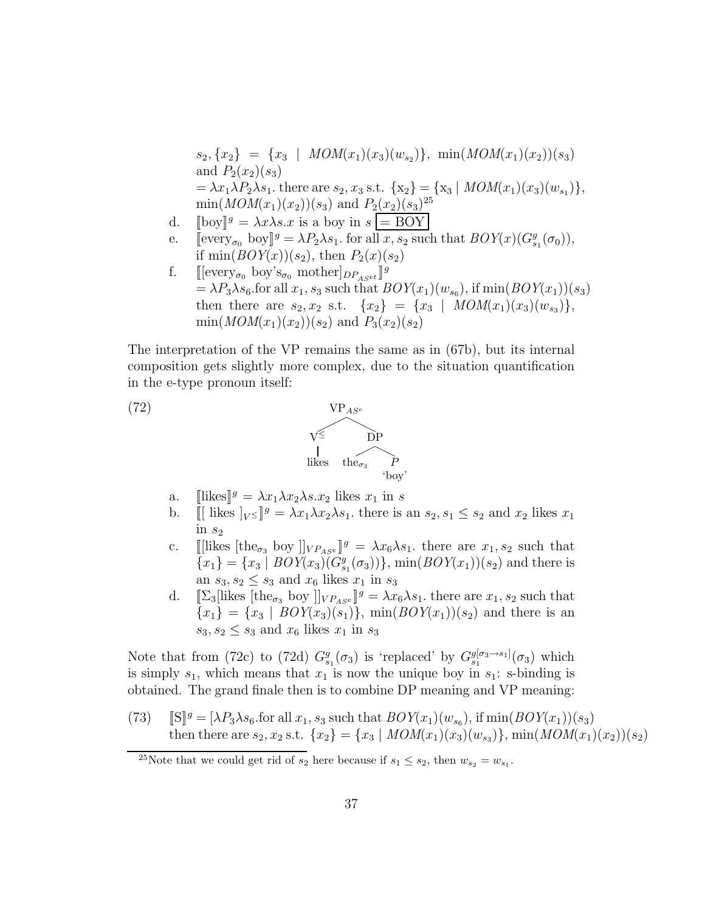$s_2, \{x_2\} = \{x_3 \mid MOM(x_1)(x_3)(w_{s_2})\}$, $\min(MOM(x_1)(x_2))(s_3)$ and $P_2(x_2)(s_3)$
$= \lambda x_1 \lambda P_2 \lambda s_1$. there are $s_2, x_3$ s.t. $\{x_2\} = \{x_3 \mid MOM(x_1)(x_3)(w_{s_1})\}$, $\min(MOM(x_1)(x_2))(s_3)$ and $P_2(x_2)(s_3)$[25]

d. $[\![\text{boy}]\!]^g = \lambda x \lambda s.x$ is a boy in $s$ $\boxed{= \text{BOY}}$

e. $[\![\text{every}_{\sigma_0} \text{ boy}]\!]^g = \lambda P_2 \lambda s_1$. for all $x, s_2$ such that $BOY(x)(G^g_{s_1}(\sigma_0))$, if $\min(BOY(x))(s_2)$, then $P_2(x)(s_2)$

f. $[\![[\text{every}_{\sigma_0} \text{ boy's}_{\sigma_0} \text{ mother}]_{DP_{AS^{et}}}]\!]^g$
$= \lambda P_3 \lambda s_6$.for all $x_1, s_3$ such that $BOY(x_1)(w_{s_6})$, if $\min(BOY(x_1))(s_3)$ then there are $s_2, x_2$ s.t. $\{x_2\} = \{x_3 \mid MOM(x_1)(x_3)(w_{s_3})\}$, $\min(MOM(x_1)(x_2))(s_2)$ and $P_3(x_2)(s_2)$

The interpretation of the VP remains the same as in (67b), but its internal composition gets slightly more complex, due to the situation quantification in the e-type pronoun itself:

(72) $[_{VP_{AS^e}} [_{V^{\leq}} \text{likes}] [_{DP} \text{the}_{\sigma_3} \; P \text{ ('boy')}]]$

a. $[\![\text{likes}]\!]^g = \lambda x_1 \lambda x_2 \lambda s.x_2$ likes $x_1$ in $s$

b. $[\![[\text{ likes }]_{V^{\leq}}]\!]^g = \lambda x_1 \lambda x_2 \lambda s_1$. there is an $s_2, s_1 \leq s_2$ and $x_2$ likes $x_1$ in $s_2$

c. $[\![[\text{likes } [\text{the}_{\sigma_3} \text{ boy }]]_{VP_{AS^e}}]\!]^g = \lambda x_6 \lambda s_1$. there are $x_1, s_2$ such that $\{x_1\} = \{x_3 \mid BOY(x_3)(G^g_{s_1}(\sigma_3))\}$, $\min(BOY(x_1))(s_2)$ and there is an $s_3, s_2 \leq s_3$ and $x_6$ likes $x_1$ in $s_3$

d. $[\![\Sigma_3[\text{likes } [\text{the}_{\sigma_3} \text{ boy }]]_{VP_{AS^e}}]\!]^g = \lambda x_6 \lambda s_1$. there are $x_1, s_2$ such that $\{x_1\} = \{x_3 \mid BOY(x_3)(s_1)\}$, $\min(BOY(x_1))(s_2)$ and there is an $s_3, s_2 \leq s_3$ and $x_6$ likes $x_1$ in $s_3$

Note that from (72c) to (72d) $G^g_{s_1}(\sigma_3)$ is 'replaced' by $G^{g[\sigma_3 \to s_1]}_{s_1}(\sigma_3)$ which is simply $s_1$, which means that $x_1$ is now the unique boy in $s_1$: s-binding is obtained. The grand finale then is to combine DP meaning and VP meaning:

(73) $[\![\text{S}]\!]^g = [\lambda P_3 \lambda s_6$.for all $x_1, s_3$ such that $BOY(x_1)(w_{s_6})$, if $\min(BOY(x_1))(s_3)$ then there are $s_2, x_2$ s.t. $\{x_2\} = \{x_3 \mid MOM(x_1)(x_3)(w_{s_3})\}$, $\min(MOM(x_1)(x_2))(s_2)$

[25] Note that we could get rid of $s_2$ here because if $s_1 \leq s_2$, then $w_{s_2} = w_{s_1}$.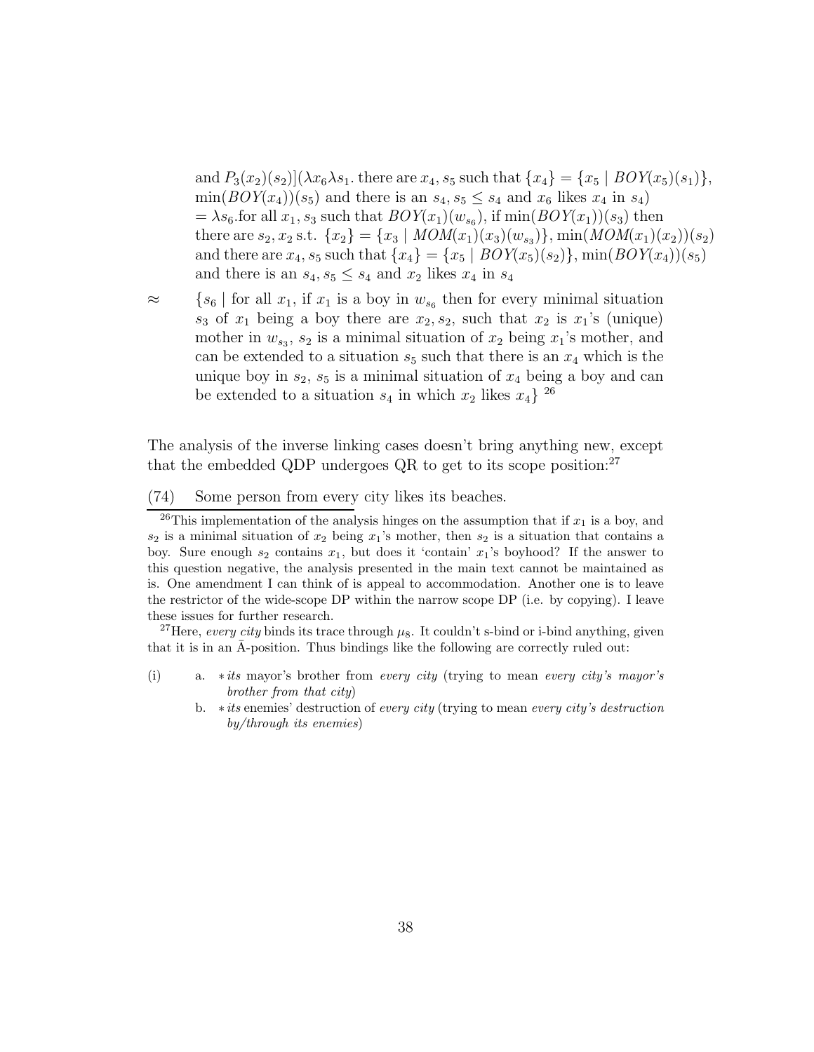and $P_3(x_2)(s_2)](\lambda x_6 \lambda s_1.$ there are $x_4, s_5$ such that $\{x_4\} = \{x_5 \mid BOY(x_5)(s_1)\}$, $\min(BOY(x_4))(s_5)$ and there is an $s_4, s_5 \leq s_4$ and $x_6$ likes $x_4$ in $s_4)$
$= \lambda s_6$.for all $x_1, s_3$ such that $BOY(x_1)(w_{s_6})$, if $\min(BOY(x_1))(s_3)$ then there are $s_2, x_2$ s.t. $\{x_2\} = \{x_3 \mid MOM(x_1)(x_3)(w_{s_3})\}$, $\min(MOM(x_1)(x_2))(s_2)$ and there are $x_4, s_5$ such that $\{x_4\} = \{x_5 \mid BOY(x_5)(s_2)\}$, $\min(BOY(x_4))(s_5)$ and there is an $s_4, s_5 \leq s_4$ and $x_2$ likes $x_4$ in $s_4$

$\approx$ $\{s_6 \mid$ for all $x_1$, if $x_1$ is a boy in $w_{s_6}$ then for every minimal situation $s_3$ of $x_1$ being a boy there are $x_2, s_2$, such that $x_2$ is $x_1$'s (unique) mother in $w_{s_3}$, $s_2$ is a minimal situation of $x_2$ being $x_1$'s mother, and can be extended to a situation $s_5$ such that there is an $x_4$ which is the unique boy in $s_2$, $s_5$ is a minimal situation of $x_4$ being a boy and can be extended to a situation $s_4$ in which $x_2$ likes $x_4\}$ [26]

The analysis of the inverse linking cases doesn't bring anything new, except that the embedded QDP undergoes QR to get to its scope position:[27]

(74) Some person from every city likes its beaches.

---

[26] This implementation of the analysis hinges on the assumption that if $x_1$ is a boy, and $s_2$ is a minimal situation of $x_2$ being $x_1$'s mother, then $s_2$ is a situation that contains a boy. Sure enough $s_2$ contains $x_1$, but does it 'contain' $x_1$'s boyhood? If the answer to this question negative, the analysis presented in the main text cannot be maintained as is. One amendment I can think of is appeal to accommodation. Another one is to leave the restrictor of the wide-scope DP within the narrow scope DP (i.e. by copying). I leave these issues for further research.

[27] Here, *every city* binds its trace through $\mu_8$. It couldn't s-bind or i-bind anything, given that it is in an $\bar{\text{A}}$-position. Thus bindings like the following are correctly ruled out:

(i) a. \**its* mayor's brother from *every city* (trying to mean *every city's mayor's brother from that city*)

b. \**its* enemies' destruction of *every city* (trying to mean *every city's destruction by/through its enemies*)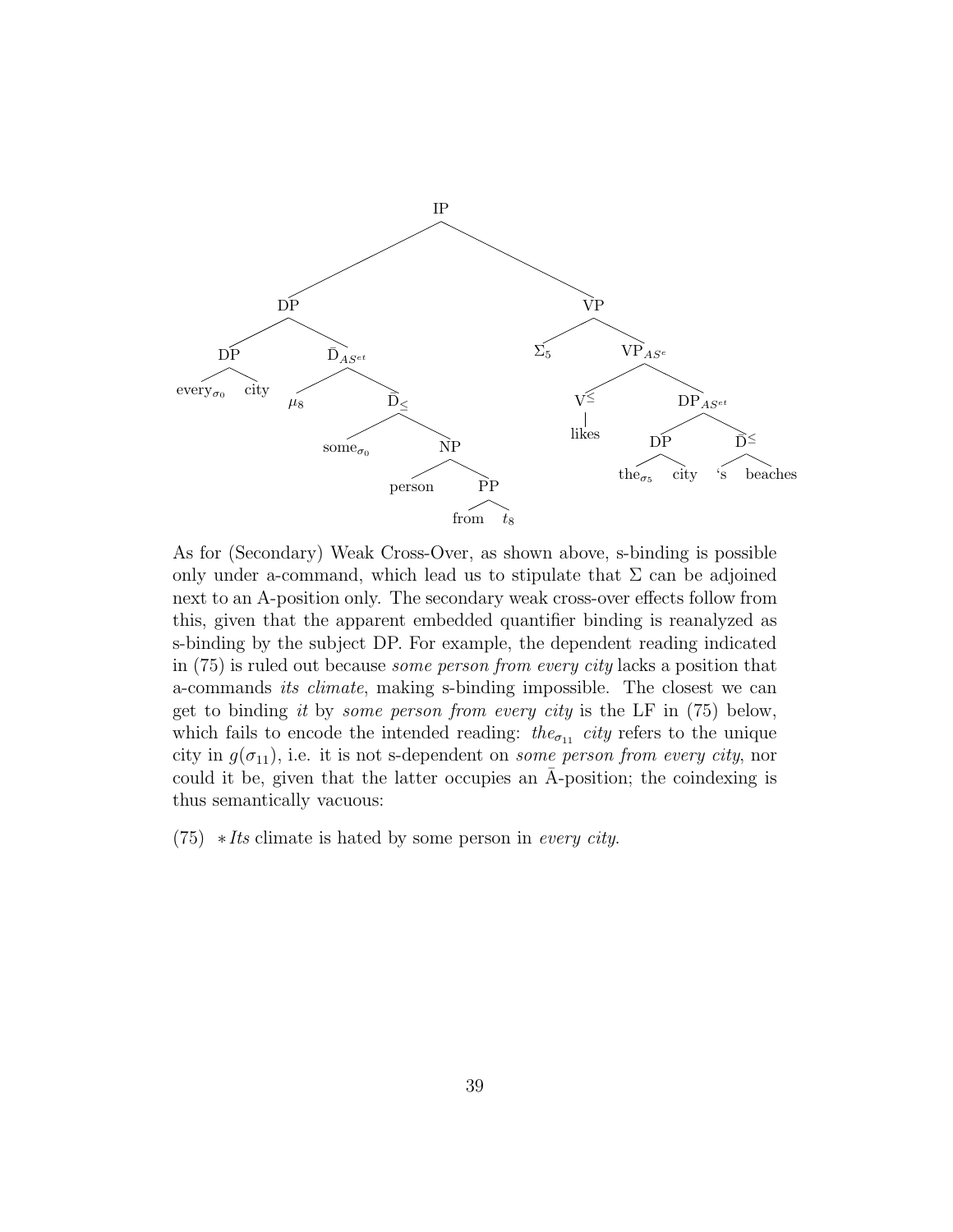$$[_{IP}\ [_{DP}\ [_{DP}\ \text{every}_{\sigma_0}\ \text{city}]\ [_{\bar{D}_{AS^{et}}}\ \mu_8\ [_{\bar{D}_{\leq}}\ \text{some}_{\sigma_0}\ [_{NP}\ \text{person}\ [_{PP}\ \text{from}\ t_8]]]]]\ [_{VP}\ \Sigma_5\ [_{VP_{AS^e}}\ [_{V^{\leq}}\ \text{likes}]\ [_{DP_{AS^{et}}}\ [_{DP}\ \text{the}_{\sigma_5}\ \text{city}]\ [_{\bar{D}^{\leq}}\ \text{`s}\ \text{beaches}]]]]]$$

As for (Secondary) Weak Cross-Over, as shown above, s-binding is possible only under a-command, which lead us to stipulate that $\Sigma$ can be adjoined next to an A-position only. The secondary weak cross-over effects follow from this, given that the apparent embedded quantifier binding is reanalyzed as s-binding by the subject DP. For example, the dependent reading indicated in (75) is ruled out because *some person from every city* lacks a position that a-commands *its climate*, making s-binding impossible. The closest we can get to binding *it* by *some person from every city* is the LF in (75) below, which fails to encode the intended reading: *the*$_{\sigma_{11}}$ *city* refers to the unique city in $g(\sigma_{11})$, i.e. it is not s-dependent on *some person from every city*, nor could it be, given that the latter occupies an $\bar{\text{A}}$-position; the coindexing is thus semantically vacuous:

(75) $*$*Its* climate is hated by some person in *every city*.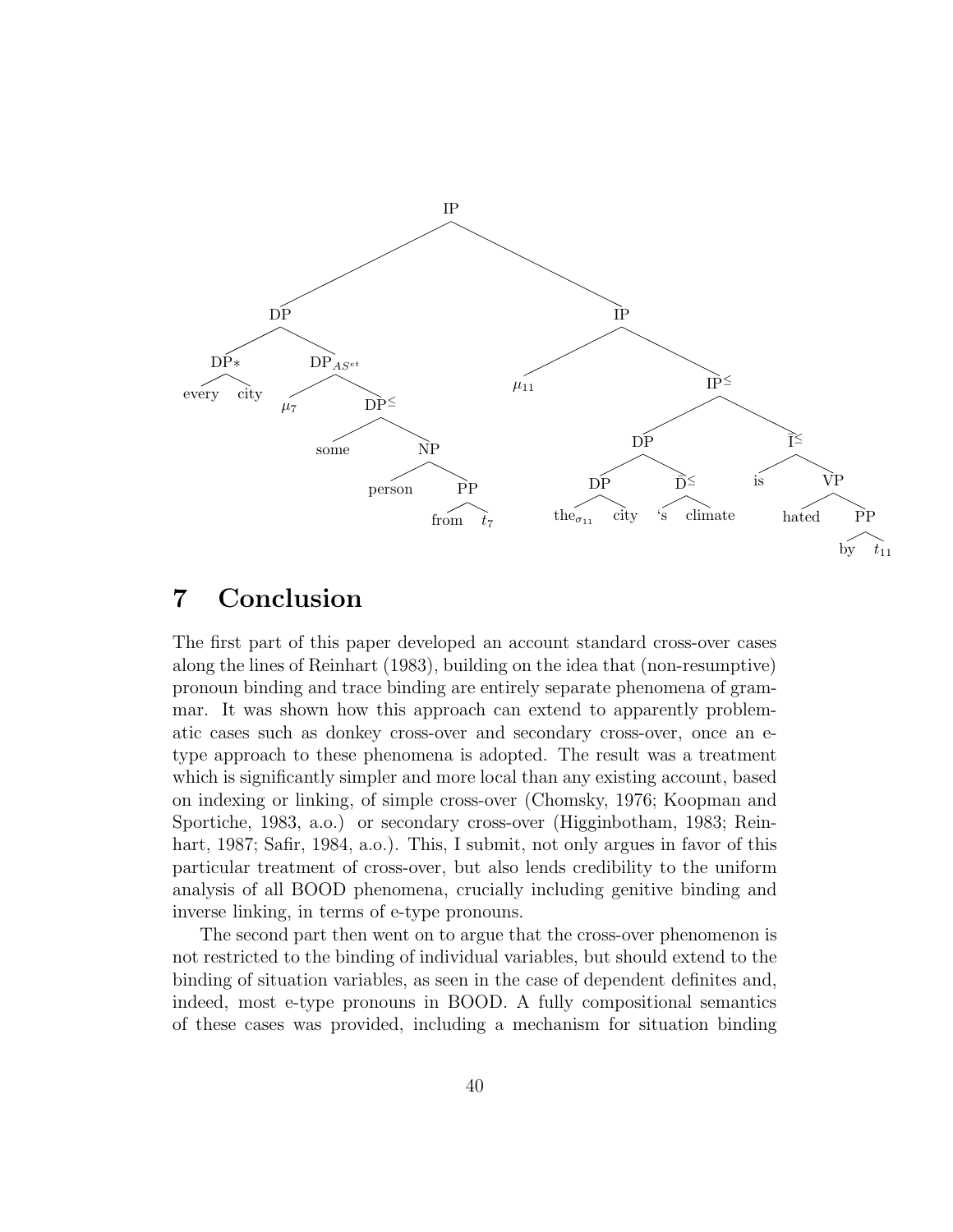```
[IP
  [DP
    [DP* every city]
    [DP_{AS^{et}} μ_7
      [DP^≤ some
        [NP person
          [PP from t_7]]]]]
  [IP μ_11
    [IP^≤
      [DP
        [DP the_{σ_11} city]
        [D^≤ 's climate]]
      [Ī^≤ is
        [VP hated
          [PP by t_11]]]]]]
```

# 7 Conclusion

The first part of this paper developed an account standard cross-over cases along the lines of Reinhart (1983), building on the idea that (non-resumptive) pronoun binding and trace binding are entirely separate phenomena of grammar. It was shown how this approach can extend to apparently problematic cases such as donkey cross-over and secondary cross-over, once an e-type approach to these phenomena is adopted. The result was a treatment which is significantly simpler and more local than any existing account, based on indexing or linking, of simple cross-over (Chomsky, 1976; Koopman and Sportiche, 1983, a.o.) or secondary cross-over (Higginbotham, 1983; Reinhart, 1987; Safir, 1984, a.o.). This, I submit, not only argues in favor of this particular treatment of cross-over, but also lends credibility to the uniform analysis of all BOOD phenomena, crucially including genitive binding and inverse linking, in terms of e-type pronouns.

The second part then went on to argue that the cross-over phenomenon is not restricted to the binding of individual variables, but should extend to the binding of situation variables, as seen in the case of dependent definites and, indeed, most e-type pronouns in BOOD. A fully compositional semantics of these cases was provided, including a mechanism for situation binding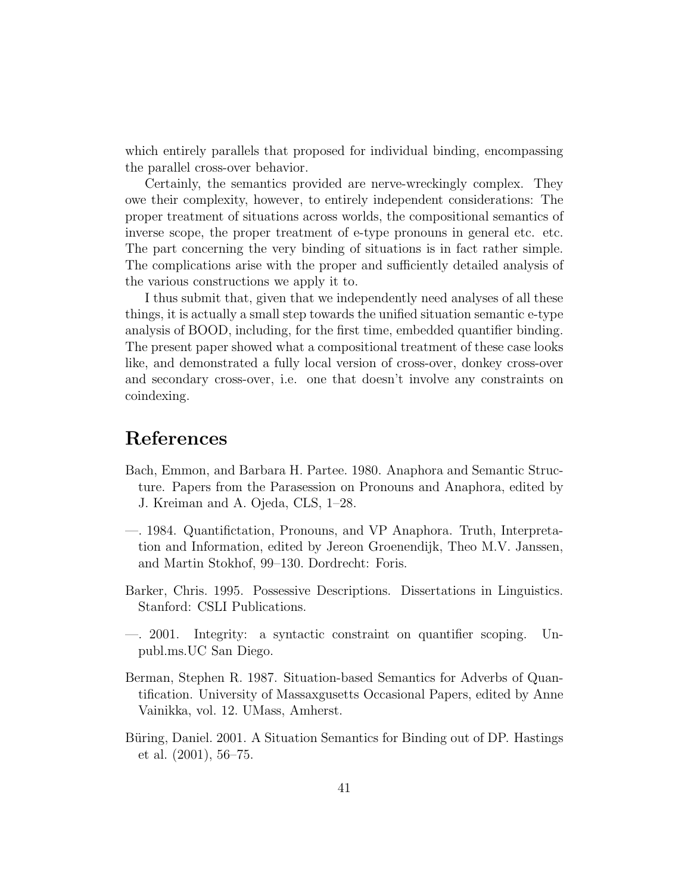which entirely parallels that proposed for individual binding, encompassing the parallel cross-over behavior.

Certainly, the semantics provided are nerve-wreckingly complex. They owe their complexity, however, to entirely independent considerations: The proper treatment of situations across worlds, the compositional semantics of inverse scope, the proper treatment of e-type pronouns in general etc. etc. The part concerning the very binding of situations is in fact rather simple. The complications arise with the proper and sufficiently detailed analysis of the various constructions we apply it to.

I thus submit that, given that we independently need analyses of all these things, it is actually a small step towards the unified situation semantic e-type analysis of BOOD, including, for the first time, embedded quantifier binding. The present paper showed what a compositional treatment of these case looks like, and demonstrated a fully local version of cross-over, donkey cross-over and secondary cross-over, i.e. one that doesn't involve any constraints on coindexing.

# References

Bach, Emmon, and Barbara H. Partee. 1980. Anaphora and Semantic Structure. Papers from the Parasession on Pronouns and Anaphora, edited by J. Kreiman and A. Ojeda, CLS, 1–28.

—. 1984. Quantifictation, Pronouns, and VP Anaphora. Truth, Interpretation and Information, edited by Jereon Groenendijk, Theo M.V. Janssen, and Martin Stokhof, 99–130. Dordrecht: Foris.

Barker, Chris. 1995. Possessive Descriptions. Dissertations in Linguistics. Stanford: CSLI Publications.

—. 2001. Integrity: a syntactic constraint on quantifier scoping. Unpubl.ms.UC San Diego.

Berman, Stephen R. 1987. Situation-based Semantics for Adverbs of Quantification. University of Massaxgusetts Occasional Papers, edited by Anne Vainikka, vol. 12. UMass, Amherst.

Büring, Daniel. 2001. A Situation Semantics for Binding out of DP. Hastings et al. (2001), 56–75.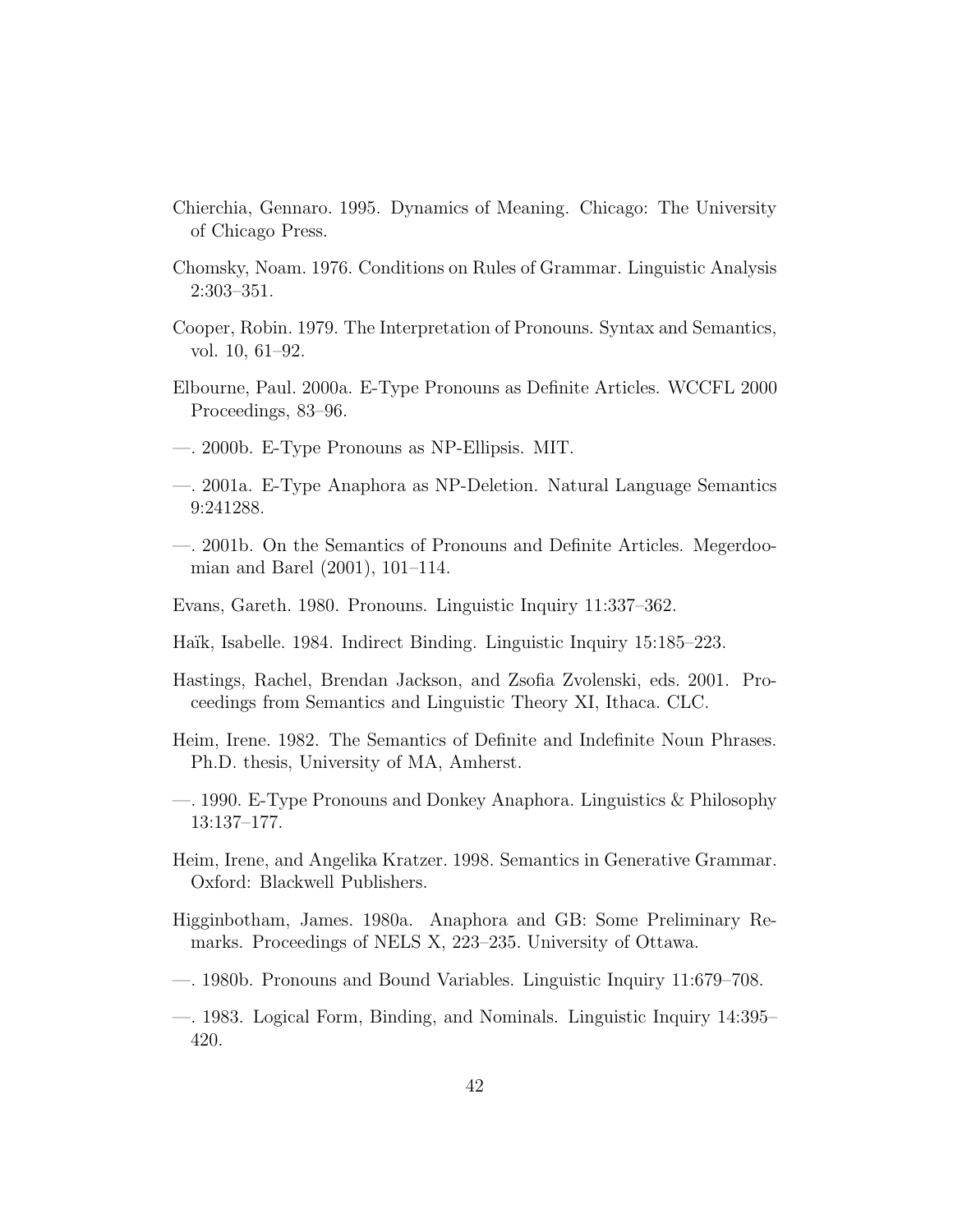Chierchia, Gennaro. 1995. Dynamics of Meaning. Chicago: The University of Chicago Press.

Chomsky, Noam. 1976. Conditions on Rules of Grammar. Linguistic Analysis 2:303–351.

Cooper, Robin. 1979. The Interpretation of Pronouns. Syntax and Semantics, vol. 10, 61–92.

Elbourne, Paul. 2000a. E-Type Pronouns as Definite Articles. WCCFL 2000 Proceedings, 83–96.

—. 2000b. E-Type Pronouns as NP-Ellipsis. MIT.

—. 2001a. E-Type Anaphora as NP-Deletion. Natural Language Semantics 9:241288.

—. 2001b. On the Semantics of Pronouns and Definite Articles. Megerdoomian and Barel (2001), 101–114.

Evans, Gareth. 1980. Pronouns. Linguistic Inquiry 11:337–362.

Haïk, Isabelle. 1984. Indirect Binding. Linguistic Inquiry 15:185–223.

Hastings, Rachel, Brendan Jackson, and Zsofia Zvolenski, eds. 2001. Proceedings from Semantics and Linguistic Theory XI, Ithaca. CLC.

Heim, Irene. 1982. The Semantics of Definite and Indefinite Noun Phrases. Ph.D. thesis, University of MA, Amherst.

—. 1990. E-Type Pronouns and Donkey Anaphora. Linguistics & Philosophy 13:137–177.

Heim, Irene, and Angelika Kratzer. 1998. Semantics in Generative Grammar. Oxford: Blackwell Publishers.

Higginbotham, James. 1980a. Anaphora and GB: Some Preliminary Remarks. Proceedings of NELS X, 223–235. University of Ottawa.

—. 1980b. Pronouns and Bound Variables. Linguistic Inquiry 11:679–708.

—. 1983. Logical Form, Binding, and Nominals. Linguistic Inquiry 14:395–420.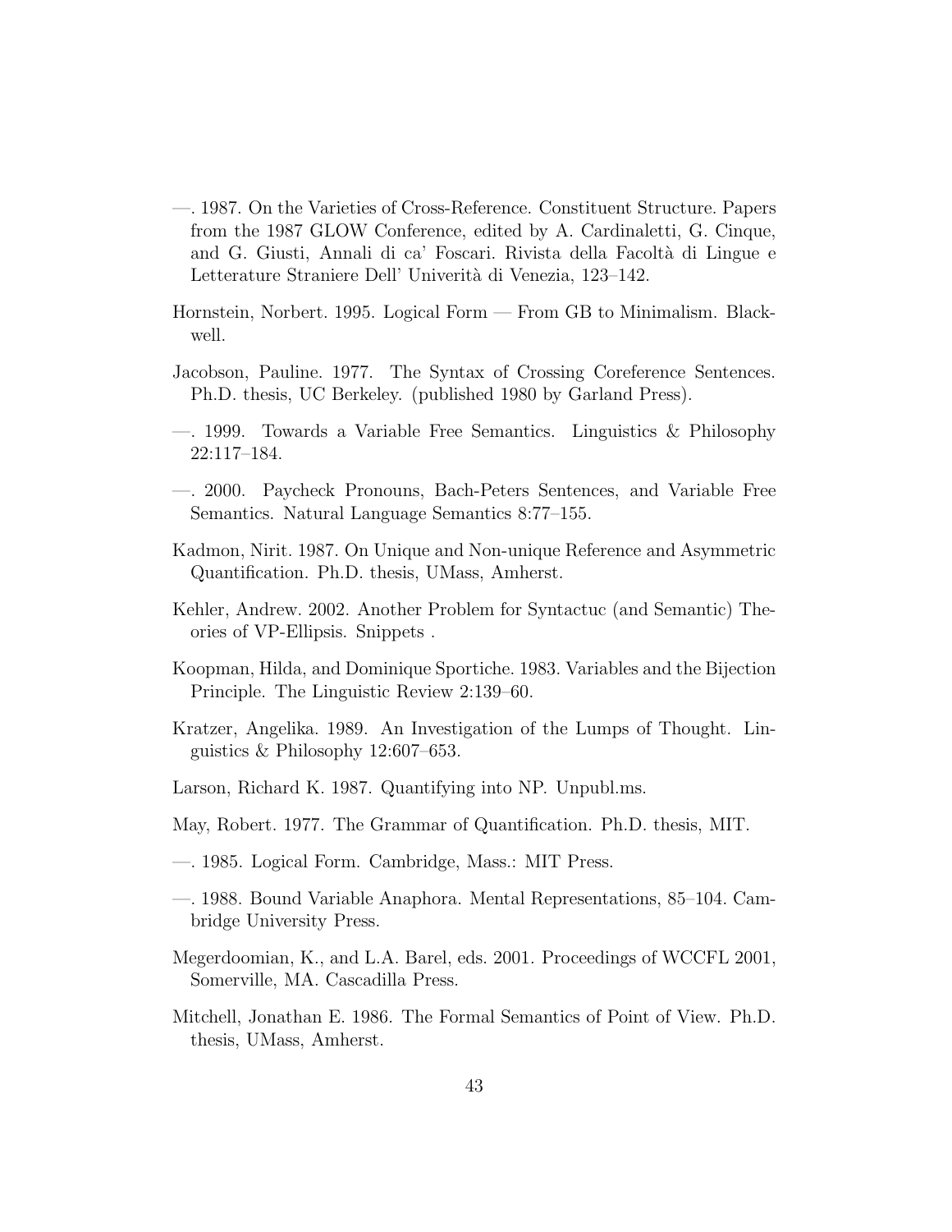—. 1987. On the Varieties of Cross-Reference. Constituent Structure. Papers from the 1987 GLOW Conference, edited by A. Cardinaletti, G. Cinque, and G. Giusti, Annali di ca' Foscari. Rivista della Facoltà di Lingue e Letterature Straniere Dell' Univerità di Venezia, 123–142.

Hornstein, Norbert. 1995. Logical Form — From GB to Minimalism. Blackwell.

Jacobson, Pauline. 1977. The Syntax of Crossing Coreference Sentences. Ph.D. thesis, UC Berkeley. (published 1980 by Garland Press).

—. 1999. Towards a Variable Free Semantics. Linguistics & Philosophy 22:117–184.

—. 2000. Paycheck Pronouns, Bach-Peters Sentences, and Variable Free Semantics. Natural Language Semantics 8:77–155.

Kadmon, Nirit. 1987. On Unique and Non-unique Reference and Asymmetric Quantification. Ph.D. thesis, UMass, Amherst.

Kehler, Andrew. 2002. Another Problem for Syntactuc (and Semantic) Theories of VP-Ellipsis. Snippets .

Koopman, Hilda, and Dominique Sportiche. 1983. Variables and the Bijection Principle. The Linguistic Review 2:139–60.

Kratzer, Angelika. 1989. An Investigation of the Lumps of Thought. Linguistics & Philosophy 12:607–653.

Larson, Richard K. 1987. Quantifying into NP. Unpubl.ms.

May, Robert. 1977. The Grammar of Quantification. Ph.D. thesis, MIT.

—. 1985. Logical Form. Cambridge, Mass.: MIT Press.

—. 1988. Bound Variable Anaphora. Mental Representations, 85–104. Cambridge University Press.

Megerdoomian, K., and L.A. Barel, eds. 2001. Proceedings of WCCFL 2001, Somerville, MA. Cascadilla Press.

Mitchell, Jonathan E. 1986. The Formal Semantics of Point of View. Ph.D. thesis, UMass, Amherst.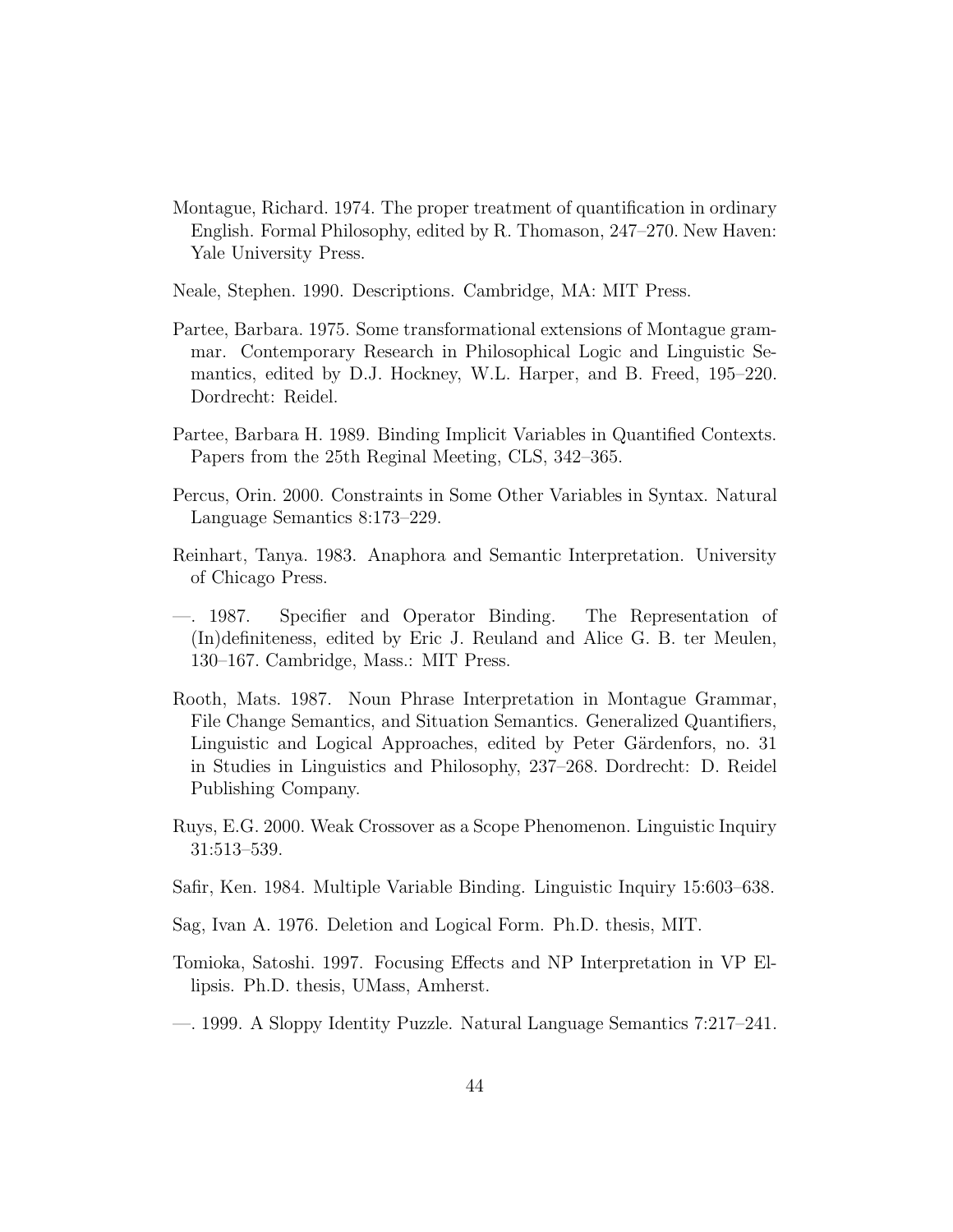Montague, Richard. 1974. The proper treatment of quantification in ordinary English. Formal Philosophy, edited by R. Thomason, 247–270. New Haven: Yale University Press.

Neale, Stephen. 1990. Descriptions. Cambridge, MA: MIT Press.

Partee, Barbara. 1975. Some transformational extensions of Montague grammar. Contemporary Research in Philosophical Logic and Linguistic Semantics, edited by D.J. Hockney, W.L. Harper, and B. Freed, 195–220. Dordrecht: Reidel.

Partee, Barbara H. 1989. Binding Implicit Variables in Quantified Contexts. Papers from the 25th Reginal Meeting, CLS, 342–365.

Percus, Orin. 2000. Constraints in Some Other Variables in Syntax. Natural Language Semantics 8:173–229.

Reinhart, Tanya. 1983. Anaphora and Semantic Interpretation. University of Chicago Press.

—. 1987. Specifier and Operator Binding. The Representation of (In)definiteness, edited by Eric J. Reuland and Alice G. B. ter Meulen, 130–167. Cambridge, Mass.: MIT Press.

Rooth, Mats. 1987. Noun Phrase Interpretation in Montague Grammar, File Change Semantics, and Situation Semantics. Generalized Quantifiers, Linguistic and Logical Approaches, edited by Peter Gärdenfors, no. 31 in Studies in Linguistics and Philosophy, 237–268. Dordrecht: D. Reidel Publishing Company.

Ruys, E.G. 2000. Weak Crossover as a Scope Phenomenon. Linguistic Inquiry 31:513–539.

Safir, Ken. 1984. Multiple Variable Binding. Linguistic Inquiry 15:603–638.

Sag, Ivan A. 1976. Deletion and Logical Form. Ph.D. thesis, MIT.

Tomioka, Satoshi. 1997. Focusing Effects and NP Interpretation in VP Ellipsis. Ph.D. thesis, UMass, Amherst.

—. 1999. A Sloppy Identity Puzzle. Natural Language Semantics 7:217–241.